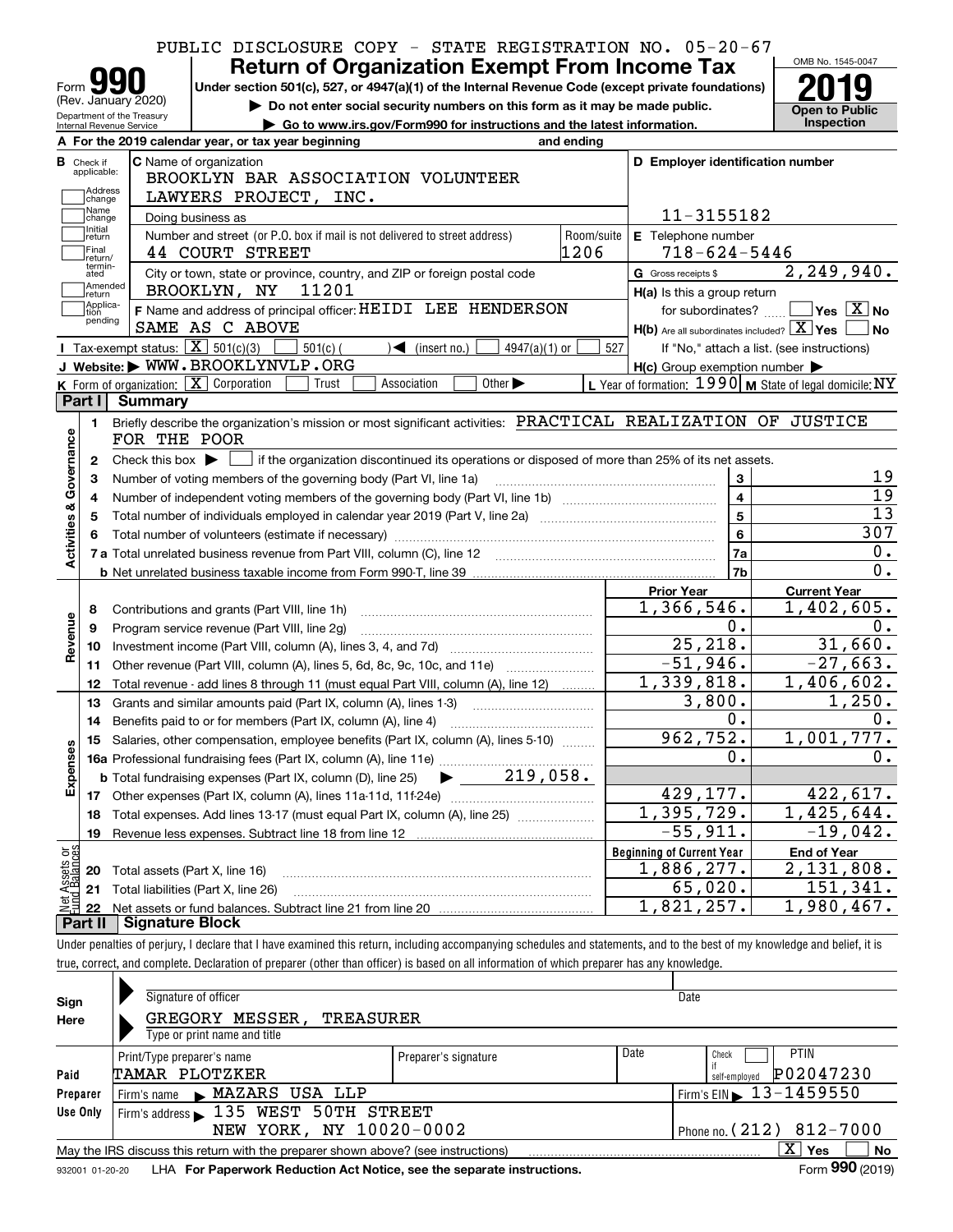PUBLIC DISCLOSURE COPY - STATE REGISTRATION NO. 05-20-67

# Form 990 Return of Organization Exempt From Income Tax

(Rev. January 2020) Department of the Treasury Internal Revenue Service

Under section 501(c), 527, or 4947(a)(1) of the Internal Revenue Code (except private foundations)

▶ Do not enter social security numbers on this form as it may be made public.

▶ Go to www.irs.gov/Form990 for instructions and the latest information.

OMB No. 1545-0047

**2019**

**Open to Public Inspection**

**A** For the 2019 calendar year, or tax year beginning and ending

**B** Check if applicable: Address change, Name change, Initial return, Final return/terminated, Amended return, Application pending

**C** Name of organization: BROOKLYN BAR ASSOCIATION VOLUNTEER LAWYERS PROJECT, INC.

Doing business as

Number and street (or P.O. box if mail is not delivered to street address): 44 COURT STREET Room/suite: 1206

City or town, state or province, country, and ZIP or foreign postal code: BROOKLYN, NY 11201

**D** Employer identification number: 11-3155182

**E** Telephone number: 718-624-5446

**G** Gross receipts $ 2,249,940.

**F** Name and address of principal officer: HEIDI LEE HENDERSON SAME AS C ABOVE

**H(a)** Is this a group return for subordinates? ☐ Yes ☒ No

**H(b)** Are all subordinates included? ☒ Yes ☐ No If "No," attach a list. (see instructions)

**H(c)** Group exemption number ▶

**I** Tax-exempt status: ☒ 501(c)(3) ☐ 501(c) ( ) ◀ (insert no.) ☐ 4947(a)(1) or ☐ 527

**J** Website: ▶ WWW.BROOKLYNVLP.ORG

**K** Form of organization: ☒ Corporation ☐ Trust ☐ Association ☐ Other ▶

**L** Year of formation: 1990 **M** State of legal domicile: NY

## Part I Summary

**Activities & Governance**

1. Briefly describe the organization's mission or most significant activities: PRACTICAL REALIZATION OF JUSTICE FOR THE POOR
2. Check this box ▶ ☐ if the organization discontinued its operations or disposed of more than 25% of its net assets.

| | | | |
|---|---|---|---|
| 3 | Number of voting members of the governing body (Part VI, line 1a) | 3 | 19 |
| 4 | Number of independent voting members of the governing body (Part VI, line 1b) | 4 | 19 |
| 5 | Total number of individuals employed in calendar year 2019 (Part V, line 2a) | 5 | 13 |
| 6 | Total number of volunteers (estimate if necessary) | 6 | 307 |
| 7a | Total unrelated business revenue from Part VIII, column (C), line 12 | 7a | 0. |
| b | Net unrelated business taxable income from Form 990-T, line 39 | 7b | 0. |

| | | Prior Year | Current Year |
|---|---|---|---|
| **Revenue** | | | |
| 8 | Contributions and grants (Part VIII, line 1h) | 1,366,546. | 1,402,605. |
| 9 | Program service revenue (Part VIII, line 2g) | 0. | 0. |
| 10 | Investment income (Part VIII, column (A), lines 3, 4, and 7d) | 25,218. | 31,660. |
| 11 | Other revenue (Part VIII, column (A), lines 5, 6d, 8c, 9c, 10c, and 11e) | -51,946. | -27,663. |
| 12 | Total revenue - add lines 8 through 11 (must equal Part VIII, column (A), line 12) | 1,339,818. | 1,406,602. |
| **Expenses** | | | |
| 13 | Grants and similar amounts paid (Part IX, column (A), lines 1-3) | 3,800. | 1,250. |
| 14 | Benefits paid to or for members (Part IX, column (A), line 4) | 0. | 0. |
| 15 | Salaries, other compensation, employee benefits (Part IX, column (A), lines 5-10) | 962,752. | 1,001,777. |
| 16a | Professional fundraising fees (Part IX, column (A), line 11e) | 0. | 0. |
| b | Total fundraising expenses (Part IX, column (D), line 25) ▶ 219,058. | | |
| 17 | Other expenses (Part IX, column (A), lines 11a-11d, 11f-24e) | 429,177. | 422,617. |
| 18 | Total expenses. Add lines 13-17 (must equal Part IX, column (A), line 25) | 1,395,729. | 1,425,644. |
| 19 | Revenue less expenses. Subtract line 18 from line 12 | -55,911. | -19,042. |

| **Net Assets or Fund Balances** | | Beginning of Current Year | End of Year |
|---|---|---|---|
| 20 | Total assets (Part X, line 16) | 1,886,277. | 2,131,808. |
| 21 | Total liabilities (Part X, line 26) | 65,020. | 151,341. |
| 22 | Net assets or fund balances. Subtract line 21 from line 20 | 1,821,257. | 1,980,467. |

## Part II Signature Block

Under penalties of perjury, I declare that I have examined this return, including accompanying schedules and statements, and to the best of my knowledge and belief, it is true, correct, and complete. Declaration of preparer (other than officer) is based on all information of which preparer has any knowledge.

**Sign Here**

Signature of officer Date

GREGORY MESSER, TREASURER

Type or print name and title

**Paid Preparer Use Only**

| Print/Type preparer's name | Preparer's signature | Date | Check ☐ if self-employed | PTIN |
|---|---|---|---|---|
| TAMAR PLOTZKER | | | | P02047230 |

Firm's name ▶ MAZARS USA LLP Firm's EIN ▶ 13-1459550

Firm's address ▶ 135 WEST 50TH STREET NEW YORK, NY 10020-0002 Phone no. (212) 812-7000

May the IRS discuss this return with the preparer shown above? (see instructions) ☒ Yes ☐ No

932001 01-20-20 LHA For Paperwork Reduction Act Notice, see the separate instructions. Form **990** (2019)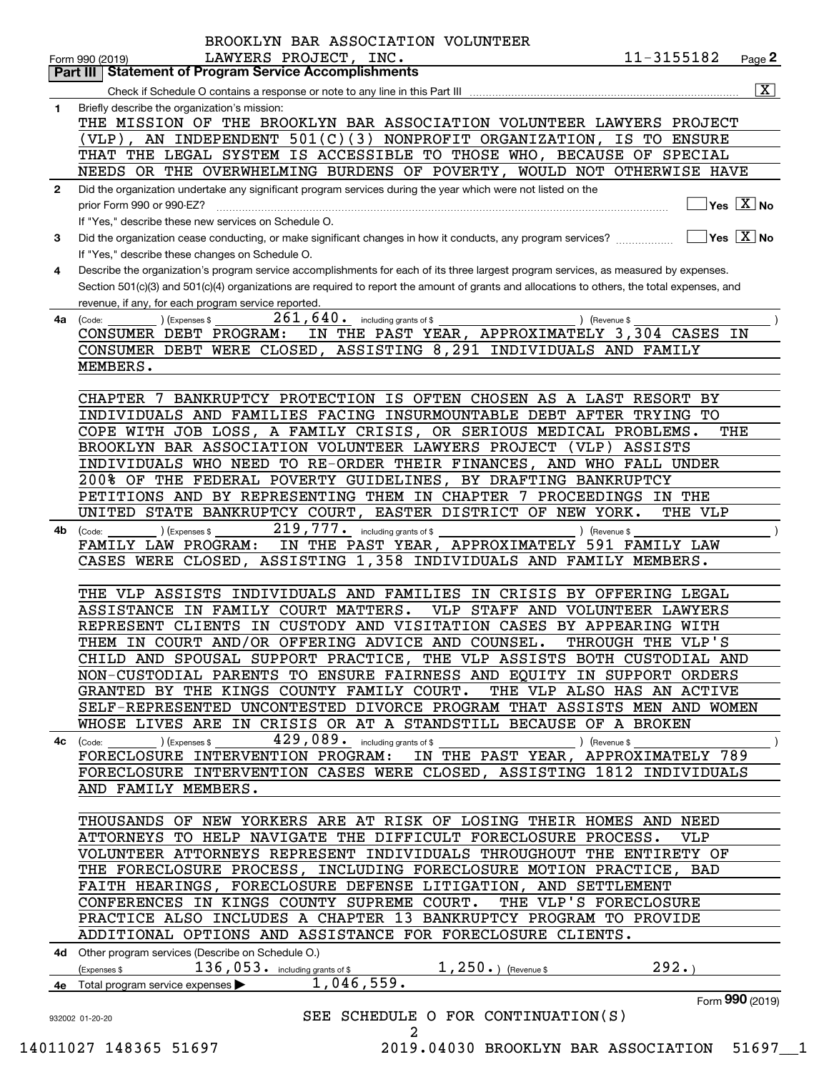BROOKLYN BAR ASSOCIATION VOLUNTEER LAWYERS PROJECT, INC. 11-3155182

Form 990 (2019) Page 2

## Part III Statement of Program Service Accomplishments

Check if Schedule O contains a response or note to any line in this Part III [X]

**1** Briefly describe the organization's mission:

THE MISSION OF THE BROOKLYN BAR ASSOCIATION VOLUNTEER LAWYERS PROJECT (VLP), AN INDEPENDENT 501(C)(3) NONPROFIT ORGANIZATION, IS TO ENSURE THAT THE LEGAL SYSTEM IS ACCESSIBLE TO THOSE WHO, BECAUSE OF SPECIAL NEEDS OR THE OVERWHELMING BURDENS OF POVERTY, WOULD NOT OTHERWISE HAVE

**2** Did the organization undertake any significant program services during the year which were not listed on the prior Form 990 or 990-EZ? Yes [ ] No [X]

If "Yes," describe these new services on Schedule O.

**3** Did the organization cease conducting, or make significant changes in how it conducts, any program services? Yes [ ] No [X]

If "Yes," describe these changes on Schedule O.

**4** Describe the organization's program service accomplishments for each of its three largest program services, as measured by expenses. Section 501(c)(3) and 501(c)(4) organizations are required to report the amount of grants and allocations to others, the total expenses, and revenue, if any, for each program service reported.

**4a** (Code: ) (Expenses $ 261,640. including grants of $ ) (Revenue $ )

CONSUMER DEBT PROGRAM: IN THE PAST YEAR, APPROXIMATELY 3,304 CASES IN CONSUMER DEBT WERE CLOSED, ASSISTING 8,291 INDIVIDUALS AND FAMILY MEMBERS.

CHAPTER 7 BANKRUPTCY PROTECTION IS OFTEN CHOSEN AS A LAST RESORT BY INDIVIDUALS AND FAMILIES FACING INSURMOUNTABLE DEBT AFTER TRYING TO COPE WITH JOB LOSS, A FAMILY CRISIS, OR SERIOUS MEDICAL PROBLEMS. THE BROOKLYN BAR ASSOCIATION VOLUNTEER LAWYERS PROJECT (VLP) ASSISTS INDIVIDUALS WHO NEED TO RE-ORDER THEIR FINANCES, AND WHO FALL UNDER 200% OF THE FEDERAL POVERTY GUIDELINES, BY DRAFTING BANKRUPTCY PETITIONS AND BY REPRESENTING THEM IN CHAPTER 7 PROCEEDINGS IN THE UNITED STATE BANKRUPTCY COURT, EASTER DISTRICT OF NEW YORK. THE VLP

**4b** (Code: ) (Expenses $ 219,777. including grants of $ ) (Revenue $ )

FAMILY LAW PROGRAM: IN THE PAST YEAR, APPROXIMATELY 591 FAMILY LAW CASES WERE CLOSED, ASSISTING 1,358 INDIVIDUALS AND FAMILY MEMBERS.

THE VLP ASSISTS INDIVIDUALS AND FAMILIES IN CRISIS BY OFFERING LEGAL ASSISTANCE IN FAMILY COURT MATTERS. VLP STAFF AND VOLUNTEER LAWYERS REPRESENT CLIENTS IN CUSTODY AND VISITATION CASES BY APPEARING WITH THEM IN COURT AND/OR OFFERING ADVICE AND COUNSEL. THROUGH THE VLP'S CHILD AND SPOUSAL SUPPORT PRACTICE, THE VLP ASSISTS BOTH CUSTODIAL AND NON-CUSTODIAL PARENTS TO ENSURE FAIRNESS AND EQUITY IN SUPPORT ORDERS GRANTED BY THE KINGS COUNTY FAMILY COURT. THE VLP ALSO HAS AN ACTIVE SELF-REPRESENTED UNCONTESTED DIVORCE PROGRAM THAT ASSISTS MEN AND WOMEN WHOSE LIVES ARE IN CRISIS OR AT A STANDSTILL BECAUSE OF A BROKEN

**4c** (Code: ) (Expenses $ 429,089. including grants of $ ) (Revenue $ )

FORECLOSURE INTERVENTION PROGRAM: IN THE PAST YEAR, APPROXIMATELY 789 FORECLOSURE INTERVENTION CASES WERE CLOSED, ASSISTING 1812 INDIVIDUALS AND FAMILY MEMBERS.

THOUSANDS OF NEW YORKERS ARE AT RISK OF LOSING THEIR HOMES AND NEED ATTORNEYS TO HELP NAVIGATE THE DIFFICULT FORECLOSURE PROCESS. VLP VOLUNTEER ATTORNEYS REPRESENT INDIVIDUALS THROUGHOUT THE ENTIRETY OF THE FORECLOSURE PROCESS, INCLUDING FORECLOSURE MOTION PRACTICE, BAD FAITH HEARINGS, FORECLOSURE DEFENSE LITIGATION, AND SETTLEMENT CONFERENCES IN KINGS COUNTY SUPREME COURT. THE VLP'S FORECLOSURE PRACTICE ALSO INCLUDES A CHAPTER 13 BANKRUPTCY PROGRAM TO PROVIDE ADDITIONAL OPTIONS AND ASSISTANCE FOR FORECLOSURE CLIENTS.

**4d** Other program services (Describe on Schedule O.)

(Expenses $ 136,053. including grants of $ 1,250.) (Revenue $ 292.)

**4e** Total program service expenses ▶ 1,046,559.

Form **990** (2019)

SEE SCHEDULE O FOR CONTINUATION(S)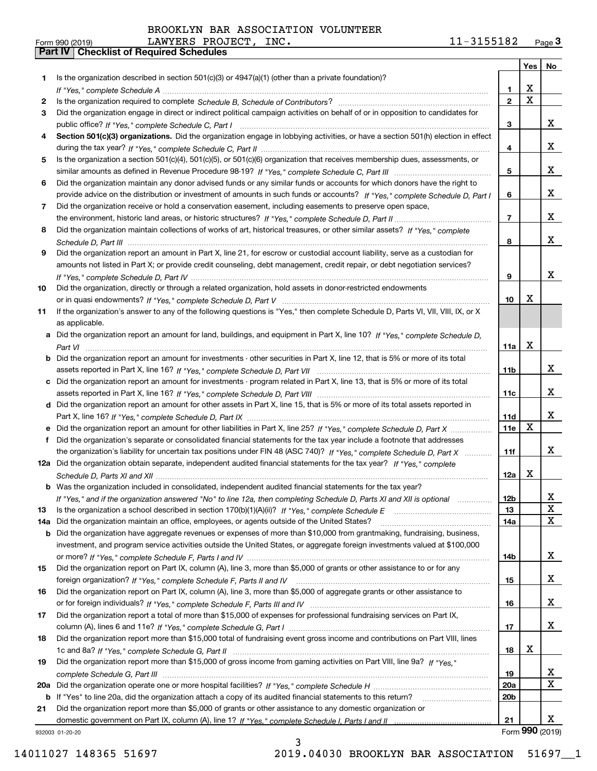BROOKLYN BAR ASSOCIATION VOLUNTEER
Form 990 (2019) LAWYERS PROJECT, INC. 11-3155182 Page 3

**Part IV | Checklist of Required Schedules**

| | | | Yes | No |
|---|---|---|---|---|
| 1 | Is the organization described in section 501(c)(3) or 4947(a)(1) (other than a private foundation)? *If "Yes," complete Schedule A* | 1 | X | |
| 2 | Is the organization required to complete *Schedule B, Schedule of Contributors*? | 2 | X | |
| 3 | Did the organization engage in direct or indirect political campaign activities on behalf of or in opposition to candidates for public office? *If "Yes," complete Schedule C, Part I* | 3 | | X |
| 4 | **Section 501(c)(3) organizations.** Did the organization engage in lobbying activities, or have a section 501(h) election in effect during the tax year? *If "Yes," complete Schedule C, Part II* | 4 | | X |
| 5 | Is the organization a section 501(c)(4), 501(c)(5), or 501(c)(6) organization that receives membership dues, assessments, or similar amounts as defined in Revenue Procedure 98-19? *If "Yes," complete Schedule C, Part III* | 5 | | X |
| 6 | Did the organization maintain any donor advised funds or any similar funds or accounts for which donors have the right to provide advice on the distribution or investment of amounts in such funds or accounts? *If "Yes," complete Schedule D, Part I* | 6 | | X |
| 7 | Did the organization receive or hold a conservation easement, including easements to preserve open space, the environment, historic land areas, or historic structures? *If "Yes," complete Schedule D, Part II* | 7 | | X |
| 8 | Did the organization maintain collections of works of art, historical treasures, or other similar assets? *If "Yes," complete Schedule D, Part III* | 8 | | X |
| 9 | Did the organization report an amount in Part X, line 21, for escrow or custodial account liability, serve as a custodian for amounts not listed in Part X; or provide credit counseling, debt management, credit repair, or debt negotiation services? *If "Yes," complete Schedule D, Part IV* | 9 | | X |
| 10 | Did the organization, directly or through a related organization, hold assets in donor-restricted endowments or in quasi endowments? *If "Yes," complete Schedule D, Part V* | 10 | X | |
| 11 | If the organization's answer to any of the following questions is "Yes," then complete Schedule D, Parts VI, VII, VIII, IX, or X as applicable. | | | |
| a | Did the organization report an amount for land, buildings, and equipment in Part X, line 10? *If "Yes," complete Schedule D, Part VI* | 11a | X | |
| b | Did the organization report an amount for investments - other securities in Part X, line 12, that is 5% or more of its total assets reported in Part X, line 16? *If "Yes," complete Schedule D, Part VII* | 11b | | X |
| c | Did the organization report an amount for investments - program related in Part X, line 13, that is 5% or more of its total assets reported in Part X, line 16? *If "Yes," complete Schedule D, Part VIII* | 11c | | X |
| d | Did the organization report an amount for other assets in Part X, line 15, that is 5% or more of its total assets reported in Part X, line 16? *If "Yes," complete Schedule D, Part IX* | 11d | | X |
| e | Did the organization report an amount for other liabilities in Part X, line 25? *If "Yes," complete Schedule D, Part X* | 11e | X | |
| f | Did the organization's separate or consolidated financial statements for the tax year include a footnote that addresses the organization's liability for uncertain tax positions under FIN 48 (ASC 740)? *If "Yes," complete Schedule D, Part X* | 11f | | X |
| 12a | Did the organization obtain separate, independent audited financial statements for the tax year? *If "Yes," complete Schedule D, Parts XI and XII* | 12a | X | |
| b | Was the organization included in consolidated, independent audited financial statements for the tax year? *If "Yes," and if the organization answered "No" to line 12a, then completing Schedule D, Parts XI and XII is optional* | 12b | | X |
| 13 | Is the organization a school described in section 170(b)(1)(A)(ii)? *If "Yes," complete Schedule E* | 13 | | X |
| 14a | Did the organization maintain an office, employees, or agents outside of the United States? | 14a | | X |
| b | Did the organization have aggregate revenues or expenses of more than $10,000 from grantmaking, fundraising, business, investment, and program service activities outside the United States, or aggregate foreign investments valued at $100,000 or more? *If "Yes," complete Schedule F, Parts I and IV* | 14b | | X |
| 15 | Did the organization report on Part IX, column (A), line 3, more than $5,000 of grants or other assistance to or for any foreign organization? *If "Yes," complete Schedule F, Parts II and IV* | 15 | | X |
| 16 | Did the organization report on Part IX, column (A), line 3, more than $5,000 of aggregate grants or other assistance to or for foreign individuals? *If "Yes," complete Schedule F, Parts III and IV* | 16 | | X |
| 17 | Did the organization report a total of more than $15,000 of expenses for professional fundraising services on Part IX, column (A), lines 6 and 11e? *If "Yes," complete Schedule G, Part I* | 17 | | X |
| 18 | Did the organization report more than $15,000 total of fundraising event gross income and contributions on Part VIII, lines 1c and 8a? *If "Yes," complete Schedule G, Part II* | 18 | X | |
| 19 | Did the organization report more than $15,000 of gross income from gaming activities on Part VIII, line 9a? *If "Yes," complete Schedule G, Part III* | 19 | | X |
| 20a | Did the organization operate one or more hospital facilities? *If "Yes," complete Schedule H* | 20a | | X |
| b | If "Yes" to line 20a, did the organization attach a copy of its audited financial statements to this return? | 20b | | |
| 21 | Did the organization report more than $5,000 of grants or other assistance to any domestic organization or domestic government on Part IX, column (A), line 1? *If "Yes," complete Schedule I, Parts I and II* | 21 | | X |

932003 01-20-20 Form **990** (2019)

14011027 148365 51697 2019.04030 BROOKLYN BAR ASSOCIATION 51697__1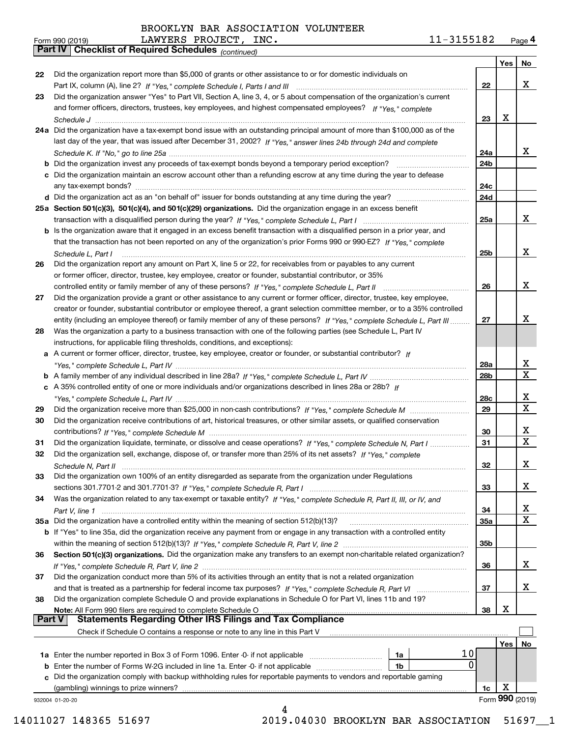BROOKLYN BAR ASSOCIATION VOLUNTEER LAWYERS PROJECT, INC. 11-3155182

Form 990 (2019)

## Part IV Checklist of Required Schedules *(continued)*

| | | | Yes | No |
|---|---|---|---|---|
| 22 | Did the organization report more than $5,000 of grants or other assistance to or for domestic individuals on Part IX, column (A), line 2? *If "Yes," complete Schedule I, Parts I and III* | 22 | | X |
| 23 | Did the organization answer "Yes" to Part VII, Section A, line 3, 4, or 5 about compensation of the organization's current and former officers, directors, trustees, key employees, and highest compensated employees? *If "Yes," complete Schedule J* | 23 | X | |
| 24a | Did the organization have a tax-exempt bond issue with an outstanding principal amount of more than $100,000 as of the last day of the year, that was issued after December 31, 2002? *If "Yes," answer lines 24b through 24d and complete Schedule K. If "No," go to line 25a* | 24a | | X |
| b | Did the organization invest any proceeds of tax-exempt bonds beyond a temporary period exception? | 24b | | |
| c | Did the organization maintain an escrow account other than a refunding escrow at any time during the year to defease any tax-exempt bonds? | 24c | | |
| d | Did the organization act as an "on behalf of" issuer for bonds outstanding at any time during the year? | 24d | | |
| 25a | **Section 501(c)(3), 501(c)(4), and 501(c)(29) organizations.** Did the organization engage in an excess benefit transaction with a disqualified person during the year? *If "Yes," complete Schedule L, Part I* | 25a | | X |
| b | Is the organization aware that it engaged in an excess benefit transaction with a disqualified person in a prior year, and that the transaction has not been reported on any of the organization's prior Forms 990 or 990-EZ? *If "Yes," complete Schedule L, Part I* | 25b | | X |
| 26 | Did the organization report any amount on Part X, line 5 or 22, for receivables from or payables to any current or former officer, director, trustee, key employee, creator or founder, substantial contributor, or 35% controlled entity or family member of any of these persons? *If "Yes," complete Schedule L, Part II* | 26 | | X |
| 27 | Did the organization provide a grant or other assistance to any current or former officer, director, trustee, key employee, creator or founder, substantial contributor or employee thereof, a grant selection committee member, or to a 35% controlled entity (including an employee thereof) or family member of any of these persons? *If "Yes," complete Schedule L, Part III* | 27 | | X |
| 28 | Was the organization a party to a business transaction with one of the following parties (see Schedule L, Part IV instructions, for applicable filing thresholds, conditions, and exceptions): | | | |
| a | A current or former officer, director, trustee, key employee, creator or founder, or substantial contributor? *If "Yes," complete Schedule L, Part IV* | 28a | | X |
| b | A family member of any individual described in line 28a? *If "Yes," complete Schedule L, Part IV* | 28b | | X |
| c | A 35% controlled entity of one or more individuals and/or organizations described in lines 28a or 28b? *If "Yes," complete Schedule L, Part IV* | 28c | | X |
| 29 | Did the organization receive more than $25,000 in non-cash contributions? *If "Yes," complete Schedule M* | 29 | | X |
| 30 | Did the organization receive contributions of art, historical treasures, or other similar assets, or qualified conservation contributions? *If "Yes," complete Schedule M* | 30 | | X |
| 31 | Did the organization liquidate, terminate, or dissolve and cease operations? *If "Yes," complete Schedule N, Part I* | 31 | | X |
| 32 | Did the organization sell, exchange, dispose of, or transfer more than 25% of its net assets? *If "Yes," complete Schedule N, Part II* | 32 | | X |
| 33 | Did the organization own 100% of an entity disregarded as separate from the organization under Regulations sections 301.7701-2 and 301.7701-3? *If "Yes," complete Schedule R, Part I* | 33 | | X |
| 34 | Was the organization related to any tax-exempt or taxable entity? *If "Yes," complete Schedule R, Part II, III, or IV, and Part V, line 1* | 34 | | X |
| 35a | Did the organization have a controlled entity within the meaning of section 512(b)(13)? | 35a | | X |
| b | If "Yes" to line 35a, did the organization receive any payment from or engage in any transaction with a controlled entity within the meaning of section 512(b)(13)? *If "Yes," complete Schedule R, Part V, line 2* | 35b | | |
| 36 | **Section 501(c)(3) organizations.** Did the organization make any transfers to an exempt non-charitable related organization? *If "Yes," complete Schedule R, Part V, line 2* | 36 | | X |
| 37 | Did the organization conduct more than 5% of its activities through an entity that is not a related organization and that is treated as a partnership for federal income tax purposes? *If "Yes," complete Schedule R, Part VI* | 37 | | X |
| 38 | Did the organization complete Schedule O and provide explanations in Schedule O for Part VI, lines 11b and 19? **Note:** All Form 990 filers are required to complete Schedule O | 38 | X | |

## Part V Statements Regarding Other IRS Filings and Tax Compliance

Check if Schedule O contains a response or note to any line in this Part V ☐

| | | | | Yes | No |
|---|---|---|---|---|---|
| 1a | Enter the number reported in Box 3 of Form 1096. Enter -0- if not applicable | 1a | 10 | | |
| b | Enter the number of Forms W-2G included in line 1a. Enter -0- if not applicable | 1b | 0 | | |
| c | Did the organization comply with backup withholding rules for reportable payments to vendors and reportable gaming (gambling) winnings to prize winners? | | 1c | X | |

932004 01-20-20 Form **990** (2019)

14011027 148365 51697 2019.04030 BROOKLYN BAR ASSOCIATION 51697__1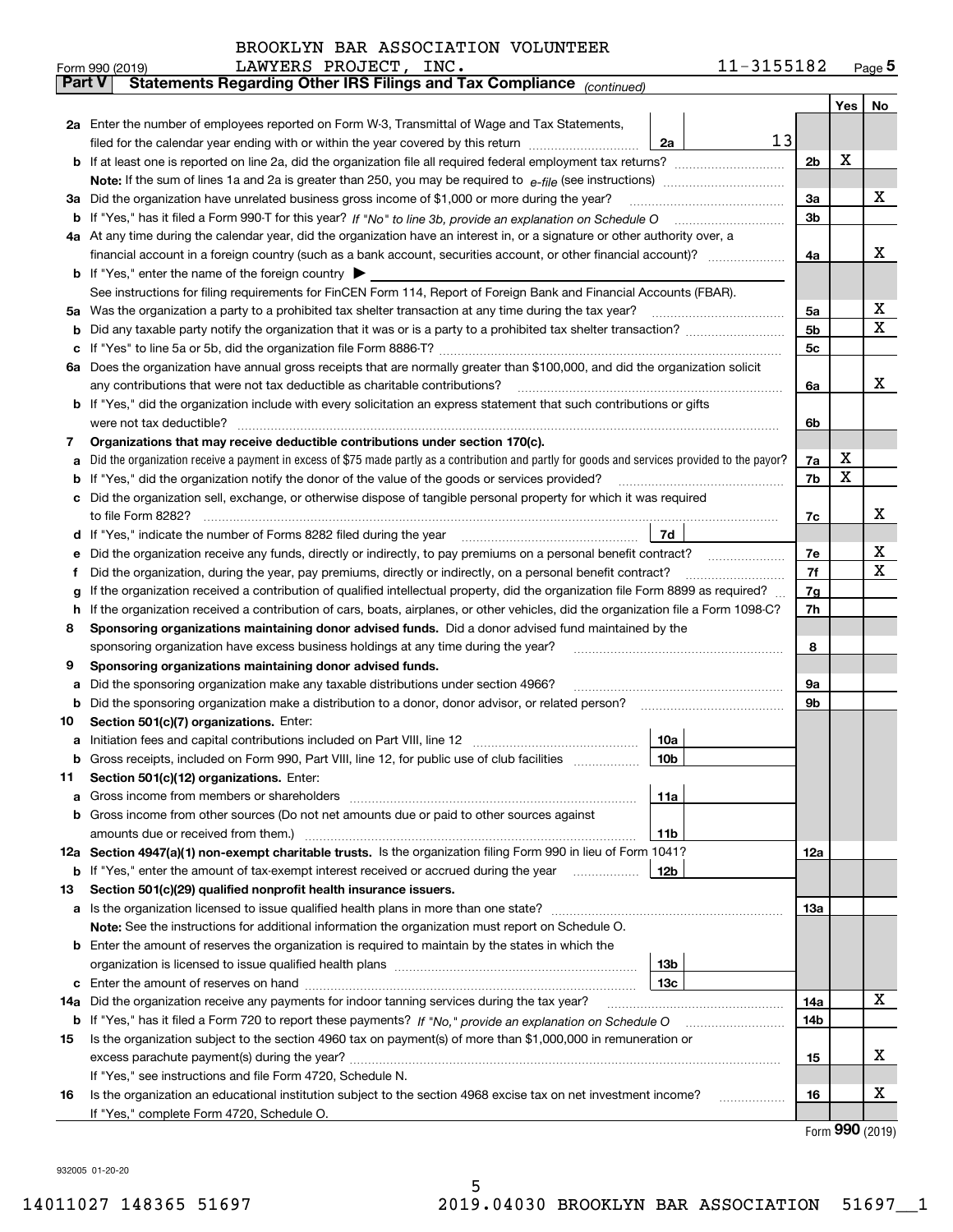BROOKLYN BAR ASSOCIATION VOLUNTEER LAWYERS PROJECT, INC. 11-3155182

Form 990 (2019) Page 5

**Part V Statements Regarding Other IRS Filings and Tax Compliance** *(continued)*

| | | | | | Yes | No |
|---|---|---|---|---|---|---|
| **2a** | Enter the number of employees reported on Form W-3, Transmittal of Wage and Tax Statements, filed for the calendar year ending with or within the year covered by this return | 2a | 13 | | | |
| **b** | If at least one is reported on line 2a, did the organization file all required federal employment tax returns? | | | 2b | X | |
| | **Note:** If the sum of lines 1a and 2a is greater than 250, you may be required to *e-file* (see instructions) | | | | | |
| **3a** | Did the organization have unrelated business gross income of $1,000 or more during the year? | | | 3a | | X |
| **b** | If "Yes," has it filed a Form 990-T for this year? *If "No" to line 3b, provide an explanation on Schedule O* | | | 3b | | |
| **4a** | At any time during the calendar year, did the organization have an interest in, or a signature or other authority over, a financial account in a foreign country (such as a bank account, securities account, or other financial account)? | | | 4a | | X |
| **b** | If "Yes," enter the name of the foreign country ▶ | | | | | |
| | See instructions for filing requirements for FinCEN Form 114, Report of Foreign Bank and Financial Accounts (FBAR). | | | | | |
| **5a** | Was the organization a party to a prohibited tax shelter transaction at any time during the tax year? | | | 5a | | X |
| **b** | Did any taxable party notify the organization that it was or is a party to a prohibited tax shelter transaction? | | | 5b | | X |
| **c** | If "Yes" to line 5a or 5b, did the organization file Form 8886-T? | | | 5c | | |
| **6a** | Does the organization have annual gross receipts that are normally greater than $100,000, and did the organization solicit any contributions that were not tax deductible as charitable contributions? | | | 6a | | X |
| **b** | If "Yes," did the organization include with every solicitation an express statement that such contributions or gifts were not tax deductible? | | | 6b | | |
| **7** | **Organizations that may receive deductible contributions under section 170(c).** | | | | | |
| **a** | Did the organization receive a payment in excess of $75 made partly as a contribution and partly for goods and services provided to the payor? | | | 7a | X | |
| **b** | If "Yes," did the organization notify the donor of the value of the goods or services provided? | | | 7b | X | |
| **c** | Did the organization sell, exchange, or otherwise dispose of tangible personal property for which it was required to file Form 8282? | | | 7c | | X |
| **d** | If "Yes," indicate the number of Forms 8282 filed during the year | 7d | | | | |
| **e** | Did the organization receive any funds, directly or indirectly, to pay premiums on a personal benefit contract? | | | 7e | | X |
| **f** | Did the organization, during the year, pay premiums, directly or indirectly, on a personal benefit contract? | | | 7f | | X |
| **g** | If the organization received a contribution of qualified intellectual property, did the organization file Form 8899 as required? | | | 7g | | |
| **h** | If the organization received a contribution of cars, boats, airplanes, or other vehicles, did the organization file a Form 1098-C? | | | 7h | | |
| **8** | **Sponsoring organizations maintaining donor advised funds.** Did a donor advised fund maintained by the sponsoring organization have excess business holdings at any time during the year? | | | 8 | | |
| **9** | **Sponsoring organizations maintaining donor advised funds.** | | | | | |
| **a** | Did the sponsoring organization make any taxable distributions under section 4966? | | | 9a | | |
| **b** | Did the sponsoring organization make a distribution to a donor, donor advisor, or related person? | | | 9b | | |
| **10** | **Section 501(c)(7) organizations.** Enter: | | | | | |
| **a** | Initiation fees and capital contributions included on Part VIII, line 12 | 10a | | | | |
| **b** | Gross receipts, included on Form 990, Part VIII, line 12, for public use of club facilities | 10b | | | | |
| **11** | **Section 501(c)(12) organizations.** Enter: | | | | | |
| **a** | Gross income from members or shareholders | 11a | | | | |
| **b** | Gross income from other sources (Do not net amounts due or paid to other sources against amounts due or received from them.) | 11b | | | | |
| **12a** | **Section 4947(a)(1) non-exempt charitable trusts.** Is the organization filing Form 990 in lieu of Form 1041? | | | 12a | | |
| **b** | If "Yes," enter the amount of tax-exempt interest received or accrued during the year | 12b | | | | |
| **13** | **Section 501(c)(29) qualified nonprofit health insurance issuers.** | | | | | |
| **a** | Is the organization licensed to issue qualified health plans in more than one state? | | | 13a | | |
| | **Note:** See the instructions for additional information the organization must report on Schedule O. | | | | | |
| **b** | Enter the amount of reserves the organization is required to maintain by the states in which the organization is licensed to issue qualified health plans | 13b | | | | |
| **c** | Enter the amount of reserves on hand | 13c | | | | |
| **14a** | Did the organization receive any payments for indoor tanning services during the tax year? | | | 14a | | X |
| **b** | If "Yes," has it filed a Form 720 to report these payments? *If "No," provide an explanation on Schedule O* | | | 14b | | |
| **15** | Is the organization subject to the section 4960 tax on payment(s) of more than $1,000,000 in remuneration or excess parachute payment(s) during the year? | | | 15 | | X |
| | If "Yes," see instructions and file Form 4720, Schedule N. | | | | | |
| **16** | Is the organization an educational institution subject to the section 4968 excise tax on net investment income? | | | 16 | | X |
| | If "Yes," complete Form 4720, Schedule O. | | | | | |

Form **990** (2019)

932005 01-20-20

14011027 148365 51697 2019.04030 BROOKLYN BAR ASSOCIATION 51697__1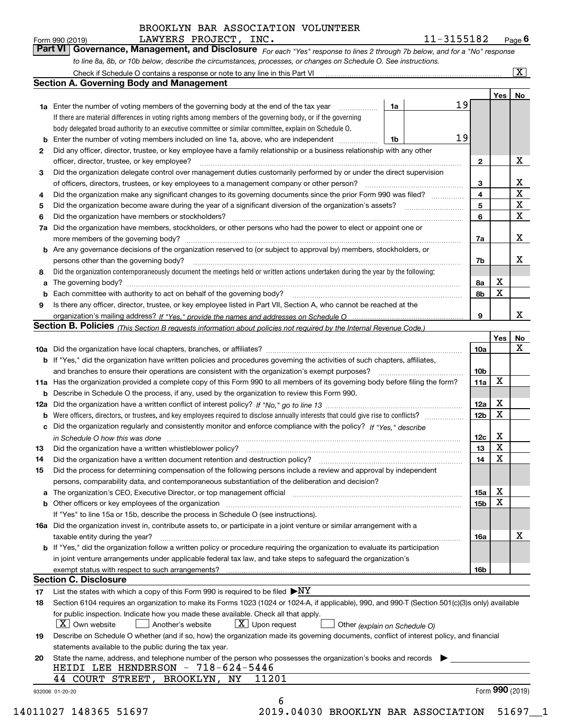BROOKLYN BAR ASSOCIATION VOLUNTEER LAWYERS PROJECT, INC. 11-3155182

Form 990 (2019) Page 6

## Part VI Governance, Management, and Disclosure

*For each "Yes" response to lines 2 through 7b below, and for a "No" response to line 8a, 8b, or 10b below, describe the circumstances, processes, or changes on Schedule O. See instructions.*

Check if Schedule O contains a response or note to any line in this Part VI .......... [X]

### Section A. Governing Body and Management

| | | | | Yes | No |
|---|---|---|---|---|---|
| **1a** | Enter the number of voting members of the governing body at the end of the tax year — **1a** 19. If there are material differences in voting rights among members of the governing body, or if the governing body delegated broad authority to an executive committee or similar committee, explain on Schedule O. | | | | |
| **b** | Enter the number of voting members included on line 1a, above, who are independent — **1b** 19 | | | | |
| **2** | Did any officer, director, trustee, or key employee have a family relationship or a business relationship with any other officer, director, trustee, or key employee? | **2** | | | X |
| **3** | Did the organization delegate control over management duties customarily performed by or under the direct supervision of officers, directors, trustees, or key employees to a management company or other person? | **3** | | | X |
| **4** | Did the organization make any significant changes to its governing documents since the prior Form 990 was filed? | **4** | | | X |
| **5** | Did the organization become aware during the year of a significant diversion of the organization's assets? | **5** | | | X |
| **6** | Did the organization have members or stockholders? | **6** | | | X |
| **7a** | Did the organization have members, stockholders, or other persons who had the power to elect or appoint one or more members of the governing body? | **7a** | | | X |
| **b** | Are any governance decisions of the organization reserved to (or subject to approval by) members, stockholders, or persons other than the governing body? | **7b** | | | X |
| **8** | Did the organization contemporaneously document the meetings held or written actions undertaken during the year by the following: | | | | |
| **a** | The governing body? | **8a** | | X | |
| **b** | Each committee with authority to act on behalf of the governing body? | **8b** | | X | |
| **9** | Is there any officer, director, trustee, or key employee listed in Part VII, Section A, who cannot be reached at the organization's mailing address? *If "Yes," provide the names and addresses on Schedule O* | **9** | | | X |

### Section B. Policies *(This Section B requests information about policies not required by the Internal Revenue Code.)*

| | | | Yes | No |
|---|---|---|---|---|
| **10a** | Did the organization have local chapters, branches, or affiliates? | **10a** | | X |
| **b** | If "Yes," did the organization have written policies and procedures governing the activities of such chapters, affiliates, and branches to ensure their operations are consistent with the organization's exempt purposes? | **10b** | | |
| **11a** | Has the organization provided a complete copy of this Form 990 to all members of its governing body before filing the form? | **11a** | X | |
| **b** | Describe in Schedule O the process, if any, used by the organization to review this Form 990. | | | |
| **12a** | Did the organization have a written conflict of interest policy? *If "No," go to line 13* | **12a** | X | |
| **b** | Were officers, directors, or trustees, and key employees required to disclose annually interests that could give rise to conflicts? | **12b** | X | |
| **c** | Did the organization regularly and consistently monitor and enforce compliance with the policy? *If "Yes," describe in Schedule O how this was done* | **12c** | X | |
| **13** | Did the organization have a written whistleblower policy? | **13** | X | |
| **14** | Did the organization have a written document retention and destruction policy? | **14** | X | |
| **15** | Did the process for determining compensation of the following persons include a review and approval by independent persons, comparability data, and contemporaneous substantiation of the deliberation and decision? | | | |
| **a** | The organization's CEO, Executive Director, or top management official | **15a** | X | |
| **b** | Other officers or key employees of the organization | **15b** | X | |
| | If "Yes" to line 15a or 15b, describe the process in Schedule O (see instructions). | | | |
| **16a** | Did the organization invest in, contribute assets to, or participate in a joint venture or similar arrangement with a taxable entity during the year? | **16a** | | X |
| **b** | If "Yes," did the organization follow a written policy or procedure requiring the organization to evaluate its participation in joint venture arrangements under applicable federal tax law, and take steps to safeguard the organization's exempt status with respect to such arrangements? | **16b** | | |

### Section C. Disclosure

**17** List the states with which a copy of this Form 990 is required to be filed ▶ NY

**18** Section 6104 requires an organization to make its Forms 1023 (1024 or 1024-A, if applicable), 990, and 990-T (Section 501(c)(3)s only) available for public inspection. Indicate how you made these available. Check all that apply.

[X] Own website  [ ] Another's website  [X] Upon request  [ ] Other *(explain on Schedule O)*

**19** Describe on Schedule O whether (and if so, how) the organization made its governing documents, conflict of interest policy, and financial statements available to the public during the tax year.

**20** State the name, address, and telephone number of the person who possesses the organization's books and records ▶

HEIDI LEE HENDERSON - 718-624-5446
44 COURT STREET, BROOKLYN, NY 11201

932006 01-20-20 Form **990** (2019)

14011027 148365 51697 2019.04030 BROOKLYN BAR ASSOCIATION 51697__1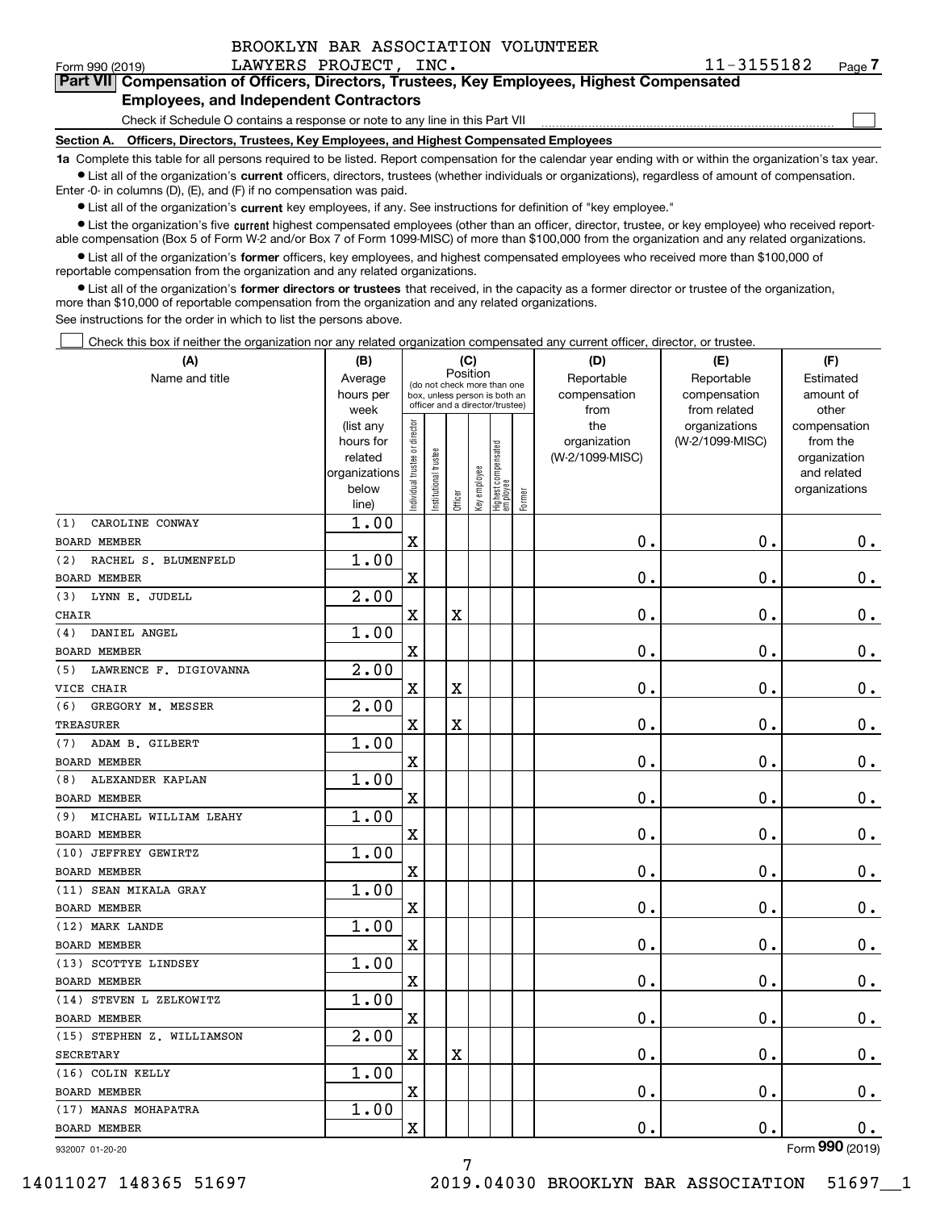BROOKLYN BAR ASSOCIATION VOLUNTEER LAWYERS PROJECT, INC. 11-3155182

Form 990 (2019)

## Part VII Compensation of Officers, Directors, Trustees, Key Employees, Highest Compensated Employees, and Independent Contractors

Check if Schedule O contains a response or note to any line in this Part VII

### Section A. Officers, Directors, Trustees, Key Employees, and Highest Compensated Employees

**1a** Complete this table for all persons required to be listed. Report compensation for the calendar year ending with or within the organization's tax year.

- List all of the organization's **current** officers, directors, trustees (whether individuals or organizations), regardless of amount of compensation. Enter -0- in columns (D), (E), and (F) if no compensation was paid.
- List all of the organization's **current** key employees, if any. See instructions for definition of "key employee."
- List the organization's five **current** highest compensated employees (other than an officer, director, trustee, or key employee) who received reportable compensation (Box 5 of Form W-2 and/or Box 7 of Form 1099-MISC) of more than $100,000 from the organization and any related organizations.
- List all of the organization's **former** officers, key employees, and highest compensated employees who received more than $100,000 of reportable compensation from the organization and any related organizations.
- List all of the organization's **former directors or trustees** that received, in the capacity as a former director or trustee of the organization, more than $10,000 of reportable compensation from the organization and any related organizations.

See instructions for the order in which to list the persons above.

Check this box if neither the organization nor any related organization compensated any current officer, director, or trustee.

| (A) Name and title | (B) Average hours per week (list any hours for related organizations below line) | (C) Position (do not check more than one box, unless person is both an officer and a director/trustee) | | | | | | (D) Reportable compensation from the organization (W-2/1099-MISC) | (E) Reportable compensation from related organizations (W-2/1099-MISC) | (F) Estimated amount of other compensation from the organization and related organizations |
|---|---|---|---|---|---|---|---|---|---|---|
| | | Individual trustee or director | Institutional trustee | Officer | Key employee | Highest compensated employee | Former | | | |
| (1) CAROLINE CONWAY<br>BOARD MEMBER | 1.00 | X | | | | | | 0. | 0. | 0. |
| (2) RACHEL S. BLUMENFELD<br>BOARD MEMBER | 1.00 | X | | | | | | 0. | 0. | 0. |
| (3) LYNN E. JUDELL<br>CHAIR | 2.00 | X | | X | | | | 0. | 0. | 0. |
| (4) DANIEL ANGEL<br>BOARD MEMBER | 1.00 | X | | | | | | 0. | 0. | 0. |
| (5) LAWRENCE F. DIGIOVANNA<br>VICE CHAIR | 2.00 | X | | X | | | | 0. | 0. | 0. |
| (6) GREGORY M. MESSER<br>TREASURER | 2.00 | X | | X | | | | 0. | 0. | 0. |
| (7) ADAM B. GILBERT<br>BOARD MEMBER | 1.00 | X | | | | | | 0. | 0. | 0. |
| (8) ALEXANDER KAPLAN<br>BOARD MEMBER | 1.00 | X | | | | | | 0. | 0. | 0. |
| (9) MICHAEL WILLIAM LEAHY<br>BOARD MEMBER | 1.00 | X | | | | | | 0. | 0. | 0. |
| (10) JEFFREY GEWIRTZ<br>BOARD MEMBER | 1.00 | X | | | | | | 0. | 0. | 0. |
| (11) SEAN MIKALA GRAY<br>BOARD MEMBER | 1.00 | X | | | | | | 0. | 0. | 0. |
| (12) MARK LANDE<br>BOARD MEMBER | 1.00 | X | | | | | | 0. | 0. | 0. |
| (13) SCOTTYE LINDSEY<br>BOARD MEMBER | 1.00 | X | | | | | | 0. | 0. | 0. |
| (14) STEVEN L ZELKOWITZ<br>BOARD MEMBER | 1.00 | X | | | | | | 0. | 0. | 0. |
| (15) STEPHEN Z. WILLIAMSON<br>SECRETARY | 2.00 | X | | X | | | | 0. | 0. | 0. |
| (16) COLIN KELLY<br>BOARD MEMBER | 1.00 | X | | | | | | 0. | 0. | 0. |
| (17) MANAS MOHAPATRA<br>BOARD MEMBER | 1.00 | X | | | | | | 0. | 0. | 0. |

932007 01-20-20

Form 990 (2019)

14011027 148365 51697 2019.04030 BROOKLYN BAR ASSOCIATION 51697__1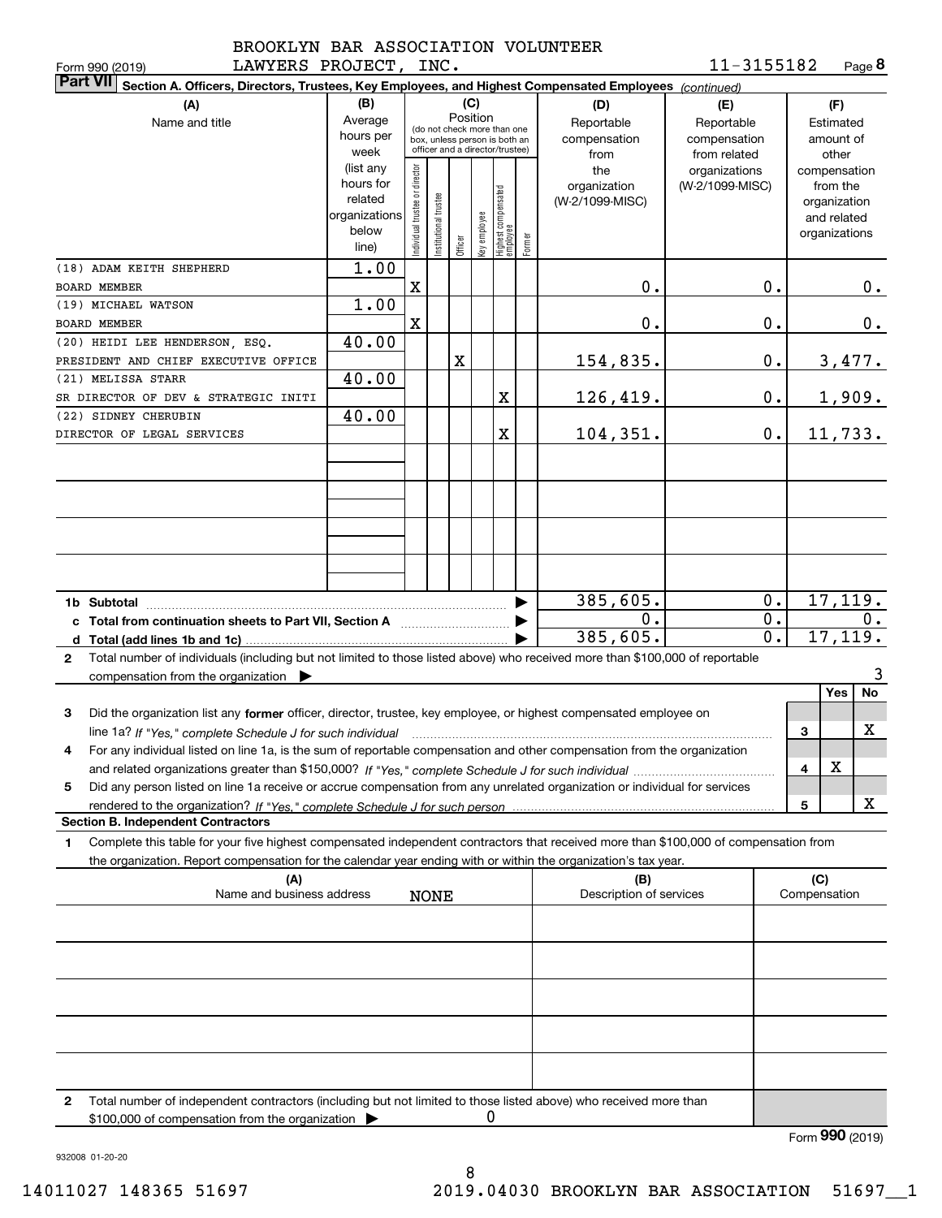BROOKLYN BAR ASSOCIATION VOLUNTEER LAWYERS PROJECT, INC. — 11-3155182

Form 990 (2019)

## Part VII Section A. Officers, Directors, Trustees, Key Employees, and Highest Compensated Employees *(continued)*

| (A) Name and title | (B) Average hours per week (list any hours for related organizations below line) | Individual trustee or director | Institutional trustee | Officer | Key employee | Highest compensated employee | Former | (D) Reportable compensation from the organization (W-2/1099-MISC) | (E) Reportable compensation from related organizations (W-2/1099-MISC) | (F) Estimated amount of other compensation from the organization and related organizations |
|---|---|---|---|---|---|---|---|---|---|---|
| (18) ADAM KEITH SHEPHERD<br>BOARD MEMBER | 1.00 | X | | | | | | 0. | 0. | 0. |
| (19) MICHAEL WATSON<br>BOARD MEMBER | 1.00 | X | | | | | | 0. | 0. | 0. |
| (20) HEIDI LEE HENDERSON, ESQ.<br>PRESIDENT AND CHIEF EXECUTIVE OFFICE | 40.00 | | | X | | | | 154,835. | 0. | 3,477. |
| (21) MELISSA STARR<br>SR DIRECTOR OF DEV & STRATEGIC INITI | 40.00 | | | | | X | | 126,419. | 0. | 1,909. |
| (22) SIDNEY CHERUBIN<br>DIRECTOR OF LEGAL SERVICES | 40.00 | | | | | X | | 104,351. | 0. | 11,733. |

| | (D) | (E) | (F) |
|---|---|---|---|
| 1b Subtotal | 385,605. | 0. | 17,119. |
| c Total from continuation sheets to Part VII, Section A | 0. | 0. | 0. |
| d Total (add lines 1b and 1c) | 385,605. | 0. | 17,119. |

2 Total number of individuals (including but not limited to those listed above) who received more than $100,000 of reportable compensation from the organization ▶ 3

| | | Yes | No |
|---|---|---|---|
| 3 Did the organization list any **former** officer, director, trustee, key employee, or highest compensated employee on line 1a? *If "Yes," complete Schedule J for such individual* | 3 | | X |
| 4 For any individual listed on line 1a, is the sum of reportable compensation and other compensation from the organization and related organizations greater than $150,000? *If "Yes," complete Schedule J for such individual* | 4 | X | |
| 5 Did any person listed on line 1a receive or accrue compensation from any unrelated organization or individual for services rendered to the organization? *If "Yes," complete Schedule J for such person* | 5 | | X |

### Section B. Independent Contractors

1 Complete this table for your five highest compensated independent contractors that received more than $100,000 of compensation from the organization. Report compensation for the calendar year ending with or within the organization's tax year.

| (A) Name and business address | (B) Description of services | (C) Compensation |
|---|---|---|
| NONE | | |

2 Total number of independent contractors (including but not limited to those listed above) who received more than $100,000 of compensation from the organization ▶ 0

Form **990** (2019)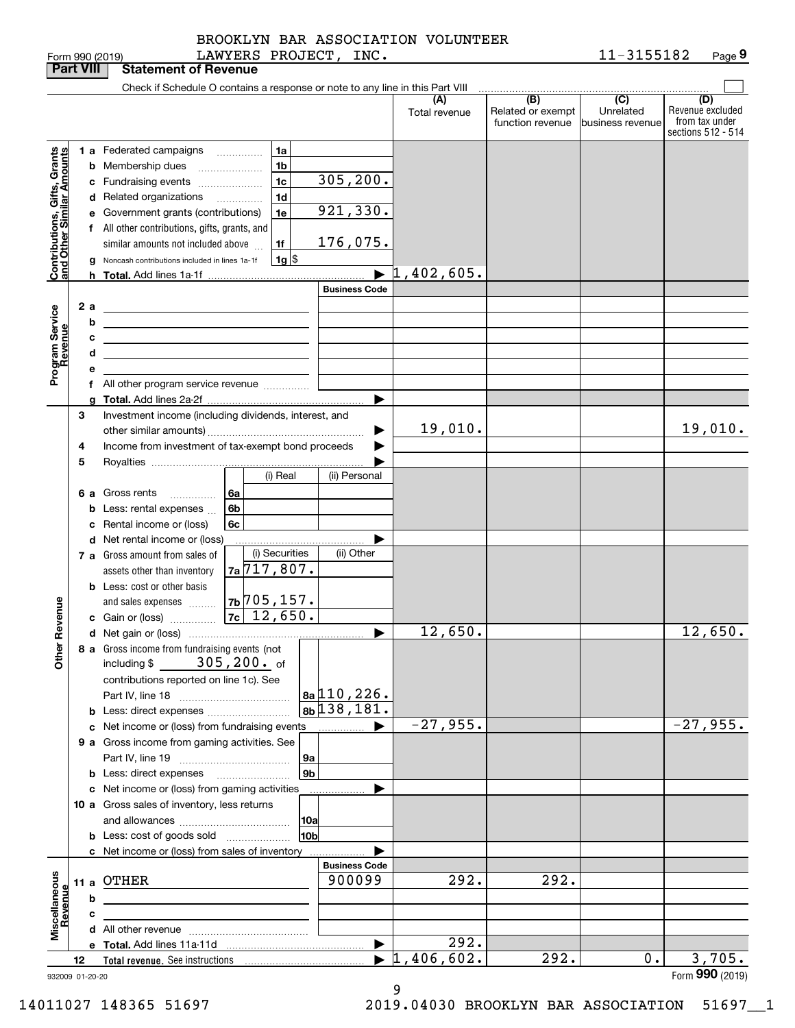BROOKLYN BAR ASSOCIATION VOLUNTEER LAWYERS PROJECT, INC.

Form 990 (2019) 11-3155182 Page 9

## Part VIII Statement of Revenue

Check if Schedule O contains a response or note to any line in this Part VIII ☐

| | | | | | (A) Total revenue | (B) Related or exempt function revenue | (C) Unrelated business revenue | (D) Revenue excluded from tax under sections 512 - 514 |
|---|---|---|---|---|---|---|---|---|
| **Contributions, Gifts, Grants and Other Similar Amounts** | 1 a | Federated campaigns | 1a | | | | | |
| | b | Membership dues | 1b | | | | | |
| | c | Fundraising events | 1c | 305,200. | | | | |
| | d | Related organizations | 1d | | | | | |
| | e | Government grants (contributions) | 1e | 921,330. | | | | |
| | f | All other contributions, gifts, grants, and similar amounts not included above | 1f | 176,075. | | | | |
| | g | Noncash contributions included in lines 1a-1f | 1g | $ | | | | |
| | h | **Total.** Add lines 1a-1f | | ▶ | 1,402,605. | | | |
| **Program Service Revenue** | | | | Business Code | | | | |
| | 2 a | | | | | | | |
| | b | | | | | | | |
| | c | | | | | | | |
| | d | | | | | | | |
| | e | | | | | | | |
| | f | All other program service revenue | | | | | | |
| | g | **Total.** Add lines 2a-2f | | ▶ | | | | |
| **Other Revenue** | 3 | Investment income (including dividends, interest, and other similar amounts) | | ▶ | 19,010. | | | 19,010. |
| | 4 | Income from investment of tax-exempt bond proceeds | | ▶ | | | | |
| | 5 | Royalties | | ▶ | | | | |
| | | | (i) Real | (ii) Personal | | | | |
| | 6 a | Gross rents | 6a | | | | | |
| | b | Less: rental expenses | 6b | | | | | |
| | c | Rental income or (loss) | 6c | | | | | |
| | d | Net rental income or (loss) | | ▶ | | | | |
| | | | (i) Securities | (ii) Other | | | | |
| | 7 a | Gross amount from sales of assets other than inventory | 7a 717,807. | | | | | |
| | b | Less: cost or other basis and sales expenses | 7b 705,157. | | | | | |
| | c | Gain or (loss) | 7c 12,650. | | | | | |
| | d | Net gain or (loss) | | ▶ | 12,650. | | | 12,650. |
| | 8 a | Gross income from fundraising events (not including $ 305,200. of contributions reported on line 1c). See Part IV, line 18 | 8a | 110,226. | | | | |
| | b | Less: direct expenses | 8b | 138,181. | | | | |
| | c | Net income or (loss) from fundraising events | | ▶ | -27,955. | | | -27,955. |
| | 9 a | Gross income from gaming activities. See Part IV, line 19 | 9a | | | | | |
| | b | Less: direct expenses | 9b | | | | | |
| | c | Net income or (loss) from gaming activities | | ▶ | | | | |
| | 10 a | Gross sales of inventory, less returns and allowances | 10a | | | | | |
| | b | Less: cost of goods sold | 10b | | | | | |
| | c | Net income or (loss) from sales of inventory | | ▶ | | | | |
| **Miscellaneous Revenue** | | | | Business Code | | | | |
| | 11 a | OTHER | | 900099 | 292. | 292. | | |
| | b | | | | | | | |
| | c | | | | | | | |
| | d | All other revenue | | | | | | |
| | e | **Total.** Add lines 11a-11d | | ▶ | 292. | | | |
| | 12 | **Total revenue.** See instructions | | ▶ | 1,406,602. | 292. | 0. | 3,705. |

932009 01-20-20 Form 990 (2019)

14011027 148365 51697 2019.04030 BROOKLYN BAR ASSOCIATION 51697__1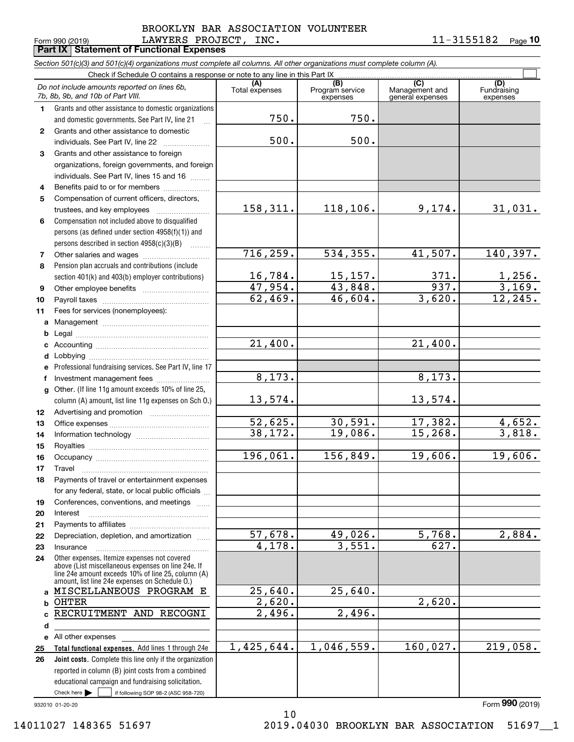BROOKLYN BAR ASSOCIATION VOLUNTEER LAWYERS PROJECT, INC. 11-3155182

Form 990 (2019)

## Part IX Statement of Functional Expenses

*Section 501(c)(3) and 501(c)(4) organizations must complete all columns. All other organizations must complete column (A).*

Check if Schedule O contains a response or note to any line in this Part IX ☐

| | *Do not include amounts reported on lines 6b, 7b, 8b, 9b, and 10b of Part VIII.* | (A) Total expenses | (B) Program service expenses | (C) Management and general expenses | (D) Fundraising expenses |
|---|---|---|---|---|---|
| 1 | Grants and other assistance to domestic organizations and domestic governments. See Part IV, line 21 | 750. | 750. | | |
| 2 | Grants and other assistance to domestic individuals. See Part IV, line 22 | 500. | 500. | | |
| 3 | Grants and other assistance to foreign organizations, foreign governments, and foreign individuals. See Part IV, lines 15 and 16 | | | | |
| 4 | Benefits paid to or for members | | | | |
| 5 | Compensation of current officers, directors, trustees, and key employees | 158,311. | 118,106. | 9,174. | 31,031. |
| 6 | Compensation not included above to disqualified persons (as defined under section 4958(f)(1)) and persons described in section 4958(c)(3)(B) | | | | |
| 7 | Other salaries and wages | 716,259. | 534,355. | 41,507. | 140,397. |
| 8 | Pension plan accruals and contributions (include section 401(k) and 403(b) employer contributions) | 16,784. | 15,157. | 371. | 1,256. |
| 9 | Other employee benefits | 47,954. | 43,848. | 937. | 3,169. |
| 10 | Payroll taxes | 62,469. | 46,604. | 3,620. | 12,245. |
| 11 | Fees for services (nonemployees): | | | | |
| a | Management | | | | |
| b | Legal | | | | |
| c | Accounting | 21,400. | | 21,400. | |
| d | Lobbying | | | | |
| e | Professional fundraising services. See Part IV, line 17 | | | | |
| f | Investment management fees | 8,173. | | 8,173. | |
| g | Other. (If line 11g amount exceeds 10% of line 25, column (A) amount, list line 11g expenses on Sch O.) | 13,574. | | 13,574. | |
| 12 | Advertising and promotion | | | | |
| 13 | Office expenses | 52,625. | 30,591. | 17,382. | 4,652. |
| 14 | Information technology | 38,172. | 19,086. | 15,268. | 3,818. |
| 15 | Royalties | | | | |
| 16 | Occupancy | 196,061. | 156,849. | 19,606. | 19,606. |
| 17 | Travel | | | | |
| 18 | Payments of travel or entertainment expenses for any federal, state, or local public officials | | | | |
| 19 | Conferences, conventions, and meetings | | | | |
| 20 | Interest | | | | |
| 21 | Payments to affiliates | | | | |
| 22 | Depreciation, depletion, and amortization | 57,678. | 49,026. | 5,768. | 2,884. |
| 23 | Insurance | 4,178. | 3,551. | 627. | |
| 24 | Other expenses. Itemize expenses not covered above (List miscellaneous expenses on line 24e. If line 24e amount exceeds 10% of line 25, column (A) amount, list line 24e expenses on Schedule O.) | | | | |
| a | MISCELLANEOUS PROGRAM E | 25,640. | 25,640. | | |
| b | OHTER | 2,620. | | 2,620. | |
| c | RECRUITMENT AND RECOGNI | 2,496. | 2,496. | | |
| d | | | | | |
| e | All other expenses | | | | |
| 25 | **Total functional expenses.** Add lines 1 through 24e | 1,425,644. | 1,046,559. | 160,027. | 219,058. |
| 26 | **Joint costs.** Complete this line only if the organization reported in column (B) joint costs from a combined educational campaign and fundraising solicitation. Check here ☐ if following SOP 98-2 (ASC 958-720) | | | | |

932010 01-20-20

Form **990** (2019)

14011027 148365 51697 2019.04030 BROOKLYN BAR ASSOCIATION 51697__1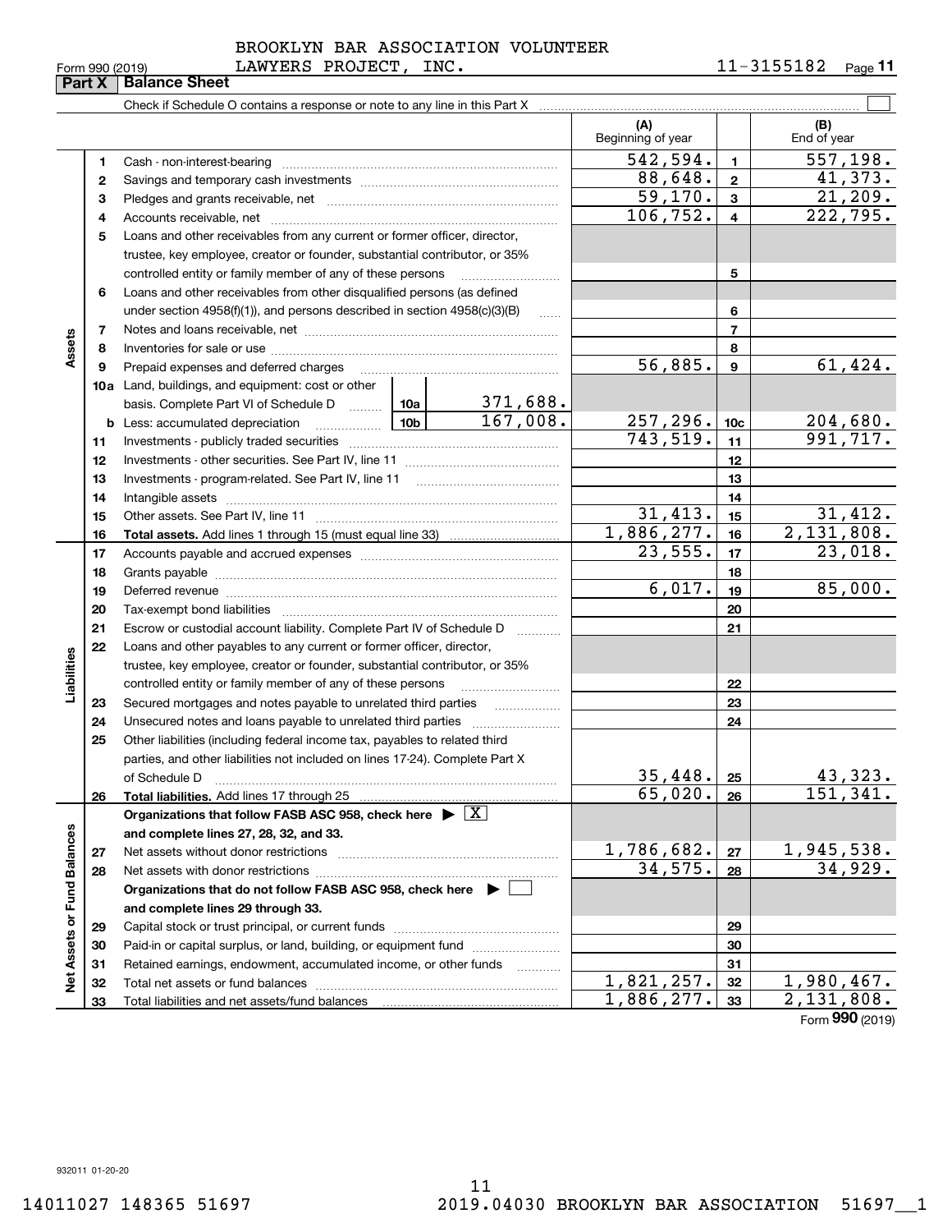BROOKLYN BAR ASSOCIATION VOLUNTEER LAWYERS PROJECT, INC. 11-3155182

Form 990 (2019)

## Part X Balance Sheet

Check if Schedule O contains a response or note to any line in this Part X

| | | | | (A) Beginning of year | | (B) End of year |
|---|---|---|---|---|---|---|
| Assets | 1 | Cash - non-interest-bearing | | 542,594. | 1 | 557,198. |
| | 2 | Savings and temporary cash investments | | 88,648. | 2 | 41,373. |
| | 3 | Pledges and grants receivable, net | | 59,170. | 3 | 21,209. |
| | 4 | Accounts receivable, net | | 106,752. | 4 | 222,795. |
| | 5 | Loans and other receivables from any current or former officer, director, trustee, key employee, creator or founder, substantial contributor, or 35% controlled entity or family member of any of these persons | | | 5 | |
| | 6 | Loans and other receivables from other disqualified persons (as defined under section 4958(f)(1)), and persons described in section 4958(c)(3)(B) | | | 6 | |
| | 7 | Notes and loans receivable, net | | | 7 | |
| | 8 | Inventories for sale or use | | | 8 | |
| | 9 | Prepaid expenses and deferred charges | | 56,885. | 9 | 61,424. |
| | 10a | Land, buildings, and equipment: cost or other basis. Complete Part VI of Schedule D | 10a 371,688. | | | |
| | b | Less: accumulated depreciation | 10b 167,008. | 257,296. | 10c | 204,680. |
| | 11 | Investments - publicly traded securities | | 743,519. | 11 | 991,717. |
| | 12 | Investments - other securities. See Part IV, line 11 | | | 12 | |
| | 13 | Investments - program-related. See Part IV, line 11 | | | 13 | |
| | 14 | Intangible assets | | | 14 | |
| | 15 | Other assets. See Part IV, line 11 | | 31,413. | 15 | 31,412. |
| | 16 | **Total assets.** Add lines 1 through 15 (must equal line 33) | | 1,886,277. | 16 | 2,131,808. |
| Liabilities | 17 | Accounts payable and accrued expenses | | 23,555. | 17 | 23,018. |
| | 18 | Grants payable | | | 18 | |
| | 19 | Deferred revenue | | 6,017. | 19 | 85,000. |
| | 20 | Tax-exempt bond liabilities | | | 20 | |
| | 21 | Escrow or custodial account liability. Complete Part IV of Schedule D | | | 21 | |
| | 22 | Loans and other payables to any current or former officer, director, trustee, key employee, creator or founder, substantial contributor, or 35% controlled entity or family member of any of these persons | | | 22 | |
| | 23 | Secured mortgages and notes payable to unrelated third parties | | | 23 | |
| | 24 | Unsecured notes and loans payable to unrelated third parties | | | 24 | |
| | 25 | Other liabilities (including federal income tax, payables to related third parties, and other liabilities not included on lines 17-24). Complete Part X of Schedule D | | 35,448. | 25 | 43,323. |
| | 26 | **Total liabilities.** Add lines 17 through 25 | | 65,020. | 26 | 151,341. |
| Net Assets or Fund Balances | | **Organizations that follow FASB ASC 958, check here ▶ [X] and complete lines 27, 28, 32, and 33.** | | | | |
| | 27 | Net assets without donor restrictions | | 1,786,682. | 27 | 1,945,538. |
| | 28 | Net assets with donor restrictions | | 34,575. | 28 | 34,929. |
| | | **Organizations that do not follow FASB ASC 958, check here ▶ [ ] and complete lines 29 through 33.** | | | | |
| | 29 | Capital stock or trust principal, or current funds | | | 29 | |
| | 30 | Paid-in or capital surplus, or land, building, or equipment fund | | | 30 | |
| | 31 | Retained earnings, endowment, accumulated income, or other funds | | | 31 | |
| | 32 | Total net assets or fund balances | | 1,821,257. | 32 | 1,980,467. |
| | 33 | Total liabilities and net assets/fund balances | | 1,886,277. | 33 | 2,131,808. |

Form **990** (2019)

932011 01-20-20

14011027 148365 51697 2019.04030 BROOKLYN BAR ASSOCIATION 51697__1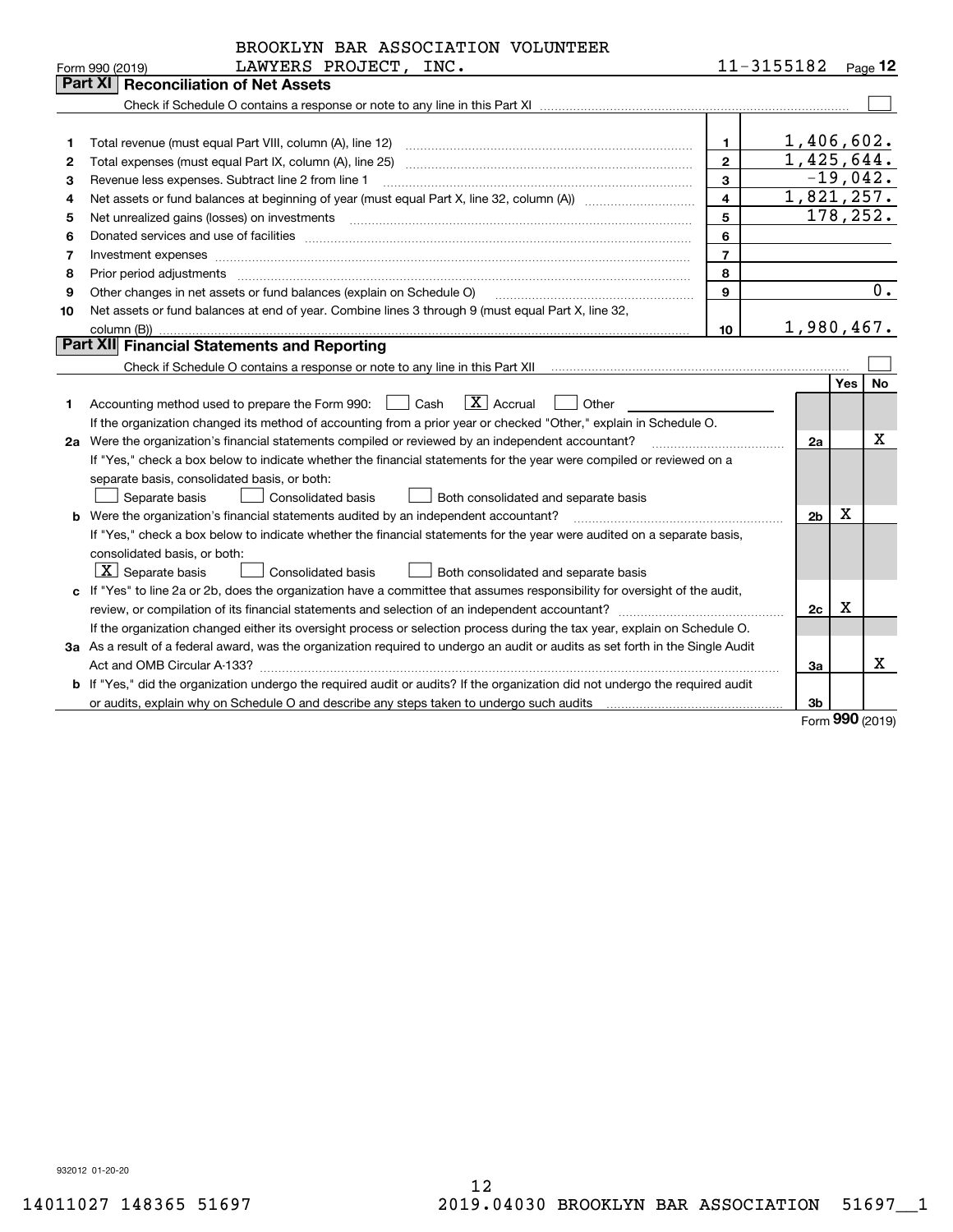BROOKLYN BAR ASSOCIATION VOLUNTEER LAWYERS PROJECT, INC.

Form 990 (2019) 11-3155182 Page 12

## Part XI Reconciliation of Net Assets

Check if Schedule O contains a response or note to any line in this Part XI ☐

| | | | |
|---|---|---|---|
| 1 | Total revenue (must equal Part VIII, column (A), line 12) | 1 | 1,406,602. |
| 2 | Total expenses (must equal Part IX, column (A), line 25) | 2 | 1,425,644. |
| 3 | Revenue less expenses. Subtract line 2 from line 1 | 3 | -19,042. |
| 4 | Net assets or fund balances at beginning of year (must equal Part X, line 32, column (A)) | 4 | 1,821,257. |
| 5 | Net unrealized gains (losses) on investments | 5 | 178,252. |
| 6 | Donated services and use of facilities | 6 | |
| 7 | Investment expenses | 7 | |
| 8 | Prior period adjustments | 8 | |
| 9 | Other changes in net assets or fund balances (explain on Schedule O) | 9 | 0. |
| 10 | Net assets or fund balances at end of year. Combine lines 3 through 9 (must equal Part X, line 32, column (B)) | 10 | 1,980,467. |

## Part XII Financial Statements and Reporting

Check if Schedule O contains a response or note to any line in this Part XII ☐

| | | | Yes | No |
|---|---|---|---|---|
| 1 | Accounting method used to prepare the Form 990: ☐ Cash ☒ Accrual ☐ Other<br>If the organization changed its method of accounting from a prior year or checked "Other," explain in Schedule O. | | | |
| 2a | Were the organization's financial statements compiled or reviewed by an independent accountant?<br>If "Yes," check a box below to indicate whether the financial statements for the year were compiled or reviewed on a separate basis, consolidated basis, or both:<br>☐ Separate basis ☐ Consolidated basis ☐ Both consolidated and separate basis | 2a | | X |
| b | Were the organization's financial statements audited by an independent accountant?<br>If "Yes," check a box below to indicate whether the financial statements for the year were audited on a separate basis, consolidated basis, or both:<br>☒ Separate basis ☐ Consolidated basis ☐ Both consolidated and separate basis | 2b | X | |
| c | If "Yes" to line 2a or 2b, does the organization have a committee that assumes responsibility for oversight of the audit, review, or compilation of its financial statements and selection of an independent accountant?<br>If the organization changed either its oversight process or selection process during the tax year, explain on Schedule O. | 2c | X | |
| 3a | As a result of a federal award, was the organization required to undergo an audit or audits as set forth in the Single Audit Act and OMB Circular A-133? | 3a | | X |
| b | If "Yes," did the organization undergo the required audit or audits? If the organization did not undergo the required audit or audits, explain why on Schedule O and describe any steps taken to undergo such audits | 3b | | |

Form **990** (2019)

932012 01-20-20

14011027 148365 51697 2019.04030 BROOKLYN BAR ASSOCIATION 51697__1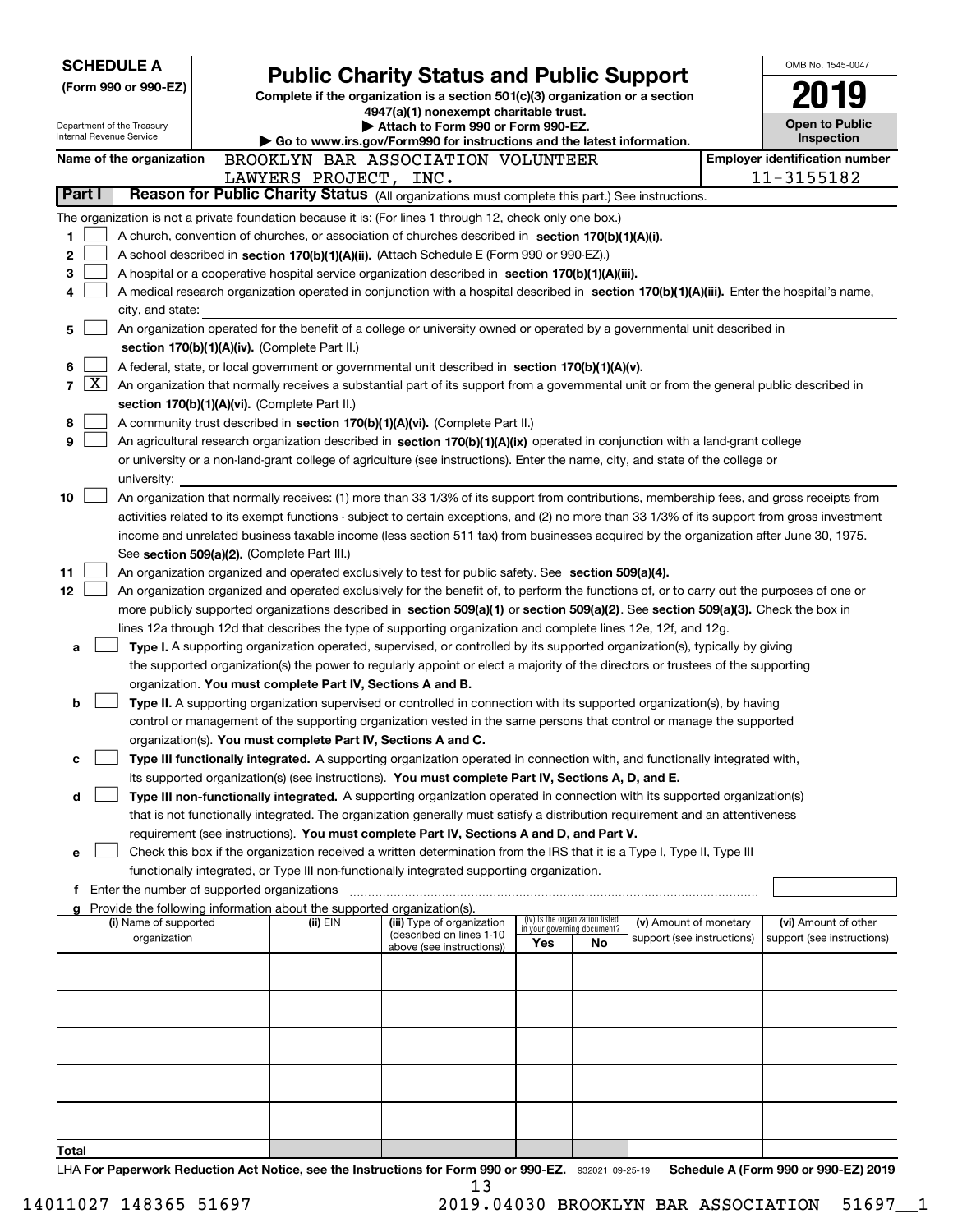**SCHEDULE A**
**(Form 990 or 990-EZ)**

Department of the Treasury
Internal Revenue Service

# Public Charity Status and Public Support

**Complete if the organization is a section 501(c)(3) organization or a section 4947(a)(1) nonexempt charitable trust.**
**▶ Attach to Form 990 or Form 990-EZ.**
**▶ Go to www.irs.gov/Form990 for instructions and the latest information.**

OMB No. 1545-0047
**2019**
**Open to Public Inspection**

**Name of the organization:** BROOKLYN BAR ASSOCIATION VOLUNTEER LAWYERS PROJECT, INC.
**Employer identification number:** 11-3155182

## Part I — Reason for Public Charity Status (All organizations must complete this part.) See instructions.

The organization is not a private foundation because it is: (For lines 1 through 12, check only one box.)

1. ☐ A church, convention of churches, or association of churches described in **section 170(b)(1)(A)(i).**
2. ☐ A school described in **section 170(b)(1)(A)(ii).** (Attach Schedule E (Form 990 or 990-EZ).)
3. ☐ A hospital or a cooperative hospital service organization described in **section 170(b)(1)(A)(iii).**
4. ☐ A medical research organization operated in conjunction with a hospital described in **section 170(b)(1)(A)(iii).** Enter the hospital's name, city, and state:
5. ☐ An organization operated for the benefit of a college or university owned or operated by a governmental unit described in **section 170(b)(1)(A)(iv).** (Complete Part II.)
6. ☐ A federal, state, or local government or governmental unit described in **section 170(b)(1)(A)(v).**
7. ☒ An organization that normally receives a substantial part of its support from a governmental unit or from the general public described in **section 170(b)(1)(A)(vi).** (Complete Part II.)
8. ☐ A community trust described in **section 170(b)(1)(A)(vi).** (Complete Part II.)
9. ☐ An agricultural research organization described in **section 170(b)(1)(A)(ix)** operated in conjunction with a land-grant college or university or a non-land-grant college of agriculture (see instructions). Enter the name, city, and state of the college or university:
10. ☐ An organization that normally receives: (1) more than 33 1/3% of its support from contributions, membership fees, and gross receipts from activities related to its exempt functions - subject to certain exceptions, and (2) no more than 33 1/3% of its support from gross investment income and unrelated business taxable income (less section 511 tax) from businesses acquired by the organization after June 30, 1975. See **section 509(a)(2).** (Complete Part III.)
11. ☐ An organization organized and operated exclusively to test for public safety. See **section 509(a)(4).**
12. ☐ An organization organized and operated exclusively for the benefit of, to perform the functions of, or to carry out the purposes of one or more publicly supported organizations described in **section 509(a)(1)** or **section 509(a)(2).** See **section 509(a)(3).** Check the box in lines 12a through 12d that describes the type of supporting organization and complete lines 12e, 12f, and 12g.
   - **a** ☐ **Type I.** A supporting organization operated, supervised, or controlled by its supported organization(s), typically by giving the supported organization(s) the power to regularly appoint or elect a majority of the directors or trustees of the supporting organization. **You must complete Part IV, Sections A and B.**
   - **b** ☐ **Type II.** A supporting organization supervised or controlled in connection with its supported organization(s), by having control or management of the supporting organization vested in the same persons that control or manage the supported organization(s). **You must complete Part IV, Sections A and C.**
   - **c** ☐ **Type III functionally integrated.** A supporting organization operated in connection with, and functionally integrated with, its supported organization(s) (see instructions). **You must complete Part IV, Sections A, D, and E.**
   - **d** ☐ **Type III non-functionally integrated.** A supporting organization operated in connection with its supported organization(s) that is not functionally integrated. The organization generally must satisfy a distribution requirement and an attentiveness requirement (see instructions). **You must complete Part IV, Sections A and D, and Part V.**
   - **e** ☐ Check this box if the organization received a written determination from the IRS that it is a Type I, Type II, Type III functionally integrated, or Type III non-functionally integrated supporting organization.
   - **f** Enter the number of supported organizations
   - **g** Provide the following information about the supported organization(s).

| (i) Name of supported organization | (ii) EIN | (iii) Type of organization (described on lines 1-10 above (see instructions)) | (iv) Is the organization listed in your governing document? Yes | No | (v) Amount of monetary support (see instructions) | (vi) Amount of other support (see instructions) |
|---|---|---|---|---|---|---|
| | | | | | | |
| | | | | | | |
| | | | | | | |
| | | | | | | |
| | | | | | | |
| **Total** | | | | | | |

LHA **For Paperwork Reduction Act Notice, see the Instructions for Form 990 or 990-EZ.** 932021 09-25-19 **Schedule A (Form 990 or 990-EZ) 2019**

14011027 148365 51697 2019.04030 BROOKLYN BAR ASSOCIATION 51697__1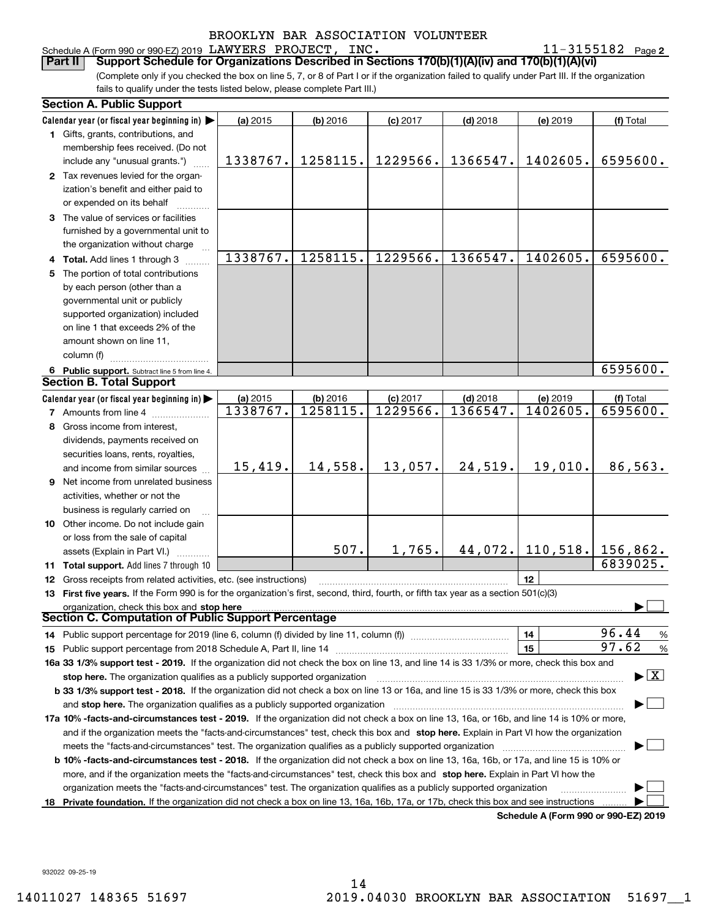BROOKLYN BAR ASSOCIATION VOLUNTEER

Schedule A (Form 990 or 990-EZ) 2019 LAWYERS PROJECT, INC. 11-3155182 Page 2

**Part II Support Schedule for Organizations Described in Sections 170(b)(1)(A)(iv) and 170(b)(1)(A)(vi)**

(Complete only if you checked the box on line 5, 7, or 8 of Part I or if the organization failed to qualify under Part III. If the organization fails to qualify under the tests listed below, please complete Part III.)

**Section A. Public Support**

| Calendar year (or fiscal year beginning in) | (a) 2015 | (b) 2016 | (c) 2017 | (d) 2018 | (e) 2019 | (f) Total |
|---|---|---|---|---|---|---|
| **1** Gifts, grants, contributions, and membership fees received. (Do not include any "unusual grants.") | 1338767. | 1258115. | 1229566. | 1366547. | 1402605. | 6595600. |
| **2** Tax revenues levied for the organization's benefit and either paid to or expended on its behalf | | | | | | |
| **3** The value of services or facilities furnished by a governmental unit to the organization without charge | | | | | | |
| **4 Total.** Add lines 1 through 3 | 1338767. | 1258115. | 1229566. | 1366547. | 1402605. | 6595600. |
| **5** The portion of total contributions by each person (other than a governmental unit or publicly supported organization) included on line 1 that exceeds 2% of the amount shown on line 11, column (f) | | | | | | |
| **6 Public support.** Subtract line 5 from line 4. | | | | | | 6595600. |

**Section B. Total Support**

| Calendar year (or fiscal year beginning in) | (a) 2015 | (b) 2016 | (c) 2017 | (d) 2018 | (e) 2019 | (f) Total |
|---|---|---|---|---|---|---|
| **7** Amounts from line 4 | 1338767. | 1258115. | 1229566. | 1366547. | 1402605. | 6595600. |
| **8** Gross income from interest, dividends, payments received on securities loans, rents, royalties, and income from similar sources | 15,419. | 14,558. | 13,057. | 24,519. | 19,010. | 86,563. |
| **9** Net income from unrelated business activities, whether or not the business is regularly carried on | | | | | | |
| **10** Other income. Do not include gain or loss from the sale of capital assets (Explain in Part VI.) | | 507. | 1,765. | 44,072. | 110,518. | 156,862. |
| **11 Total support.** Add lines 7 through 10 | | | | | | 6839025. |

**12** Gross receipts from related activities, etc. (see instructions) — **12**

**13 First five years.** If the Form 990 is for the organization's first, second, third, fourth, or fifth tax year as a section 501(c)(3) organization, check this box and **stop here** ☐

**Section C. Computation of Public Support Percentage**

**14** Public support percentage for 2019 (line 6, column (f) divided by line 11, column (f)) — **14** — 96.44 %

**15** Public support percentage from 2018 Schedule A, Part II, line 14 — **15** — 97.62 %

**16a 33 1/3% support test - 2019.** If the organization did not check the box on line 13, and line 14 is 33 1/3% or more, check this box and **stop here.** The organization qualifies as a publicly supported organization ☒

**b 33 1/3% support test - 2018.** If the organization did not check a box on line 13 or 16a, and line 15 is 33 1/3% or more, check this box and **stop here.** The organization qualifies as a publicly supported organization ☐

**17a 10% -facts-and-circumstances test - 2019.** If the organization did not check a box on line 13, 16a, or 16b, and line 14 is 10% or more, and if the organization meets the "facts-and-circumstances" test, check this box and **stop here.** Explain in Part VI how the organization meets the "facts-and-circumstances" test. The organization qualifies as a publicly supported organization ☐

**b 10% -facts-and-circumstances test - 2018.** If the organization did not check a box on line 13, 16a, 16b, or 17a, and line 15 is 10% or more, and if the organization meets the "facts-and-circumstances" test, check this box and **stop here.** Explain in Part VI how the organization meets the "facts-and-circumstances" test. The organization qualifies as a publicly supported organization ☐

**18 Private foundation.** If the organization did not check a box on line 13, 16a, 16b, 17a, or 17b, check this box and see instructions ☐

**Schedule A (Form 990 or 990-EZ) 2019**

932022 09-25-19

14011027 148365 51697 2019.04030 BROOKLYN BAR ASSOCIATION 51697__1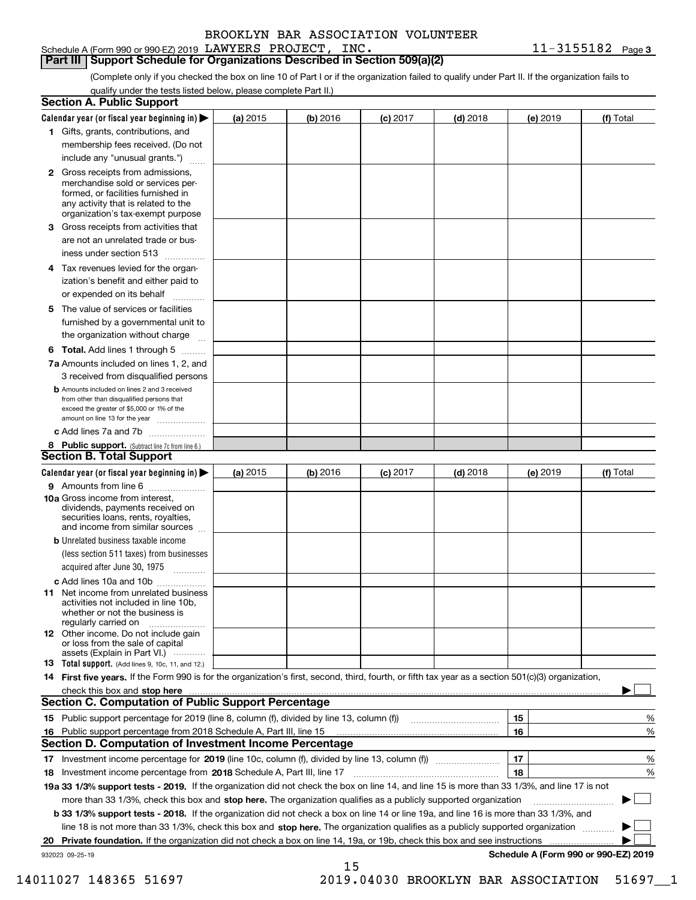Schedule A (Form 990 or 990-EZ) 2019 BROOKLYN BAR ASSOCIATION VOLUNTEER LAWYERS PROJECT, INC. 11-3155182 Page 3

## Part III Support Schedule for Organizations Described in Section 509(a)(2)

(Complete only if you checked the box on line 10 of Part I or if the organization failed to qualify under Part II. If the organization fails to qualify under the tests listed below, please complete Part II.)

### Section A. Public Support

| Calendar year (or fiscal year beginning in) ▶ | (a) 2015 | (b) 2016 | (c) 2017 | (d) 2018 | (e) 2019 | (f) Total |
|---|---|---|---|---|---|---|
| 1 Gifts, grants, contributions, and membership fees received. (Do not include any "unusual grants.") | | | | | | |
| 2 Gross receipts from admissions, merchandise sold or services performed, or facilities furnished in any activity that is related to the organization's tax-exempt purpose | | | | | | |
| 3 Gross receipts from activities that are not an unrelated trade or business under section 513 | | | | | | |
| 4 Tax revenues levied for the organization's benefit and either paid to or expended on its behalf | | | | | | |
| 5 The value of services or facilities furnished by a governmental unit to the organization without charge | | | | | | |
| 6 **Total.** Add lines 1 through 5 | | | | | | |
| 7a Amounts included on lines 1, 2, and 3 received from disqualified persons | | | | | | |
| b Amounts included on lines 2 and 3 received from other than disqualified persons that exceed the greater of $5,000 or 1% of the amount on line 13 for the year | | | | | | |
| c Add lines 7a and 7b | | | | | | |
| 8 **Public support.** (Subtract line 7c from line 6.) | | | | | | |

### Section B. Total Support

| Calendar year (or fiscal year beginning in) ▶ | (a) 2015 | (b) 2016 | (c) 2017 | (d) 2018 | (e) 2019 | (f) Total |
|---|---|---|---|---|---|---|
| 9 Amounts from line 6 | | | | | | |
| 10a Gross income from interest, dividends, payments received on securities loans, rents, royalties, and income from similar sources | | | | | | |
| b Unrelated business taxable income (less section 511 taxes) from businesses acquired after June 30, 1975 | | | | | | |
| c Add lines 10a and 10b | | | | | | |
| 11 Net income from unrelated business activities not included in line 10b, whether or not the business is regularly carried on | | | | | | |
| 12 Other income. Do not include gain or loss from the sale of capital assets (Explain in Part VI.) | | | | | | |
| 13 **Total support.** (Add lines 9, 10c, 11, and 12.) | | | | | | |

14 **First five years.** If the Form 990 is for the organization's first, second, third, fourth, or fifth tax year as a section 501(c)(3) organization, check this box and **stop here** ▶ ☐

### Section C. Computation of Public Support Percentage

| | | | |
|---|---|---|---|
| 15 | Public support percentage for 2019 (line 8, column (f), divided by line 13, column (f)) | 15 | % |
| 16 | Public support percentage from 2018 Schedule A, Part III, line 15 | 16 | % |

### Section D. Computation of Investment Income Percentage

| | | | |
|---|---|---|---|
| 17 | Investment income percentage for **2019** (line 10c, column (f), divided by line 13, column (f)) | 17 | % |
| 18 | Investment income percentage from **2018** Schedule A, Part III, line 17 | 18 | % |

**19a 33 1/3% support tests - 2019.** If the organization did not check the box on line 14, and line 15 is more than 33 1/3%, and line 17 is not more than 33 1/3%, check this box and **stop here.** The organization qualifies as a publicly supported organization ▶ ☐

**b 33 1/3% support tests - 2018.** If the organization did not check a box on line 14 or line 19a, and line 16 is more than 33 1/3%, and line 18 is not more than 33 1/3%, check this box and **stop here.** The organization qualifies as a publicly supported organization ▶ ☐

**20 Private foundation.** If the organization did not check a box on line 14, 19a, or 19b, check this box and see instructions ▶ ☐

932023 09-25-19 **Schedule A (Form 990 or 990-EZ) 2019**

14011027 148365 51697 2019.04030 BROOKLYN BAR ASSOCIATION 51697__1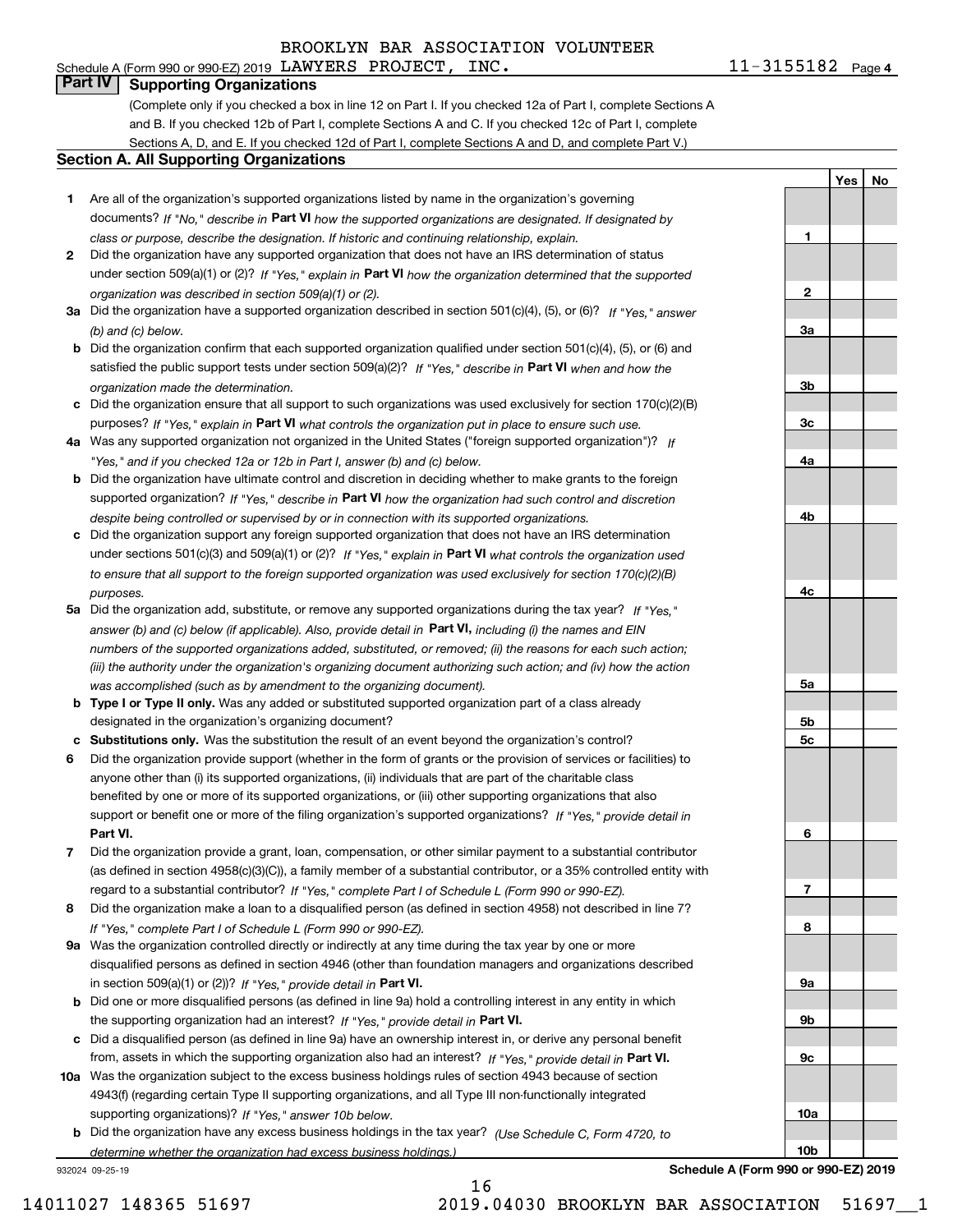Schedule A (Form 990 or 990-EZ) 2019 BROOKLYN BAR ASSOCIATION VOLUNTEER LAWYERS PROJECT, INC. 11-3155182 Page 4

## Part IV Supporting Organizations

(Complete only if you checked a box in line 12 on Part I. If you checked 12a of Part I, complete Sections A and B. If you checked 12b of Part I, complete Sections A and C. If you checked 12c of Part I, complete Sections A, D, and E. If you checked 12d of Part I, complete Sections A and D, and complete Part V.)

### Section A. All Supporting Organizations

| | | Line | Yes | No |
|---|---|---|---|---|
| 1 | Are all of the organization's supported organizations listed by name in the organization's governing documents? *If "No," describe in* **Part VI** *how the supported organizations are designated. If designated by class or purpose, describe the designation. If historic and continuing relationship, explain.* | 1 | | |
| 2 | Did the organization have any supported organization that does not have an IRS determination of status under section 509(a)(1) or (2)? *If "Yes," explain in* **Part VI** *how the organization determined that the supported organization was described in section 509(a)(1) or (2).* | 2 | | |
| 3a | Did the organization have a supported organization described in section 501(c)(4), (5), or (6)? *If "Yes," answer (b) and (c) below.* | 3a | | |
| b | Did the organization confirm that each supported organization qualified under section 501(c)(4), (5), or (6) and satisfied the public support tests under section 509(a)(2)? *If "Yes," describe in* **Part VI** *when and how the organization made the determination.* | 3b | | |
| c | Did the organization ensure that all support to such organizations was used exclusively for section 170(c)(2)(B) purposes? *If "Yes," explain in* **Part VI** *what controls the organization put in place to ensure such use.* | 3c | | |
| 4a | Was any supported organization not organized in the United States ("foreign supported organization")? *If "Yes," and if you checked 12a or 12b in Part I, answer (b) and (c) below.* | 4a | | |
| b | Did the organization have ultimate control and discretion in deciding whether to make grants to the foreign supported organization? *If "Yes," describe in* **Part VI** *how the organization had such control and discretion despite being controlled or supervised by or in connection with its supported organizations.* | 4b | | |
| c | Did the organization support any foreign supported organization that does not have an IRS determination under sections 501(c)(3) and 509(a)(1) or (2)? *If "Yes," explain in* **Part VI** *what controls the organization used to ensure that all support to the foreign supported organization was used exclusively for section 170(c)(2)(B) purposes.* | 4c | | |
| 5a | Did the organization add, substitute, or remove any supported organizations during the tax year? *If "Yes," answer (b) and (c) below (if applicable). Also, provide detail in* **Part VI,** *including (i) the names and EIN numbers of the supported organizations added, substituted, or removed; (ii) the reasons for each such action; (iii) the authority under the organization's organizing document authorizing such action; and (iv) how the action was accomplished (such as by amendment to the organizing document).* | 5a | | |
| b | **Type I or Type II only.** Was any added or substituted supported organization part of a class already designated in the organization's organizing document? | 5b | | |
| c | **Substitutions only.** Was the substitution the result of an event beyond the organization's control? | 5c | | |
| 6 | Did the organization provide support (whether in the form of grants or the provision of services or facilities) to anyone other than (i) its supported organizations, (ii) individuals that are part of the charitable class benefited by one or more of its supported organizations, or (iii) other supporting organizations that also support or benefit one or more of the filing organization's supported organizations? *If "Yes," provide detail in* **Part VI.** | 6 | | |
| 7 | Did the organization provide a grant, loan, compensation, or other similar payment to a substantial contributor (as defined in section 4958(c)(3)(C)), a family member of a substantial contributor, or a 35% controlled entity with regard to a substantial contributor? *If "Yes," complete Part I of Schedule L (Form 990 or 990-EZ).* | 7 | | |
| 8 | Did the organization make a loan to a disqualified person (as defined in section 4958) not described in line 7? *If "Yes," complete Part I of Schedule L (Form 990 or 990-EZ).* | 8 | | |
| 9a | Was the organization controlled directly or indirectly at any time during the tax year by one or more disqualified persons as defined in section 4946 (other than foundation managers and organizations described in section 509(a)(1) or (2))? *If "Yes," provide detail in* **Part VI.** | 9a | | |
| b | Did one or more disqualified persons (as defined in line 9a) hold a controlling interest in any entity in which the supporting organization had an interest? *If "Yes," provide detail in* **Part VI.** | 9b | | |
| c | Did a disqualified person (as defined in line 9a) have an ownership interest in, or derive any personal benefit from, assets in which the supporting organization also had an interest? *If "Yes," provide detail in* **Part VI.** | 9c | | |
| 10a | Was the organization subject to the excess business holdings rules of section 4943 because of section 4943(f) (regarding certain Type II supporting organizations, and all Type III non-functionally integrated supporting organizations)? *If "Yes," answer 10b below.* | 10a | | |
| b | Did the organization have any excess business holdings in the tax year? *(Use Schedule C, Form 4720, to determine whether the organization had excess business holdings.)* | 10b | | |

932024 09-25-19

**Schedule A (Form 990 or 990-EZ) 2019**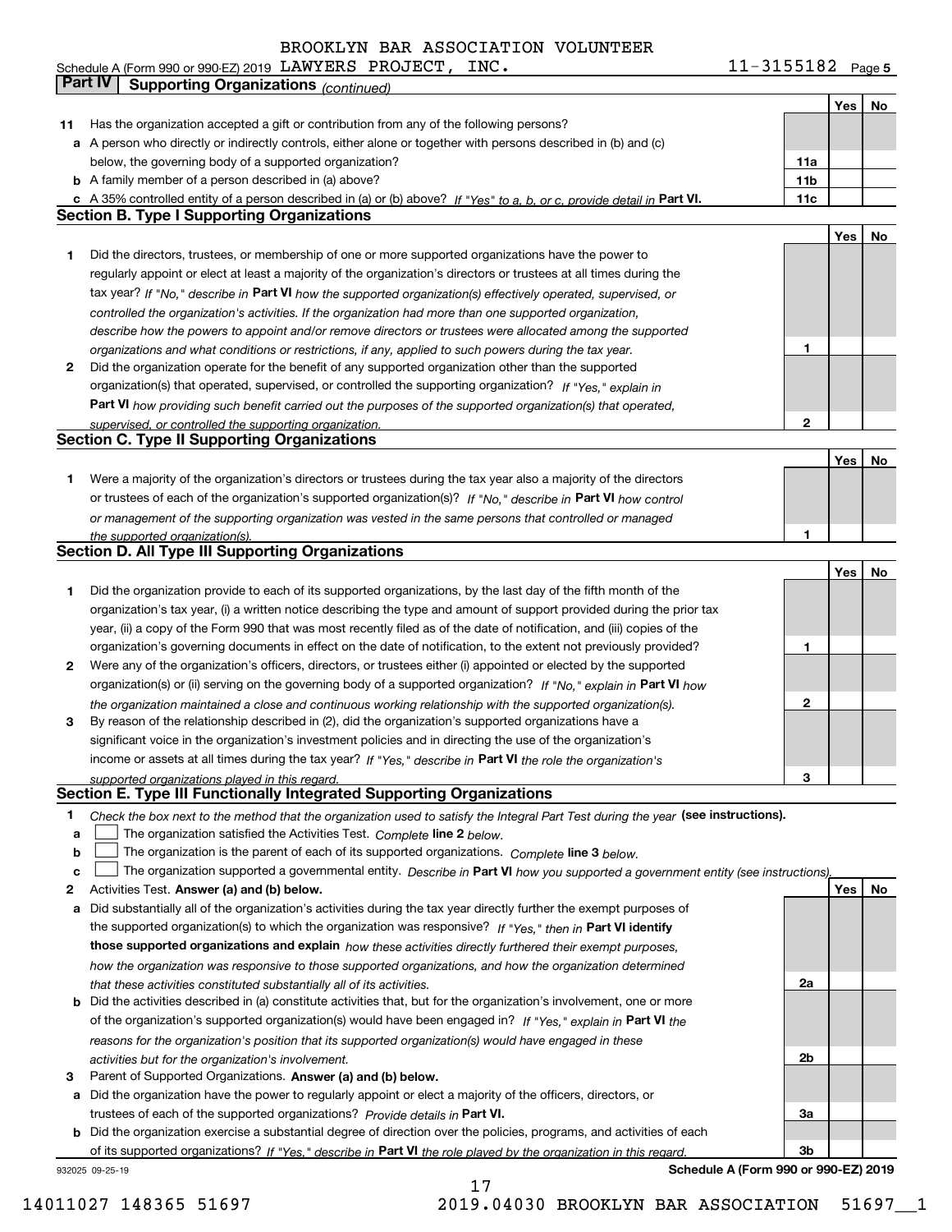Schedule A (Form 990 or 990-EZ) 2019 BROOKLYN BAR ASSOCIATION VOLUNTEER LAWYERS PROJECT, INC. 11-3155182 Page 5

**Part IV** **Supporting Organizations** *(continued)*

| | | | Yes | No |
|---|---|---|---|---|
| **11** | Has the organization accepted a gift or contribution from any of the following persons? | | | |
| **a** | A person who directly or indirectly controls, either alone or together with persons described in (b) and (c) below, the governing body of a supported organization? | **11a** | | |
| **b** | A family member of a person described in (a) above? | **11b** | | |
| **c** | A 35% controlled entity of a person described in (a) or (b) above? *If "Yes" to a, b, or c, provide detail in* **Part VI.** | **11c** | | |

## Section B. Type I Supporting Organizations

| | | | Yes | No |
|---|---|---|---|---|
| **1** | Did the directors, trustees, or membership of one or more supported organizations have the power to regularly appoint or elect at least a majority of the organization's directors or trustees at all times during the tax year? *If "No," describe in* **Part VI** *how the supported organization(s) effectively operated, supervised, or controlled the organization's activities. If the organization had more than one supported organization, describe how the powers to appoint and/or remove directors or trustees were allocated among the supported organizations and what conditions or restrictions, if any, applied to such powers during the tax year.* | **1** | | |
| **2** | Did the organization operate for the benefit of any supported organization other than the supported organization(s) that operated, supervised, or controlled the supporting organization? *If "Yes," explain in* **Part VI** *how providing such benefit carried out the purposes of the supported organization(s) that operated, supervised, or controlled the supporting organization.* | **2** | | |

## Section C. Type II Supporting Organizations

| | | | Yes | No |
|---|---|---|---|---|
| **1** | Were a majority of the organization's directors or trustees during the tax year also a majority of the directors or trustees of each of the organization's supported organization(s)? *If "No," describe in* **Part VI** *how control or management of the supporting organization was vested in the same persons that controlled or managed the supported organization(s).* | **1** | | |

## Section D. All Type III Supporting Organizations

| | | | Yes | No |
|---|---|---|---|---|
| **1** | Did the organization provide to each of its supported organizations, by the last day of the fifth month of the organization's tax year, (i) a written notice describing the type and amount of support provided during the prior tax year, (ii) a copy of the Form 990 that was most recently filed as of the date of notification, and (iii) copies of the organization's governing documents in effect on the date of notification, to the extent not previously provided? | **1** | | |
| **2** | Were any of the organization's officers, directors, or trustees either (i) appointed or elected by the supported organization(s) or (ii) serving on the governing body of a supported organization? *If "No," explain in* **Part VI** *how the organization maintained a close and continuous working relationship with the supported organization(s).* | **2** | | |
| **3** | By reason of the relationship described in (2), did the organization's supported organizations have a significant voice in the organization's investment policies and in directing the use of the organization's income or assets at all times during the tax year? *If "Yes," describe in* **Part VI** *the role the organization's supported organizations played in this regard.* | **3** | | |

## Section E. Type III Functionally Integrated Supporting Organizations

**1** *Check the box next to the method that the organization used to satisfy the Integral Part Test during the year* **(see instructions).**

- **a** ☐ The organization satisfied the Activities Test. *Complete* **line 2** *below.*
- **b** ☐ The organization is the parent of each of its supported organizations. *Complete* **line 3** *below.*
- **c** ☐ The organization supported a governmental entity. *Describe in* **Part VI** *how you supported a government entity (see instructions).*

| | | | Yes | No |
|---|---|---|---|---|
| **2** | Activities Test. **Answer (a) and (b) below.** | | | |
| **a** | Did substantially all of the organization's activities during the tax year directly further the exempt purposes of the supported organization(s) to which the organization was responsive? *If "Yes," then in* **Part VI identify those supported organizations and explain** *how these activities directly furthered their exempt purposes, how the organization was responsive to those supported organizations, and how the organization determined that these activities constituted substantially all of its activities.* | **2a** | | |
| **b** | Did the activities described in (a) constitute activities that, but for the organization's involvement, one or more of the organization's supported organization(s) would have been engaged in? *If "Yes," explain in* **Part VI** *the reasons for the organization's position that its supported organization(s) would have engaged in these activities but for the organization's involvement.* | **2b** | | |
| **3** | Parent of Supported Organizations. **Answer (a) and (b) below.** | | | |
| **a** | Did the organization have the power to regularly appoint or elect a majority of the officers, directors, or trustees of each of the supported organizations? *Provide details in* **Part VI.** | **3a** | | |
| **b** | Did the organization exercise a substantial degree of direction over the policies, programs, and activities of each of its supported organizations? *If "Yes," describe in* **Part VI** *the role played by the organization in this regard.* | **3b** | | |

932025 09-25-19 **Schedule A (Form 990 or 990-EZ) 2019**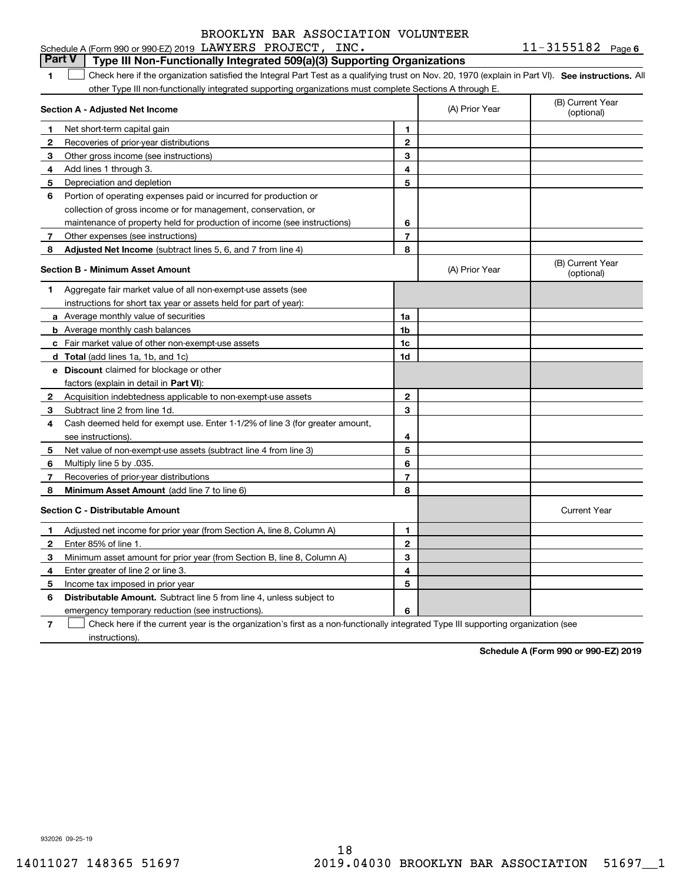Schedule A (Form 990 or 990-EZ) 2019 BROOKLYN BAR ASSOCIATION VOLUNTEER LAWYERS PROJECT, INC. 11-3155182 Page 6

**Part V | Type III Non-Functionally Integrated 509(a)(3) Supporting Organizations**

1 ☐ Check here if the organization satisfied the Integral Part Test as a qualifying trust on Nov. 20, 1970 (explain in Part VI). **See instructions.** All other Type III non-functionally integrated supporting organizations must complete Sections A through E.

| **Section A - Adjusted Net Income** | | | (A) Prior Year | (B) Current Year (optional) |
|---|---|---|---|---|
| 1 | Net short-term capital gain | 1 | | |
| 2 | Recoveries of prior-year distributions | 2 | | |
| 3 | Other gross income (see instructions) | 3 | | |
| 4 | Add lines 1 through 3. | 4 | | |
| 5 | Depreciation and depletion | 5 | | |
| 6 | Portion of operating expenses paid or incurred for production or collection of gross income or for management, conservation, or maintenance of property held for production of income (see instructions) | 6 | | |
| 7 | Other expenses (see instructions) | 7 | | |
| 8 | **Adjusted Net Income** (subtract lines 5, 6, and 7 from line 4) | 8 | | |

| **Section B - Minimum Asset Amount** | | | (A) Prior Year | (B) Current Year (optional) |
|---|---|---|---|---|
| 1 | Aggregate fair market value of all non-exempt-use assets (see instructions for short tax year or assets held for part of year): | | | |
| a | Average monthly value of securities | 1a | | |
| b | Average monthly cash balances | 1b | | |
| c | Fair market value of other non-exempt-use assets | 1c | | |
| d | **Total** (add lines 1a, 1b, and 1c) | 1d | | |
| e | **Discount** claimed for blockage or other factors (explain in detail in **Part VI**): | | | |
| 2 | Acquisition indebtedness applicable to non-exempt-use assets | 2 | | |
| 3 | Subtract line 2 from line 1d. | 3 | | |
| 4 | Cash deemed held for exempt use. Enter 1-1/2% of line 3 (for greater amount, see instructions). | 4 | | |
| 5 | Net value of non-exempt-use assets (subtract line 4 from line 3) | 5 | | |
| 6 | Multiply line 5 by .035. | 6 | | |
| 7 | Recoveries of prior-year distributions | 7 | | |
| 8 | **Minimum Asset Amount** (add line 7 to line 6) | 8 | | |

| **Section C - Distributable Amount** | | | | Current Year |
|---|---|---|---|---|
| 1 | Adjusted net income for prior year (from Section A, line 8, Column A) | 1 | | |
| 2 | Enter 85% of line 1. | 2 | | |
| 3 | Minimum asset amount for prior year (from Section B, line 8, Column A) | 3 | | |
| 4 | Enter greater of line 2 or line 3. | 4 | | |
| 5 | Income tax imposed in prior year | 5 | | |
| 6 | **Distributable Amount.** Subtract line 5 from line 4, unless subject to emergency temporary reduction (see instructions). | 6 | | |

7 ☐ Check here if the current year is the organization's first as a non-functionally integrated Type III supporting organization (see instructions).

**Schedule A (Form 990 or 990-EZ) 2019**

932026 09-25-19

14011027 148365 51697 2019.04030 BROOKLYN BAR ASSOCIATION 51697__1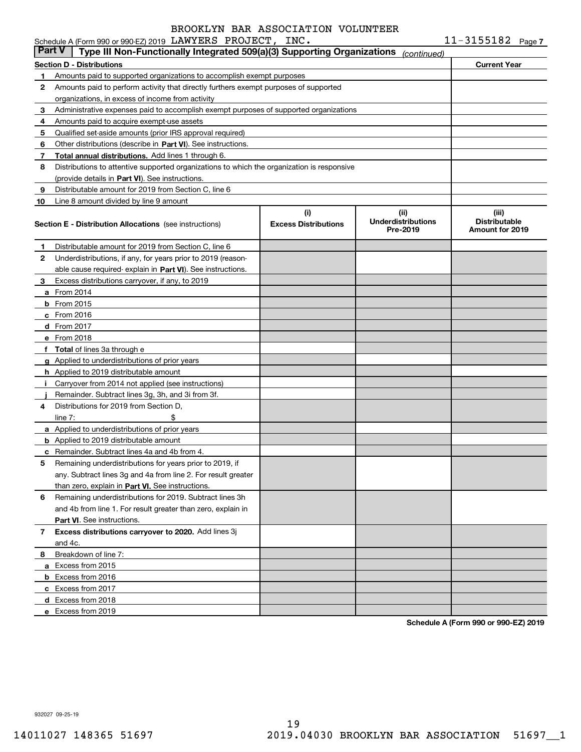Schedule A (Form 990 or 990-EZ) 2019 BROOKLYN BAR ASSOCIATION VOLUNTEER LAWYERS PROJECT, INC. 11-3155182 Page 7

## Part V Type III Non-Functionally Integrated 509(a)(3) Supporting Organizations *(continued)*

| Section D - Distributions | Current Year |
|---|---|
| **1** Amounts paid to supported organizations to accomplish exempt purposes | |
| **2** Amounts paid to perform activity that directly furthers exempt purposes of supported organizations, in excess of income from activity | |
| **3** Administrative expenses paid to accomplish exempt purposes of supported organizations | |
| **4** Amounts paid to acquire exempt-use assets | |
| **5** Qualified set-aside amounts (prior IRS approval required) | |
| **6** Other distributions (describe in **Part VI**). See instructions. | |
| **7** **Total annual distributions.** Add lines 1 through 6. | |
| **8** Distributions to attentive supported organizations to which the organization is responsive (provide details in **Part VI**). See instructions. | |
| **9** Distributable amount for 2019 from Section C, line 6 | |
| **10** Line 8 amount divided by line 9 amount | |

| **Section E - Distribution Allocations** (see instructions) | (i) Excess Distributions | (ii) Underdistributions Pre-2019 | (iii) Distributable Amount for 2019 |
|---|---|---|---|
| **1** Distributable amount for 2019 from Section C, line 6 | | | |
| **2** Underdistributions, if any, for years prior to 2019 (reasonable cause required- explain in **Part VI**). See instructions. | | | |
| **3** Excess distributions carryover, if any, to 2019 | | | |
| **a** From 2014 | | | |
| **b** From 2015 | | | |
| **c** From 2016 | | | |
| **d** From 2017 | | | |
| **e** From 2018 | | | |
| **f** **Total** of lines 3a through e | | | |
| **g** Applied to underdistributions of prior years | | | |
| **h** Applied to 2019 distributable amount | | | |
| **i** Carryover from 2014 not applied (see instructions) | | | |
| **j** Remainder. Subtract lines 3g, 3h, and 3i from 3f. | | | |
| **4** Distributions for 2019 from Section D, line 7: $ | | | |
| **a** Applied to underdistributions of prior years | | | |
| **b** Applied to 2019 distributable amount | | | |
| **c** Remainder. Subtract lines 4a and 4b from 4. | | | |
| **5** Remaining underdistributions for years prior to 2019, if any. Subtract lines 3g and 4a from line 2. For result greater than zero, explain in **Part VI.** See instructions. | | | |
| **6** Remaining underdistributions for 2019. Subtract lines 3h and 4b from line 1. For result greater than zero, explain in **Part VI**. See instructions. | | | |
| **7** **Excess distributions carryover to 2020.** Add lines 3j and 4c. | | | |
| **8** Breakdown of line 7: | | | |
| **a** Excess from 2015 | | | |
| **b** Excess from 2016 | | | |
| **c** Excess from 2017 | | | |
| **d** Excess from 2018 | | | |
| **e** Excess from 2019 | | | |

**Schedule A (Form 990 or 990-EZ) 2019**

932027 09-25-19

14011027 148365 51697 2019.04030 BROOKLYN BAR ASSOCIATION 51697__1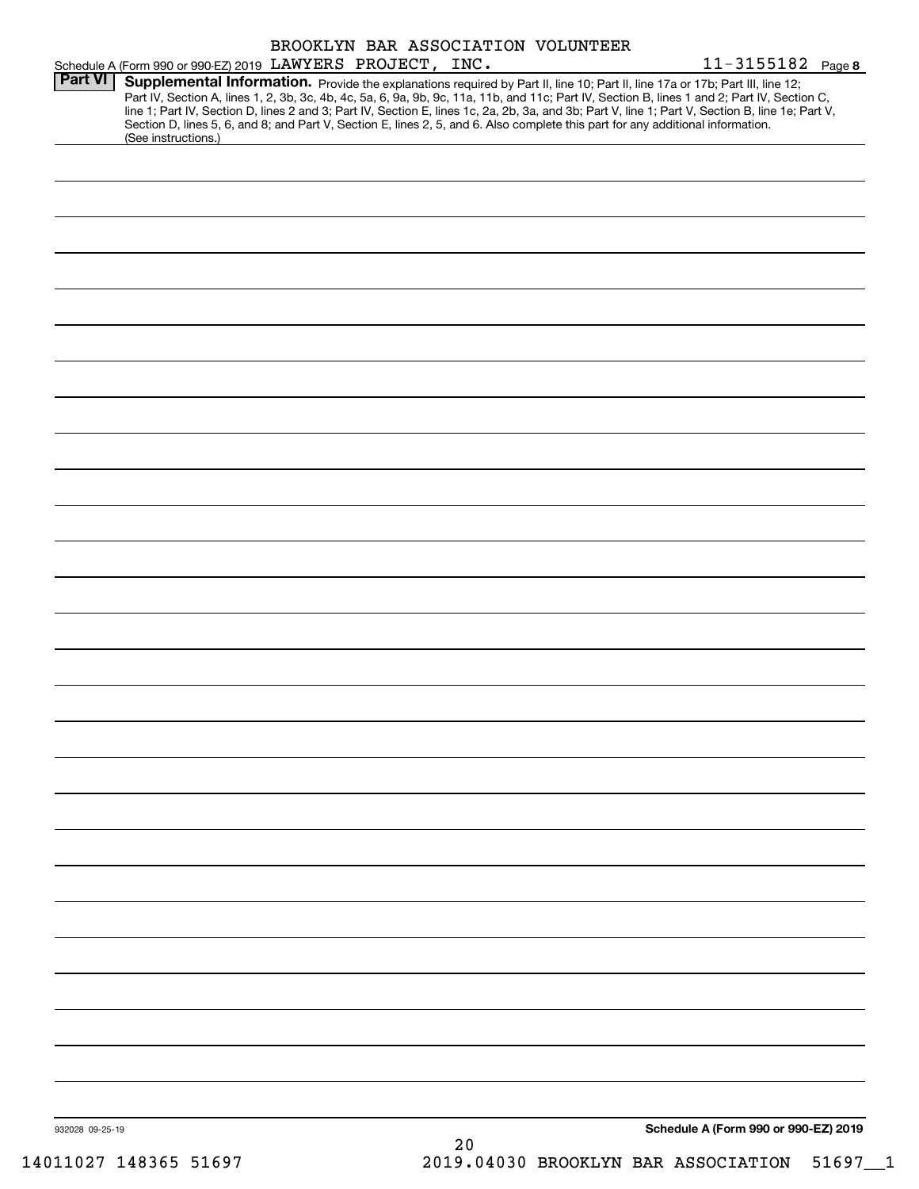BROOKLYN BAR ASSOCIATION VOLUNTEER

Schedule A (Form 990 or 990-EZ) 2019 LAWYERS PROJECT, INC. 11-3155182 Page 8

## Part VI Supplemental Information.

Provide the explanations required by Part II, line 10; Part II, line 17a or 17b; Part III, line 12; Part IV, Section A, lines 1, 2, 3b, 3c, 4b, 4c, 5a, 6, 9a, 9b, 9c, 11a, 11b, and 11c; Part IV, Section B, lines 1 and 2; Part IV, Section C, line 1; Part IV, Section D, lines 2 and 3; Part IV, Section E, lines 1c, 2a, 2b, 3a, and 3b; Part V, line 1; Part V, Section B, line 1e; Part V, Section D, lines 5, 6, and 8; and Part V, Section E, lines 2, 5, and 6. Also complete this part for any additional information. (See instructions.)

932028 09-25-19

**Schedule A (Form 990 or 990-EZ) 2019**

14011027 148365 51697 2019.04030 BROOKLYN BAR ASSOCIATION 51697__1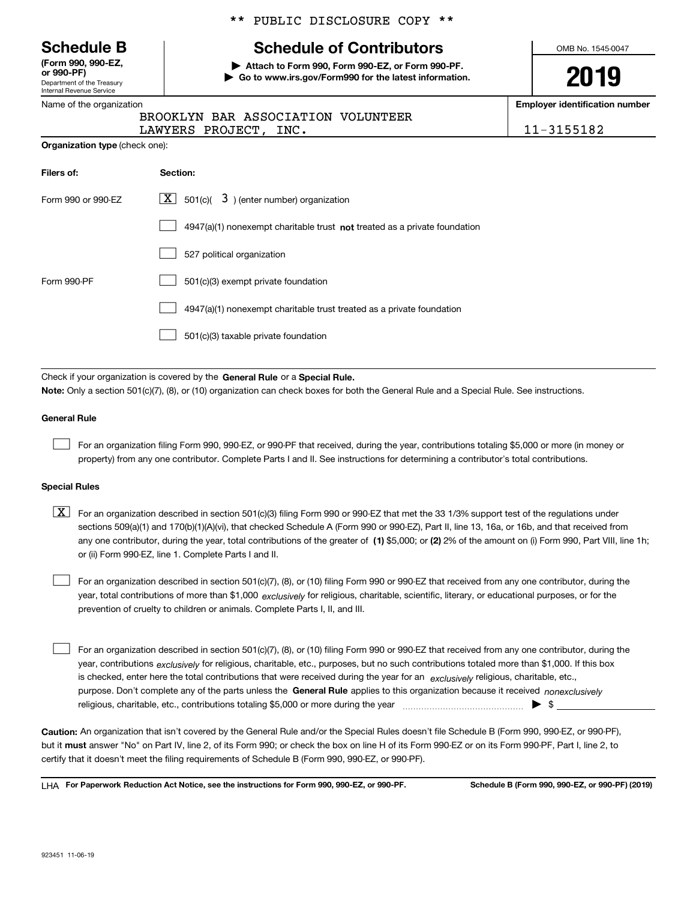** PUBLIC DISCLOSURE COPY **

# Schedule B

**(Form 990, 990-EZ, or 990-PF)**
Department of the Treasury
Internal Revenue Service

## Schedule of Contributors

▶ **Attach to Form 990, Form 990-EZ, or Form 990-PF.**
▶ **Go to www.irs.gov/Form990 for the latest information.**

OMB No. 1545-0047

**2019**

Name of the organization: BROOKLYN BAR ASSOCIATION VOLUNTEER LAWYERS PROJECT, INC.

**Employer identification number**: 11-3155182

**Organization type** (check one):

| **Filers of:** | **Section:** |
|---|---|
| Form 990 or 990-EZ | [X] 501(c)( 3 ) (enter number) organization |
| | [ ] 4947(a)(1) nonexempt charitable trust **not** treated as a private foundation |
| | [ ] 527 political organization |
| Form 990-PF | [ ] 501(c)(3) exempt private foundation |
| | [ ] 4947(a)(1) nonexempt charitable trust treated as a private foundation |
| | [ ] 501(c)(3) taxable private foundation |

Check if your organization is covered by the **General Rule** or a **Special Rule.**

**Note:** Only a section 501(c)(7), (8), or (10) organization can check boxes for both the General Rule and a Special Rule. See instructions.

**General Rule**

[ ] For an organization filing Form 990, 990-EZ, or 990-PF that received, during the year, contributions totaling $5,000 or more (in money or property) from any one contributor. Complete Parts I and II. See instructions for determining a contributor's total contributions.

**Special Rules**

[X] For an organization described in section 501(c)(3) filing Form 990 or 990-EZ that met the 33 1/3% support test of the regulations under sections 509(a)(1) and 170(b)(1)(A)(vi), that checked Schedule A (Form 990 or 990-EZ), Part II, line 13, 16a, or 16b, and that received from any one contributor, during the year, total contributions of the greater of **(1)** $5,000; or **(2)** 2% of the amount on (i) Form 990, Part VIII, line 1h; or (ii) Form 990-EZ, line 1. Complete Parts I and II.

[ ] For an organization described in section 501(c)(7), (8), or (10) filing Form 990 or 990-EZ that received from any one contributor, during the year, total contributions of more than $1,000 *exclusively* for religious, charitable, scientific, literary, or educational purposes, or for the prevention of cruelty to children or animals. Complete Parts I, II, and III.

[ ] For an organization described in section 501(c)(7), (8), or (10) filing Form 990 or 990-EZ that received from any one contributor, during the year, contributions *exclusively* for religious, charitable, etc., purposes, but no such contributions totaled more than $1,000. If this box is checked, enter here the total contributions that were received during the year for an *exclusively* religious, charitable, etc., purpose. Don't complete any of the parts unless the **General Rule** applies to this organization because it received *nonexclusively* religious, charitable, etc., contributions totaling $5,000 or more during the year ▶ $ ______

**Caution:** An organization that isn't covered by the General Rule and/or the Special Rules doesn't file Schedule B (Form 990, 990-EZ, or 990-PF), but it **must** answer "No" on Part IV, line 2, of its Form 990; or check the box on line H of its Form 990-EZ or on its Form 990-PF, Part I, line 2, to certify that it doesn't meet the filing requirements of Schedule B (Form 990, 990-EZ, or 990-PF).

LHA **For Paperwork Reduction Act Notice, see the instructions for Form 990, 990-EZ, or 990-PF.** **Schedule B (Form 990, 990-EZ, or 990-PF) (2019)**

923451 11-06-19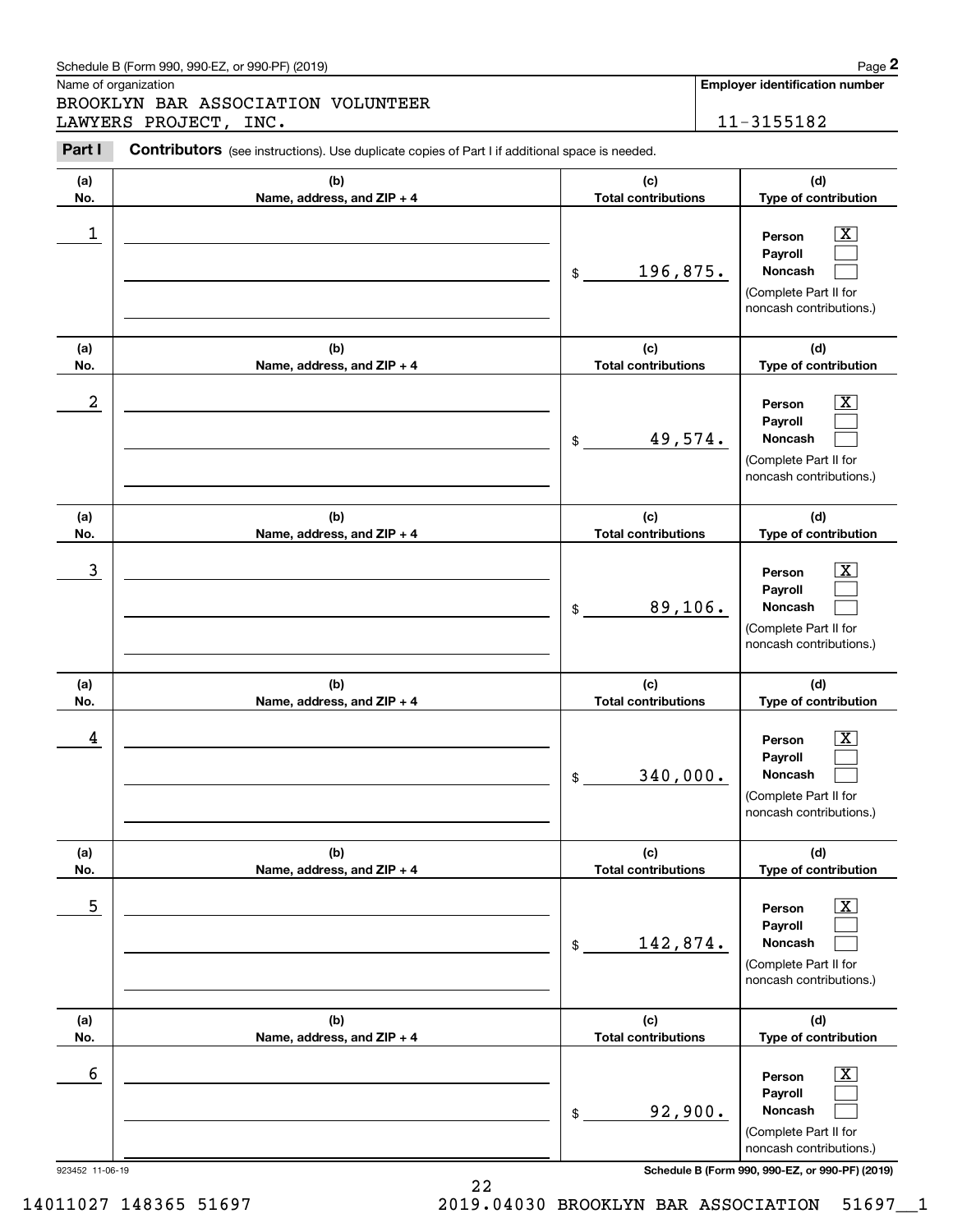Schedule B (Form 990, 990-EZ, or 990-PF) (2019)

Name of organization: BROOKLYN BAR ASSOCIATION VOLUNTEER LAWYERS PROJECT, INC.

Employer identification number: 11-3155182

**Part I** **Contributors** (see instructions). Use duplicate copies of Part I if additional space is needed.

| (a) No. | (b) Name, address, and ZIP + 4 | (c) Total contributions | (d) Type of contribution |
|---|---|---|---|
| 1 | | $ 196,875. | Person [X] Payroll [ ] Noncash [ ] (Complete Part II for noncash contributions.) |
| 2 | | $ 49,574. | Person [X] Payroll [ ] Noncash [ ] (Complete Part II for noncash contributions.) |
| 3 | | $ 89,106. | Person [X] Payroll [ ] Noncash [ ] (Complete Part II for noncash contributions.) |
| 4 | | $ 340,000. | Person [X] Payroll [ ] Noncash [ ] (Complete Part II for noncash contributions.) |
| 5 | | $ 142,874. | Person [X] Payroll [ ] Noncash [ ] (Complete Part II for noncash contributions.) |
| 6 | | $ 92,900. | Person [X] Payroll [ ] Noncash [ ] (Complete Part II for noncash contributions.) |

923452 11-06-19

Schedule B (Form 990, 990-EZ, or 990-PF) (2019)

14011027 148365 51697 2019.04030 BROOKLYN BAR ASSOCIATION 51697__1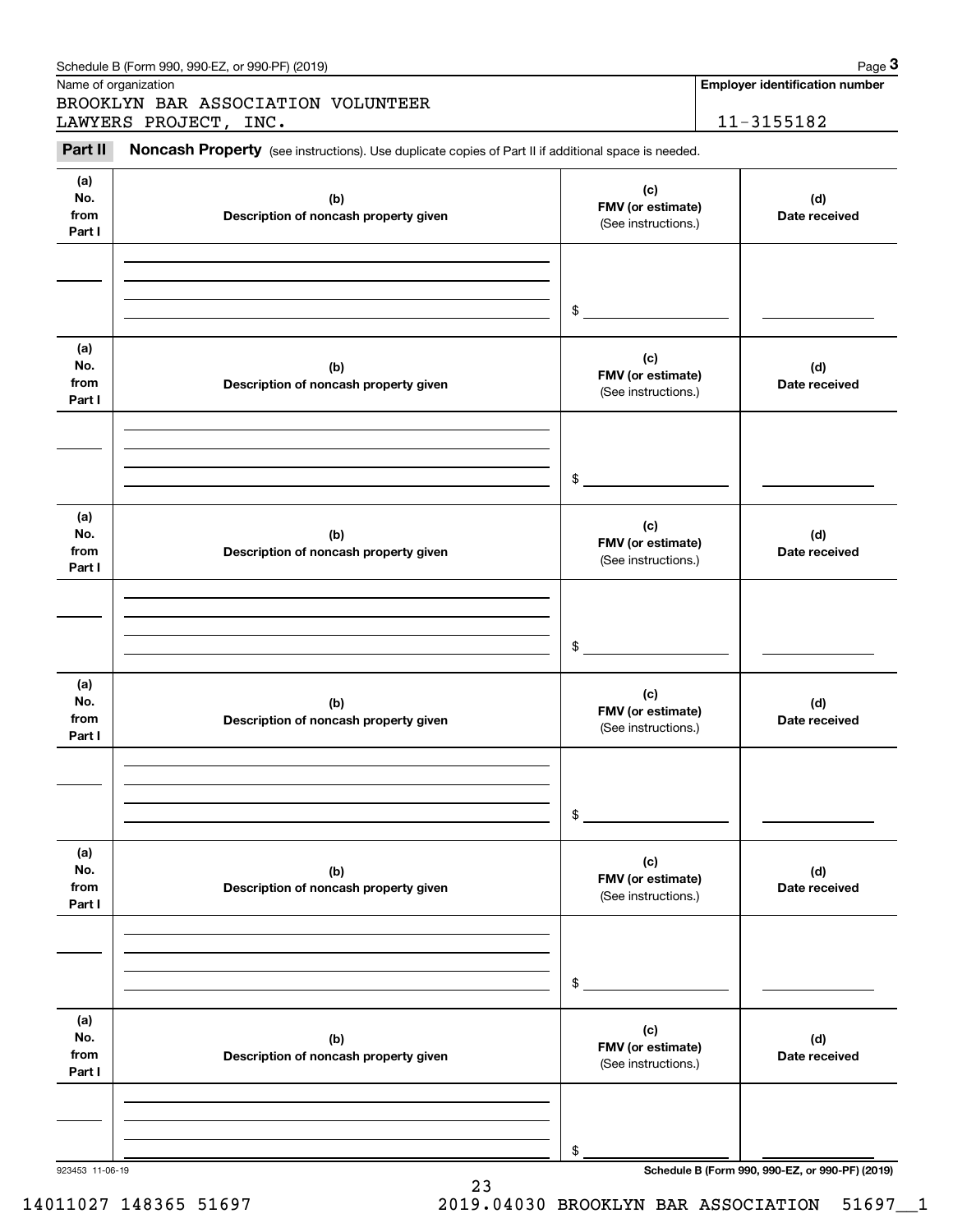Schedule B (Form 990, 990-EZ, or 990-PF) (2019)

Name of organization

BROOKLYN BAR ASSOCIATION VOLUNTEER LAWYERS PROJECT, INC.

**Employer identification number**

11-3155182

**Part II** **Noncash Property** (see instructions). Use duplicate copies of Part II if additional space is needed.

| (a) No. from Part I | (b) Description of noncash property given | (c) FMV (or estimate) (See instructions.) | (d) Date received |
|---|---|---|---|
| | | $ | |

| (a) No. from Part I | (b) Description of noncash property given | (c) FMV (or estimate) (See instructions.) | (d) Date received |
|---|---|---|---|
| | | $ | |

| (a) No. from Part I | (b) Description of noncash property given | (c) FMV (or estimate) (See instructions.) | (d) Date received |
|---|---|---|---|
| | | $ | |

| (a) No. from Part I | (b) Description of noncash property given | (c) FMV (or estimate) (See instructions.) | (d) Date received |
|---|---|---|---|
| | | $ | |

| (a) No. from Part I | (b) Description of noncash property given | (c) FMV (or estimate) (See instructions.) | (d) Date received |
|---|---|---|---|
| | | $ | |

| (a) No. from Part I | (b) Description of noncash property given | (c) FMV (or estimate) (See instructions.) | (d) Date received |
|---|---|---|---|
| | | $ | |

923453 11-06-19

**Schedule B (Form 990, 990-EZ, or 990-PF) (2019)**

14011027 148365 51697 2019.04030 BROOKLYN BAR ASSOCIATION 51697__1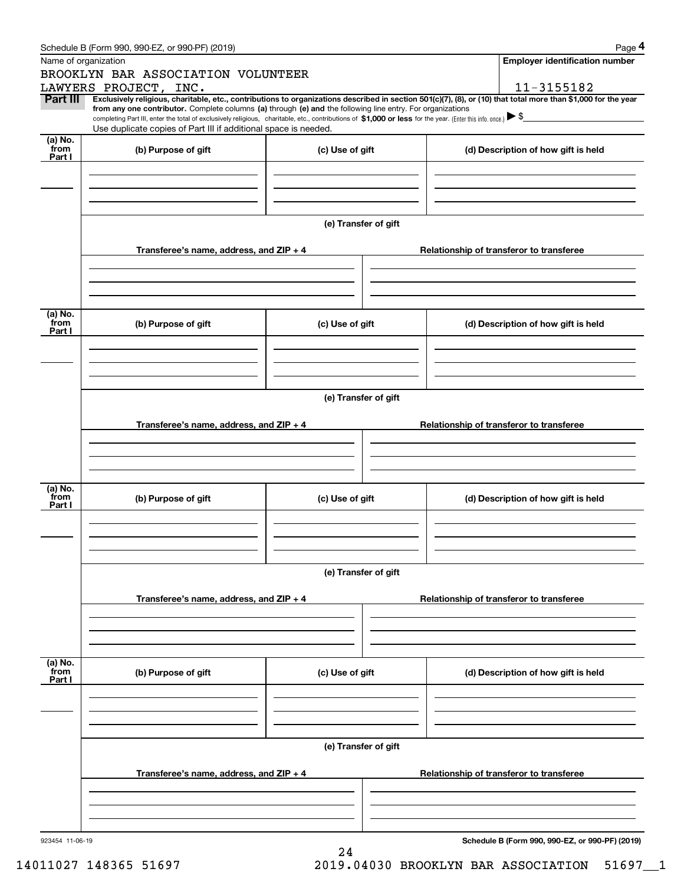Schedule B (Form 990, 990-EZ, or 990-PF) (2019)

Name of organization: BROOKLYN BAR ASSOCIATION VOLUNTEER LAWYERS PROJECT, INC.

Employer identification number: 11-3155182

**Part III** **Exclusively religious, charitable, etc., contributions to organizations described in section 501(c)(7), (8), or (10) that total more than $1,000 for the year from any one contributor.** Complete columns **(a)** through **(e) and** the following line entry. For organizations completing Part III, enter the total of exclusively religious, charitable, etc., contributions of **$1,000 or less** for the year. (Enter this info. once.) ▶ $

Use duplicate copies of Part III if additional space is needed.

| (a) No. from Part I | (b) Purpose of gift | (c) Use of gift | (d) Description of how gift is held |
|---|---|---|---|
| | | | |

(e) Transfer of gift

| Transferee's name, address, and ZIP + 4 | Relationship of transferor to transferee |
|---|---|
| | |

| (a) No. from Part I | (b) Purpose of gift | (c) Use of gift | (d) Description of how gift is held |
|---|---|---|---|
| | | | |

(e) Transfer of gift

| Transferee's name, address, and ZIP + 4 | Relationship of transferor to transferee |
|---|---|
| | |

| (a) No. from Part I | (b) Purpose of gift | (c) Use of gift | (d) Description of how gift is held |
|---|---|---|---|
| | | | |

(e) Transfer of gift

| Transferee's name, address, and ZIP + 4 | Relationship of transferor to transferee |
|---|---|
| | |

| (a) No. from Part I | (b) Purpose of gift | (c) Use of gift | (d) Description of how gift is held |
|---|---|---|---|
| | | | |

(e) Transfer of gift

| Transferee's name, address, and ZIP + 4 | Relationship of transferor to transferee |
|---|---|
| | |

923454 11-06-19

**Schedule B (Form 990, 990-EZ, or 990-PF) (2019)**

14011027 148365 51697 2019.04030 BROOKLYN BAR ASSOCIATION 51697__1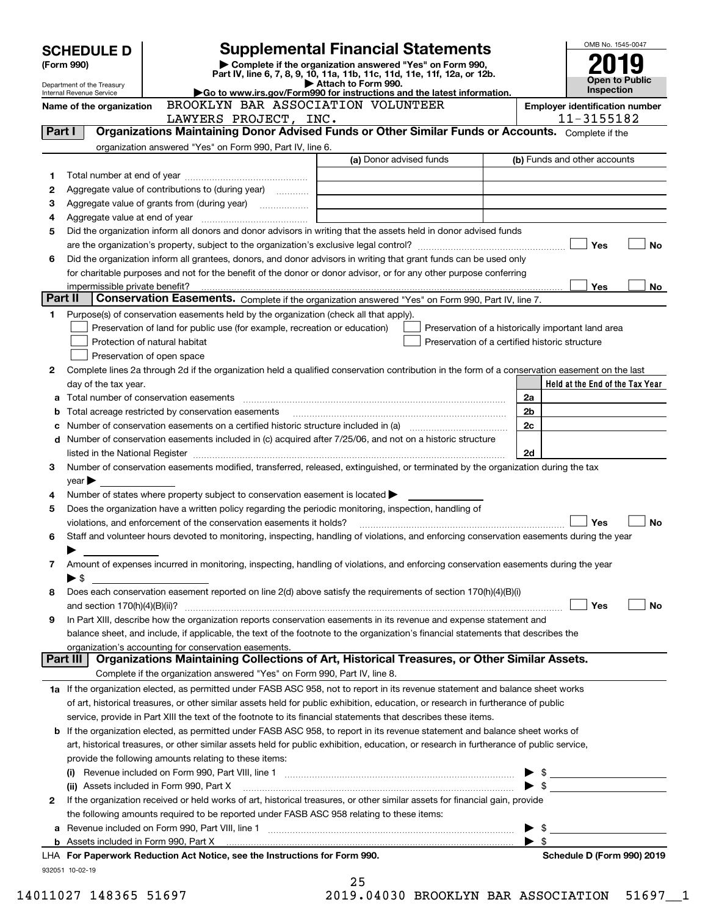**SCHEDULE D (Form 990)**

Department of the Treasury
Internal Revenue Service

# Supplemental Financial Statements

▶ Complete if the organization answered "Yes" on Form 990, Part IV, line 6, 7, 8, 9, 10, 11a, 11b, 11c, 11d, 11e, 11f, 12a, or 12b.
▶ Attach to Form 990.
▶Go to www.irs.gov/Form990 for instructions and the latest information.

OMB No. 1545-0047

**2019**

**Open to Public Inspection**

Name of the organization: BROOKLYN BAR ASSOCIATION VOLUNTEER LAWYERS PROJECT, INC.

Employer identification number: 11-3155182

## Part I — Organizations Maintaining Donor Advised Funds or Other Similar Funds or Accounts.

Complete if the organization answered "Yes" on Form 990, Part IV, line 6.

| | | (a) Donor advised funds | (b) Funds and other accounts |
|---|---|---|---|
| 1 | Total number at end of year | | |
| 2 | Aggregate value of contributions to (during year) | | |
| 3 | Aggregate value of grants from (during year) | | |
| 4 | Aggregate value at end of year | | |

5 Did the organization inform all donors and donor advisors in writing that the assets held in donor advised funds are the organization's property, subject to the organization's exclusive legal control? ☐ Yes ☐ No

6 Did the organization inform all grantees, donors, and donor advisors in writing that grant funds can be used only for charitable purposes and not for the benefit of the donor or donor advisor, or for any other purpose conferring impermissible private benefit? ☐ Yes ☐ No

## Part II — Conservation Easements.

Complete if the organization answered "Yes" on Form 990, Part IV, line 7.

1 Purpose(s) of conservation easements held by the organization (check all that apply).

- ☐ Preservation of land for public use (for example, recreation or education)
- ☐ Protection of natural habitat
- ☐ Preservation of open space
- ☐ Preservation of a historically important land area
- ☐ Preservation of a certified historic structure

2 Complete lines 2a through 2d if the organization held a qualified conservation contribution in the form of a conservation easement on the last day of the tax year.

| | | | Held at the End of the Tax Year |
|---|---|---|---|
| a | Total number of conservation easements | 2a | |
| b | Total acreage restricted by conservation easements | 2b | |
| c | Number of conservation easements on a certified historic structure included in (a) | 2c | |
| d | Number of conservation easements included in (c) acquired after 7/25/06, and not on a historic structure listed in the National Register | 2d | |

3 Number of conservation easements modified, transferred, released, extinguished, or terminated by the organization during the tax year ▶

4 Number of states where property subject to conservation easement is located ▶

5 Does the organization have a written policy regarding the periodic monitoring, inspection, handling of violations, and enforcement of the conservation easements it holds? ☐ Yes ☐ No

6 Staff and volunteer hours devoted to monitoring, inspecting, handling of violations, and enforcing conservation easements during the year ▶

7 Amount of expenses incurred in monitoring, inspecting, handling of violations, and enforcing conservation easements during the year ▶ $

8 Does each conservation easement reported on line 2(d) above satisfy the requirements of section 170(h)(4)(B)(i) and section 170(h)(4)(B)(ii)? ☐ Yes ☐ No

9 In Part XIII, describe how the organization reports conservation easements in its revenue and expense statement and balance sheet, and include, if applicable, the text of the footnote to the organization's financial statements that describes the organization's accounting for conservation easements.

## Part III — Organizations Maintaining Collections of Art, Historical Treasures, or Other Similar Assets.

Complete if the organization answered "Yes" on Form 990, Part IV, line 8.

1a If the organization elected, as permitted under FASB ASC 958, not to report in its revenue statement and balance sheet works of art, historical treasures, or other similar assets held for public exhibition, education, or research in furtherance of public service, provide in Part XIII the text of the footnote to its financial statements that describes these items.

b If the organization elected, as permitted under FASB ASC 958, to report in its revenue statement and balance sheet works of art, historical treasures, or other similar assets held for public exhibition, education, or research in furtherance of public service, provide the following amounts relating to these items:

(i) Revenue included on Form 990, Part VIII, line 1 ▶ $

(ii) Assets included in Form 990, Part X ▶ $

2 If the organization received or held works of art, historical treasures, or other similar assets for financial gain, provide the following amounts required to be reported under FASB ASC 958 relating to these items:

a Revenue included on Form 990, Part VIII, line 1 ▶ $

b Assets included in Form 990, Part X ▶ $

LHA For Paperwork Reduction Act Notice, see the Instructions for Form 990. Schedule D (Form 990) 2019

932051 10-02-19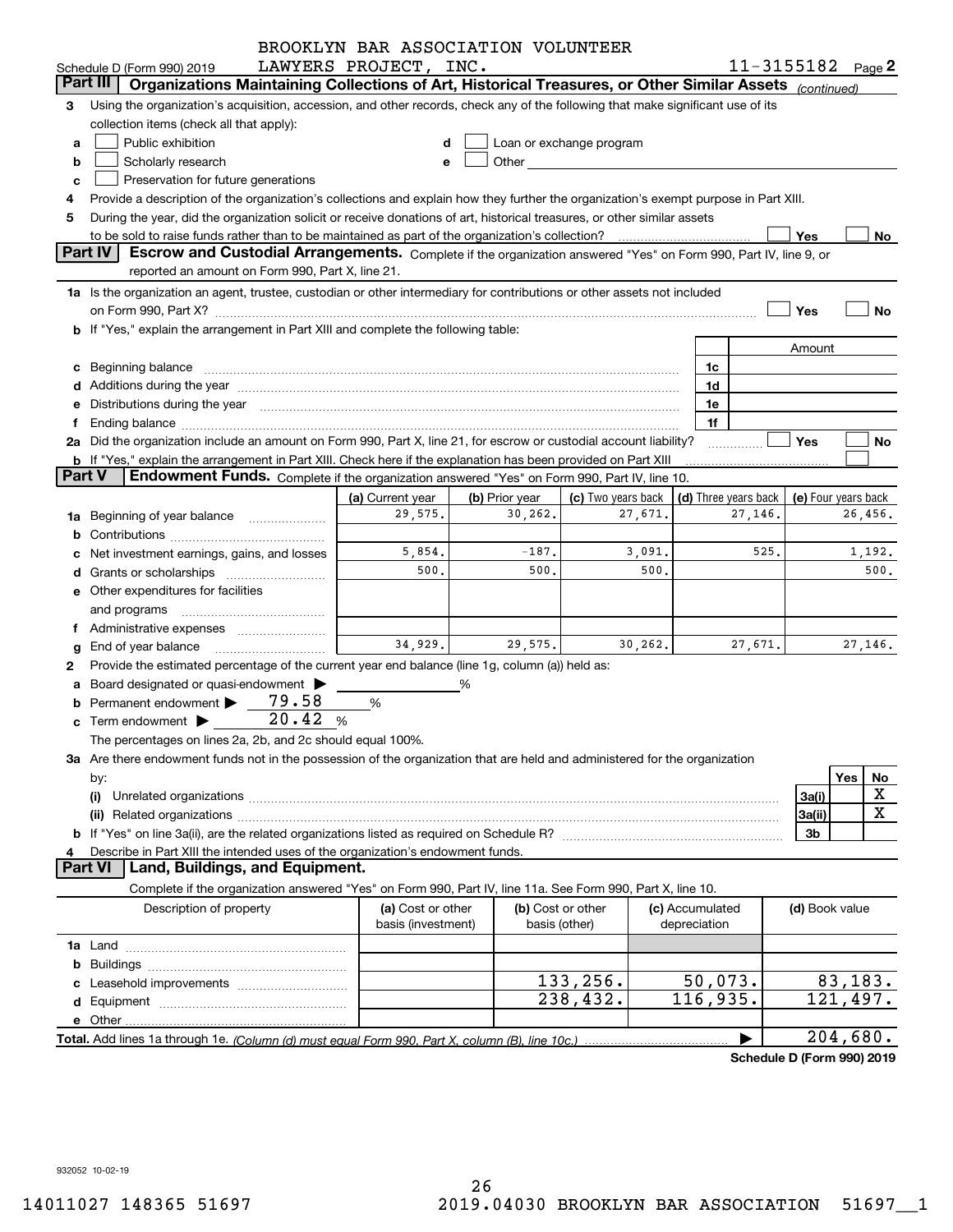BROOKLYN BAR ASSOCIATION VOLUNTEER LAWYERS PROJECT, INC. 11-3155182

Schedule D (Form 990) 2019 Page 2

## Part III Organizations Maintaining Collections of Art, Historical Treasures, or Other Similar Assets *(continued)*

**3** Using the organization's acquisition, accession, and other records, check any of the following that make significant use of its collection items (check all that apply):

- **a** ☐ Public exhibition
- **b** ☐ Scholarly research
- **c** ☐ Preservation for future generations
- **d** ☐ Loan or exchange program
- **e** ☐ Other

**4** Provide a description of the organization's collections and explain how they further the organization's exempt purpose in Part XIII.

**5** During the year, did the organization solicit or receive donations of art, historical treasures, or other similar assets to be sold to raise funds rather than to be maintained as part of the organization's collection? ☐ Yes ☐ No

## Part IV Escrow and Custodial Arrangements.

Complete if the organization answered "Yes" on Form 990, Part IV, line 9, or reported an amount on Form 990, Part X, line 21.

**1a** Is the organization an agent, trustee, custodian or other intermediary for contributions or other assets not included on Form 990, Part X? ☐ Yes ☐ No

**b** If "Yes," explain the arrangement in Part XIII and complete the following table:

| | | | Amount |
|---|---|---|---|
| **c** | Beginning balance | 1c | |
| **d** | Additions during the year | 1d | |
| **e** | Distributions during the year | 1e | |
| **f** | Ending balance | 1f | |

**2a** Did the organization include an amount on Form 990, Part X, line 21, for escrow or custodial account liability? ☐ Yes ☐ No

**b** If "Yes," explain the arrangement in Part XIII. Check here if the explanation has been provided on Part XIII ☐

## Part V Endowment Funds.

Complete if the organization answered "Yes" on Form 990, Part IV, line 10.

| | | (a) Current year | (b) Prior year | (c) Two years back | (d) Three years back | (e) Four years back |
|---|---|---|---|---|---|---|
| **1a** | Beginning of year balance | 29,575. | 30,262. | 27,671. | 27,146. | 26,456. |
| **b** | Contributions | | | | | |
| **c** | Net investment earnings, gains, and losses | 5,854. | -187. | 3,091. | 525. | 1,192. |
| **d** | Grants or scholarships | 500. | 500. | 500. | | 500. |
| **e** | Other expenditures for facilities and programs | | | | | |
| **f** | Administrative expenses | | | | | |
| **g** | End of year balance | 34,929. | 29,575. | 30,262. | 27,671. | 27,146. |

**2** Provide the estimated percentage of the current year end balance (line 1g, column (a)) held as:

- **a** Board designated or quasi-endowment ▶ ______ %
- **b** Permanent endowment ▶ 79.58 %
- **c** Term endowment ▶ 20.42 %

The percentages on lines 2a, 2b, and 2c should equal 100%.

**3a** Are there endowment funds not in the possession of the organization that are held and administered for the organization by:

| | | | Yes | No |
|---|---|---|---|---|
| **(i)** | Unrelated organizations | 3a(i) | | X |
| **(ii)** | Related organizations | 3a(ii) | | X |
| **b** | If "Yes" on line 3a(ii), are the related organizations listed as required on Schedule R? | 3b | | |

**4** Describe in Part XIII the intended uses of the organization's endowment funds.

## Part VI Land, Buildings, and Equipment.

Complete if the organization answered "Yes" on Form 990, Part IV, line 11a. See Form 990, Part X, line 10.

| Description of property | (a) Cost or other basis (investment) | (b) Cost or other basis (other) | (c) Accumulated depreciation | (d) Book value |
|---|---|---|---|---|
| **1a** Land | | | | |
| **b** Buildings | | | | |
| **c** Leasehold improvements | | 133,256. | 50,073. | 83,183. |
| **d** Equipment | | 238,432. | 116,935. | 121,497. |
| **e** Other | | | | |
| **Total.** Add lines 1a through 1e. *(Column (d) must equal Form 990, Part X, column (B), line 10c.)* | | | ▶ | 204,680. |

**Schedule D (Form 990) 2019**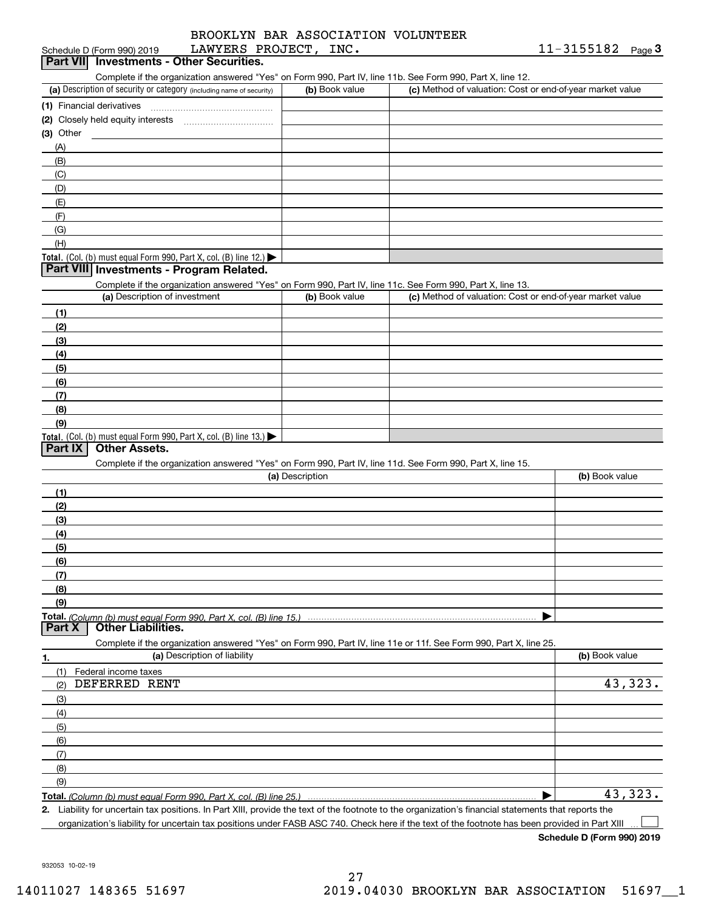Schedule D (Form 990) 2019 BROOKLYN BAR ASSOCIATION VOLUNTEER LAWYERS PROJECT, INC. 11-3155182 Page 3

## Part VII Investments - Other Securities.

Complete if the organization answered "Yes" on Form 990, Part IV, line 11b. See Form 990, Part X, line 12.

| (a) Description of security or category (including name of security) | (b) Book value | (c) Method of valuation: Cost or end-of-year market value |
|---|---|---|
| (1) Financial derivatives | | |
| (2) Closely held equity interests | | |
| (3) Other | | |
| (A) | | |
| (B) | | |
| (C) | | |
| (D) | | |
| (E) | | |
| (F) | | |
| (G) | | |
| (H) | | |
| Total. (Col. (b) must equal Form 990, Part X, col. (B) line 12.) | | |

## Part VIII Investments - Program Related.

Complete if the organization answered "Yes" on Form 990, Part IV, line 11c. See Form 990, Part X, line 13.

| (a) Description of investment | (b) Book value | (c) Method of valuation: Cost or end-of-year market value |
|---|---|---|
| (1) | | |
| (2) | | |
| (3) | | |
| (4) | | |
| (5) | | |
| (6) | | |
| (7) | | |
| (8) | | |
| (9) | | |
| Total. (Col. (b) must equal Form 990, Part X, col. (B) line 13.) | | |

## Part IX Other Assets.

Complete if the organization answered "Yes" on Form 990, Part IV, line 11d. See Form 990, Part X, line 15.

| (a) Description | (b) Book value |
|---|---|
| (1) | |
| (2) | |
| (3) | |
| (4) | |
| (5) | |
| (6) | |
| (7) | |
| (8) | |
| (9) | |
| Total. (Column (b) must equal Form 990, Part X, col. (B) line 15.) | |

## Part X Other Liabilities.

Complete if the organization answered "Yes" on Form 990, Part IV, line 11e or 11f. See Form 990, Part X, line 25.

| 1. (a) Description of liability | (b) Book value |
|---|---|
| (1) Federal income taxes | |
| (2) DEFERRED RENT | 43,323. |
| (3) | |
| (4) | |
| (5) | |
| (6) | |
| (7) | |
| (8) | |
| (9) | |
| Total. (Column (b) must equal Form 990, Part X, col. (B) line 25.) | 43,323. |

2. Liability for uncertain tax positions. In Part XIII, provide the text of the footnote to the organization's financial statements that reports the organization's liability for uncertain tax positions under FASB ASC 740. Check here if the text of the footnote has been provided in Part XIII ☐

Schedule D (Form 990) 2019

932053 10-02-19

14011027 148365 51697 2019.04030 BROOKLYN BAR ASSOCIATION 51697__1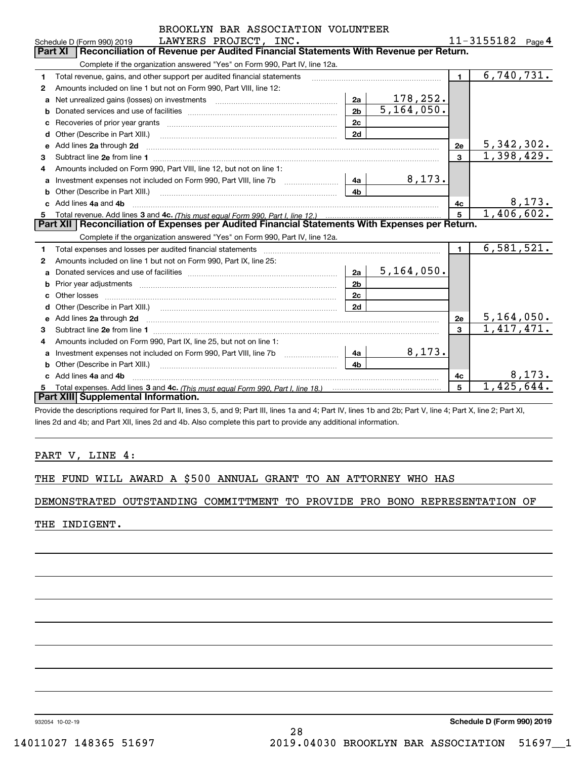BROOKLYN BAR ASSOCIATION VOLUNTEER LAWYERS PROJECT, INC.

Schedule D (Form 990) 2019 — 11-3155182 — Page 4

## Part XI — Reconciliation of Revenue per Audited Financial Statements With Revenue per Return.

Complete if the organization answered "Yes" on Form 990, Part IV, line 12a.

| Line | Description | | Amount | | Total |
|---|---|---|---|---|---|
| 1 | Total revenue, gains, and other support per audited financial statements | | | 1 | 6,740,731. |
| 2 | Amounts included on line 1 but not on Form 990, Part VIII, line 12: | | | | |
| a | Net unrealized gains (losses) on investments | 2a | 178,252. | | |
| b | Donated services and use of facilities | 2b | 5,164,050. | | |
| c | Recoveries of prior year grants | 2c | | | |
| d | Other (Describe in Part XIII.) | 2d | | | |
| e | Add lines 2a through 2d | | | 2e | 5,342,302. |
| 3 | Subtract line 2e from line 1 | | | 3 | 1,398,429. |
| 4 | Amounts included on Form 990, Part VIII, line 12, but not on line 1: | | | | |
| a | Investment expenses not included on Form 990, Part VIII, line 7b | 4a | 8,173. | | |
| b | Other (Describe in Part XIII.) | 4b | | | |
| c | Add lines 4a and 4b | | | 4c | 8,173. |
| 5 | Total revenue. Add lines 3 and 4c. *(This must equal Form 990, Part I, line 12.)* | | | 5 | 1,406,602. |

## Part XII — Reconciliation of Expenses per Audited Financial Statements With Expenses per Return.

Complete if the organization answered "Yes" on Form 990, Part IV, line 12a.

| Line | Description | | Amount | | Total |
|---|---|---|---|---|---|
| 1 | Total expenses and losses per audited financial statements | | | 1 | 6,581,521. |
| 2 | Amounts included on line 1 but not on Form 990, Part IX, line 25: | | | | |
| a | Donated services and use of facilities | 2a | 5,164,050. | | |
| b | Prior year adjustments | 2b | | | |
| c | Other losses | 2c | | | |
| d | Other (Describe in Part XIII.) | 2d | | | |
| e | Add lines 2a through 2d | | | 2e | 5,164,050. |
| 3 | Subtract line 2e from line 1 | | | 3 | 1,417,471. |
| 4 | Amounts included on Form 990, Part IX, line 25, but not on line 1: | | | | |
| a | Investment expenses not included on Form 990, Part VIII, line 7b | 4a | 8,173. | | |
| b | Other (Describe in Part XIII.) | 4b | | | |
| c | Add lines 4a and 4b | | | 4c | 8,173. |
| 5 | Total expenses. Add lines 3 and 4c. *(This must equal Form 990, Part I, line 18.)* | | | 5 | 1,425,644. |

## Part XIII — Supplemental Information.

Provide the descriptions required for Part II, lines 3, 5, and 9; Part III, lines 1a and 4; Part IV, lines 1b and 2b; Part V, line 4; Part X, line 2; Part XI, lines 2d and 4b; and Part XII, lines 2d and 4b. Also complete this part to provide any additional information.

PART V, LINE 4:

THE FUND WILL AWARD A $500 ANNUAL GRANT TO AN ATTORNEY WHO HAS DEMONSTRATED OUTSTANDING COMMITTMENT TO PROVIDE PRO BONO REPRESENTATION OF THE INDIGENT.

932054 10-02-19 — Schedule D (Form 990) 2019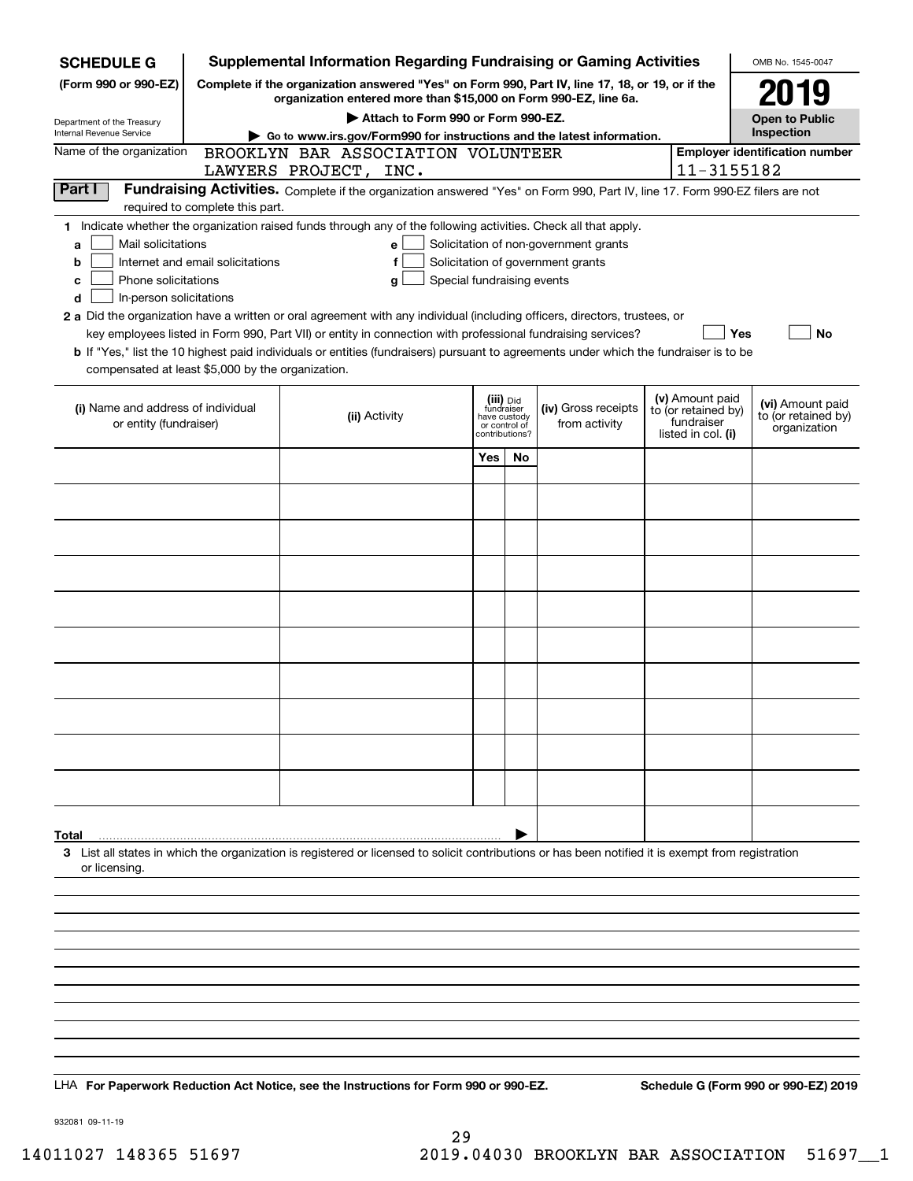**SCHEDULE G**
**(Form 990 or 990-EZ)**

Department of the Treasury
Internal Revenue Service

# Supplemental Information Regarding Fundraising or Gaming Activities

**Complete if the organization answered "Yes" on Form 990, Part IV, line 17, 18, or 19, or if the organization entered more than $15,000 on Form 990-EZ, line 6a.**

▶ **Attach to Form 990 or Form 990-EZ.**

▶ **Go to www.irs.gov/Form990 for instructions and the latest information.**

OMB No. 1545-0047

**2019**

**Open to Public Inspection**

Name of the organization: BROOKLYN BAR ASSOCIATION VOLUNTEER LAWYERS PROJECT, INC.

**Employer identification number:** 11-3155182

**Part I** **Fundraising Activities.** Complete if the organization answered "Yes" on Form 990, Part IV, line 17. Form 990-EZ filers are not required to complete this part.

**1** Indicate whether the organization raised funds through any of the following activities. Check all that apply.

- **a** ☐ Mail solicitations
- **b** ☐ Internet and email solicitations
- **c** ☐ Phone solicitations
- **d** ☐ In-person solicitations
- **e** ☐ Solicitation of non-government grants
- **f** ☐ Solicitation of government grants
- **g** ☐ Special fundraising events

**2 a** Did the organization have a written or oral agreement with any individual (including officers, directors, trustees, or key employees listed in Form 990, Part VII) or entity in connection with professional fundraising services? ☐ **Yes** ☐ **No**

**b** If "Yes," list the 10 highest paid individuals or entities (fundraisers) pursuant to agreements under which the fundraiser is to be compensated at least $5,000 by the organization.

| (i) Name and address of individual or entity (fundraiser) | (ii) Activity | (iii) Did fundraiser have custody or control of contributions? | | (iv) Gross receipts from activity | (v) Amount paid to (or retained by) fundraiser listed in col. (i) | (vi) Amount paid to (or retained by) organization |
|---|---|---|---|---|---|---|
| | | Yes | No | | | |
| | | | | | | |
| | | | | | | |
| | | | | | | |
| | | | | | | |
| | | | | | | |
| | | | | | | |
| | | | | | | |
| | | | | | | |
| | | | | | | |
| | | | | | | |
| **Total** ▶ | | | | | | |

**3** List all states in which the organization is registered or licensed to solicit contributions or has been notified it is exempt from registration or licensing.

LHA **For Paperwork Reduction Act Notice, see the Instructions for Form 990 or 990-EZ.** **Schedule G (Form 990 or 990-EZ) 2019**

932081 09-11-19

14011027 148365 51697 2019.04030 BROOKLYN BAR ASSOCIATION 51697__1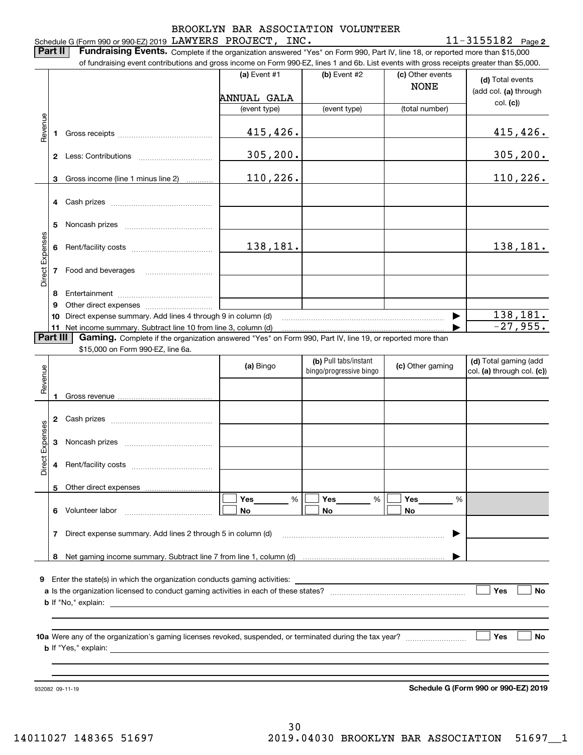BROOKLYN BAR ASSOCIATION VOLUNTEER

Schedule G (Form 990 or 990-EZ) 2019 LAWYERS PROJECT, INC. 11-3155182 Page **2**

**Part II** **Fundraising Events.** Complete if the organization answered "Yes" on Form 990, Part IV, line 18, or reported more than $15,000 of fundraising event contributions and gross income on Form 990-EZ, lines 1 and 6b. List events with gross receipts greater than $5,000.

| | | (a) Event #1 | (b) Event #2 | (c) Other events | (d) Total events (add col. (a) through col. (c)) |
|---|---|---|---|---|---|
| | | ANNUAL GALA | | NONE | |
| | | (event type) | (event type) | (total number) | |
| Revenue | 1 Gross receipts | 415,426. | | | 415,426. |
| | 2 Less: Contributions | 305,200. | | | 305,200. |
| | 3 Gross income (line 1 minus line 2) | 110,226. | | | 110,226. |
| Direct Expenses | 4 Cash prizes | | | | |
| | 5 Noncash prizes | | | | |
| | 6 Rent/facility costs | 138,181. | | | 138,181. |
| | 7 Food and beverages | | | | |
| | 8 Entertainment | | | | |
| | 9 Other direct expenses | | | | |
| | 10 Direct expense summary. Add lines 4 through 9 in column (d) | | | ▶ | 138,181. |
| | 11 Net income summary. Subtract line 10 from line 3, column (d) | | | ▶ | -27,955. |

**Part III** **Gaming.** Complete if the organization answered "Yes" on Form 990, Part IV, line 19, or reported more than $15,000 on Form 990-EZ, line 6a.

| | | (a) Bingo | (b) Pull tabs/instant bingo/progressive bingo | (c) Other gaming | (d) Total gaming (add col. (a) through col. (c)) |
|---|---|---|---|---|---|
| Revenue | 1 Gross revenue | | | | |
| Direct Expenses | 2 Cash prizes | | | | |
| | 3 Noncash prizes | | | | |
| | 4 Rent/facility costs | | | | |
| | 5 Other direct expenses | | | | |
| | 6 Volunteer labor | ☐ Yes ____ % ☐ No | ☐ Yes ____ % ☐ No | ☐ Yes ____ % ☐ No | |
| | 7 Direct expense summary. Add lines 2 through 5 in column (d) | | | ▶ | |
| | 8 Net gaming income summary. Subtract line 7 from line 1, column (d) | | | ▶ | |

**9** Enter the state(s) in which the organization conducts gaming activities: ____________________

**a** Is the organization licensed to conduct gaming activities in each of these states? ☐ Yes ☐ No

**b** If "No," explain: ____________________

**10a** Were any of the organization's gaming licenses revoked, suspended, or terminated during the tax year? ☐ Yes ☐ No

**b** If "Yes," explain: ____________________

932082 09-11-19 **Schedule G (Form 990 or 990-EZ) 2019**

14011027 148365 51697 2019.04030 BROOKLYN BAR ASSOCIATION 51697__1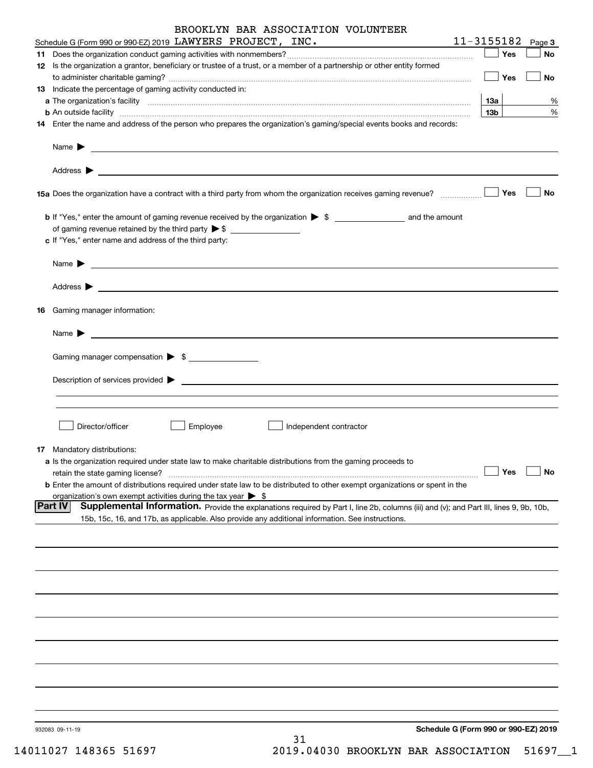Schedule G (Form 990 or 990-EZ) 2019 BROOKLYN BAR ASSOCIATION VOLUNTEER LAWYERS PROJECT, INC. 11-3155182 Page 3

**11** Does the organization conduct gaming activities with nonmembers? ☐ Yes ☐ No

**12** Is the organization a grantor, beneficiary or trustee of a trust, or a member of a partnership or other entity formed to administer charitable gaming? ☐ Yes ☐ No

**13** Indicate the percentage of gaming activity conducted in:

**a** The organization's facility **13a** %

**b** An outside facility **13b** %

**14** Enter the name and address of the person who prepares the organization's gaming/special events books and records:

Name ▶

Address ▶

**15a** Does the organization have a contract with a third party from whom the organization receives gaming revenue? ☐ Yes ☐ No

**b** If "Yes," enter the amount of gaming revenue received by the organization ▶ $ ______ and the amount of gaming revenue retained by the third party ▶ $ ______

**c** If "Yes," enter name and address of the third party:

Name ▶

Address ▶

**16** Gaming manager information:

Name ▶

Gaming manager compensation ▶ $

Description of services provided ▶

☐ Director/officer ☐ Employee ☐ Independent contractor

**17** Mandatory distributions:

**a** Is the organization required under state law to make charitable distributions from the gaming proceeds to retain the state gaming license? ☐ Yes ☐ No

**b** Enter the amount of distributions required under state law to be distributed to other exempt organizations or spent in the organization's own exempt activities during the tax year ▶ $

**Part IV** **Supplemental Information.** Provide the explanations required by Part I, line 2b, columns (iii) and (v); and Part III, lines 9, 9b, 10b, 15b, 15c, 16, and 17b, as applicable. Also provide any additional information. See instructions.

932083 09-11-19

**Schedule G (Form 990 or 990-EZ) 2019**

14011027 148365 51697 2019.04030 BROOKLYN BAR ASSOCIATION 51697__1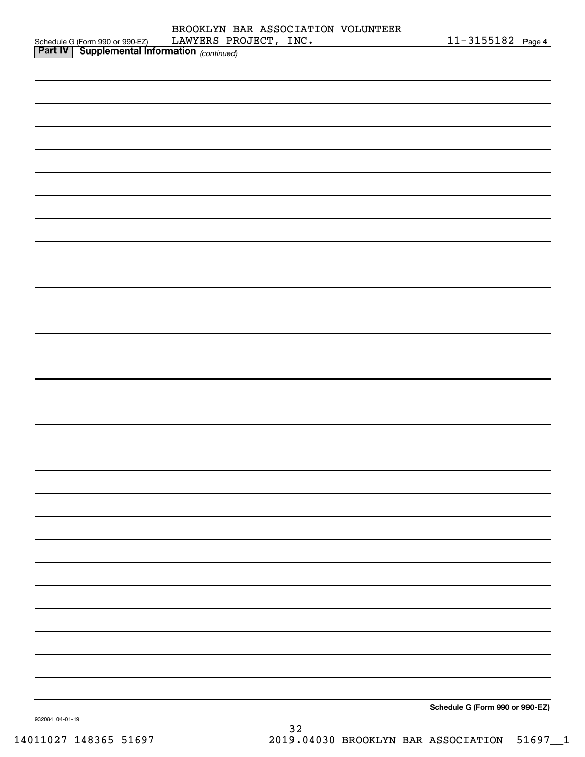Schedule G (Form 990 or 990-EZ) BROOKLYN BAR ASSOCIATION VOLUNTEER LAWYERS PROJECT, INC. 11-3155182 Page 4

**Part IV | Supplemental Information** *(continued)*

**Schedule G (Form 990 or 990-EZ)**

932084 04-01-19

14011027 148365 51697 2019.04030 BROOKLYN BAR ASSOCIATION 51697__1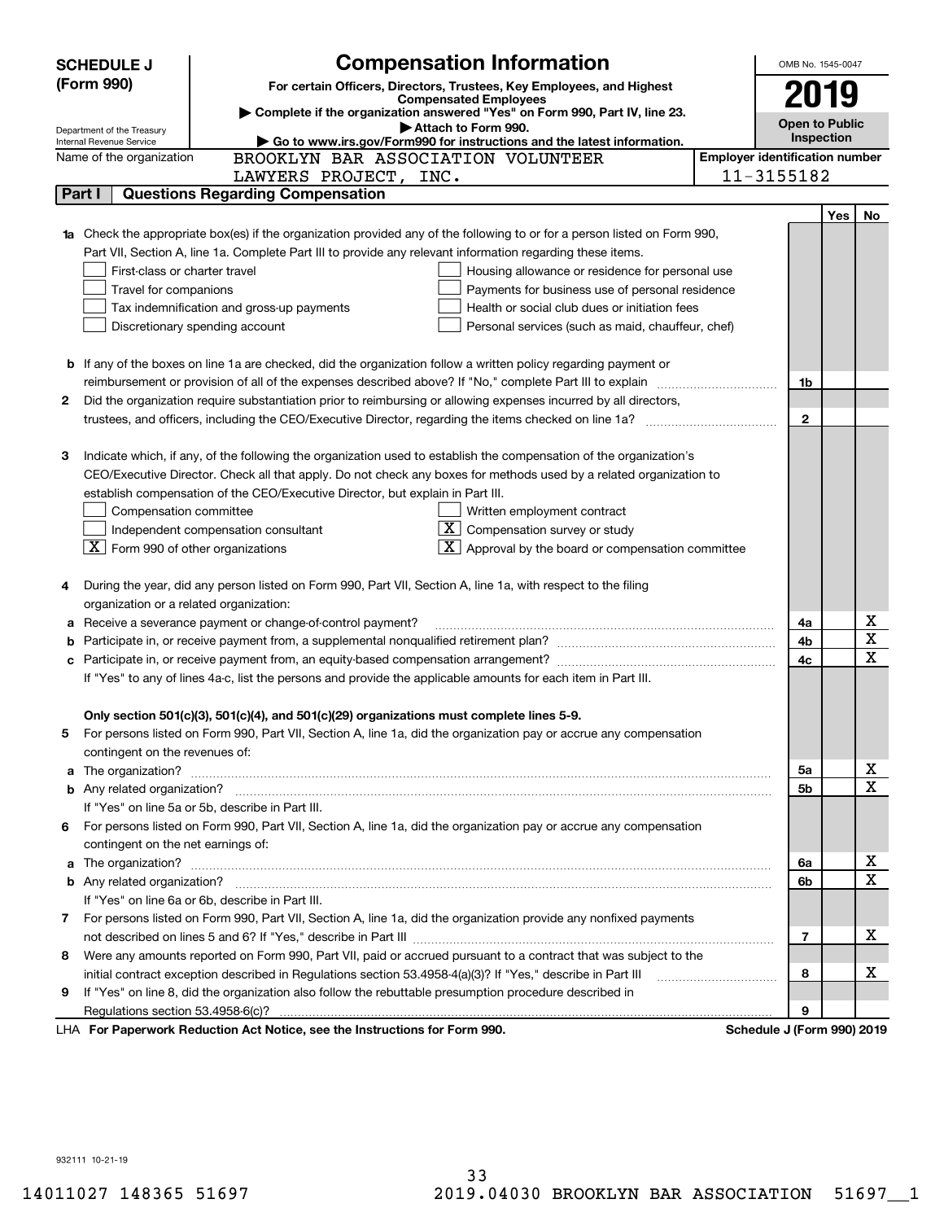**SCHEDULE J (Form 990)**

Department of the Treasury
Internal Revenue Service

# Compensation Information

**For certain Officers, Directors, Trustees, Key Employees, and Highest Compensated Employees**

▶ Complete if the organization answered "Yes" on Form 990, Part IV, line 23.
▶ Attach to Form 990.
▶ Go to www.irs.gov/Form990 for instructions and the latest information.

OMB No. 1545-0047

**2019**

**Open to Public Inspection**

Name of the organization: BROOKLYN BAR ASSOCIATION VOLUNTEER LAWYERS PROJECT, INC.

Employer identification number: 11-3155182

## Part I Questions Regarding Compensation

| | | Line | Yes | No |
|---|---|---|---|---|
| **1a** | Check the appropriate box(es) if the organization provided any of the following to or for a person listed on Form 990, Part VII, Section A, line 1a. Complete Part III to provide any relevant information regarding these items.<br>☐ First-class or charter travel ☐ Housing allowance or residence for personal use<br>☐ Travel for companions ☐ Payments for business use of personal residence<br>☐ Tax indemnification and gross-up payments ☐ Health or social club dues or initiation fees<br>☐ Discretionary spending account ☐ Personal services (such as maid, chauffeur, chef) | | | |
| **b** | If any of the boxes on line 1a are checked, did the organization follow a written policy regarding payment or reimbursement or provision of all of the expenses described above? If "No," complete Part III to explain | 1b | | |
| **2** | Did the organization require substantiation prior to reimbursing or allowing expenses incurred by all directors, trustees, and officers, including the CEO/Executive Director, regarding the items checked on line 1a? | 2 | | |
| **3** | Indicate which, if any, of the following the organization used to establish the compensation of the organization's CEO/Executive Director. Check all that apply. Do not check any boxes for methods used by a related organization to establish compensation of the CEO/Executive Director, but explain in Part III.<br>☐ Compensation committee ☐ Written employment contract<br>☐ Independent compensation consultant ☒ Compensation survey or study<br>☒ Form 990 of other organizations ☒ Approval by the board or compensation committee | | | |
| **4** | During the year, did any person listed on Form 990, Part VII, Section A, line 1a, with respect to the filing organization or a related organization: | | | |
| **a** | Receive a severance payment or change-of-control payment? | 4a | | X |
| **b** | Participate in, or receive payment from, a supplemental nonqualified retirement plan? | 4b | | X |
| **c** | Participate in, or receive payment from, an equity-based compensation arrangement? | 4c | | X |
| | If "Yes" to any of lines 4a-c, list the persons and provide the applicable amounts for each item in Part III. | | | |
| | **Only section 501(c)(3), 501(c)(4), and 501(c)(29) organizations must complete lines 5-9.** | | | |
| **5** | For persons listed on Form 990, Part VII, Section A, line 1a, did the organization pay or accrue any compensation contingent on the revenues of: | | | |
| **a** | The organization? | 5a | | X |
| **b** | Any related organization? | 5b | | X |
| | If "Yes" on line 5a or 5b, describe in Part III. | | | |
| **6** | For persons listed on Form 990, Part VII, Section A, line 1a, did the organization pay or accrue any compensation contingent on the net earnings of: | | | |
| **a** | The organization? | 6a | | X |
| **b** | Any related organization? | 6b | | X |
| | If "Yes" on line 6a or 6b, describe in Part III. | | | |
| **7** | For persons listed on Form 990, Part VII, Section A, line 1a, did the organization provide any nonfixed payments not described on lines 5 and 6? If "Yes," describe in Part III | 7 | | X |
| **8** | Were any amounts reported on Form 990, Part VII, paid or accrued pursuant to a contract that was subject to the initial contract exception described in Regulations section 53.4958-4(a)(3)? If "Yes," describe in Part III | 8 | | X |
| **9** | If "Yes" on line 8, did the organization also follow the rebuttable presumption procedure described in Regulations section 53.4958-6(c)? | 9 | | |

LHA **For Paperwork Reduction Act Notice, see the Instructions for Form 990.** **Schedule J (Form 990) 2019**

932111 10-21-19

14011027 148365 51697 2019.04030 BROOKLYN BAR ASSOCIATION 51697__1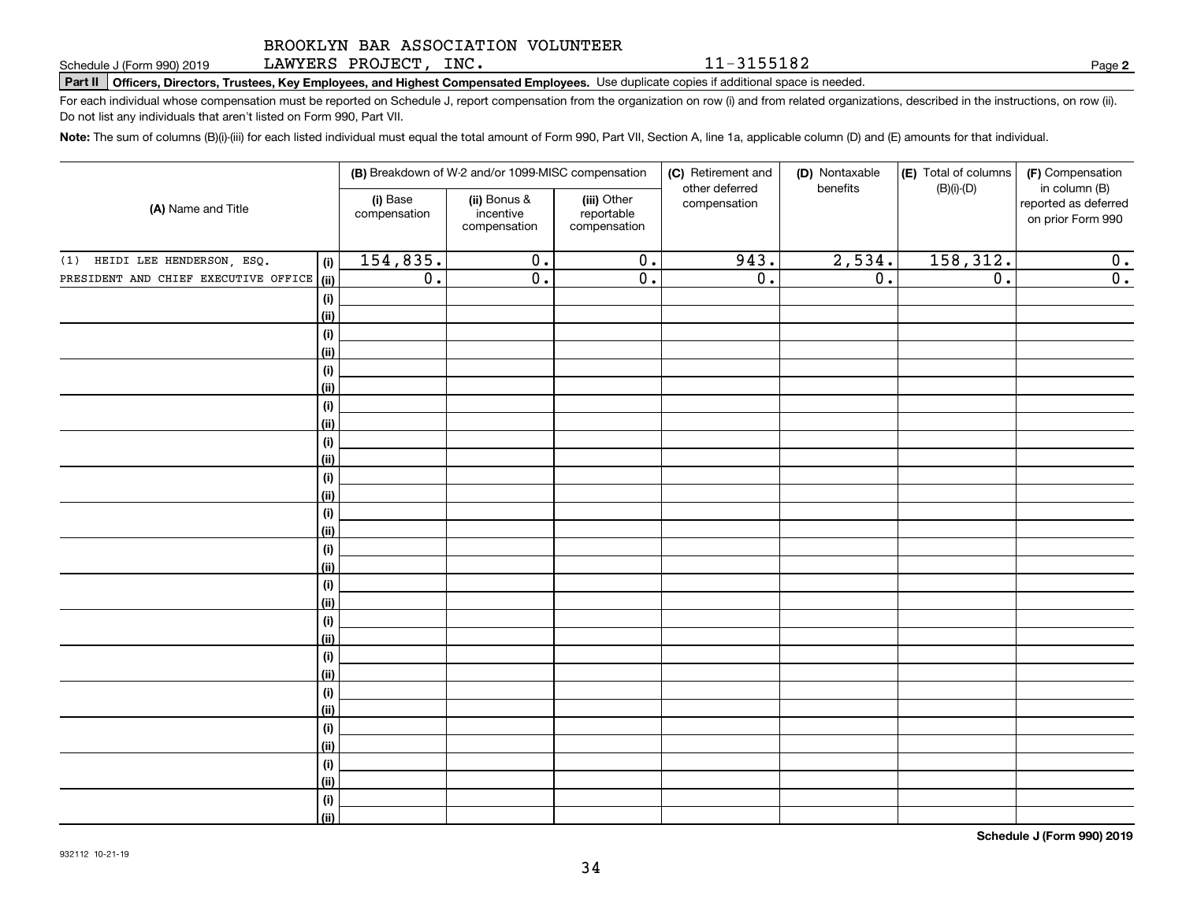BROOKLYN BAR ASSOCIATION VOLUNTEER
LAWYERS PROJECT, INC.    11-3155182

Schedule J (Form 990) 2019    Page 2

**Part II Officers, Directors, Trustees, Key Employees, and Highest Compensated Employees.** Use duplicate copies if additional space is needed.

For each individual whose compensation must be reported on Schedule J, report compensation from the organization on row (i) and from related organizations, described in the instructions, on row (ii). Do not list any individuals that aren't listed on Form 990, Part VII.

**Note:** The sum of columns (B)(i)-(iii) for each listed individual must equal the total amount of Form 990, Part VII, Section A, line 1a, applicable column (D) and (E) amounts for that individual.

| (A) Name and Title | | (B) Breakdown of W-2 and/or 1099-MISC compensation | | | (C) Retirement and other deferred compensation | (D) Nontaxable benefits | (E) Total of columns (B)(i)-(D) | (F) Compensation in column (B) reported as deferred on prior Form 990 |
|---|---|---|---|---|---|---|---|---|
| | | (i) Base compensation | (ii) Bonus & incentive compensation | (iii) Other reportable compensation | | | | |
| (1) HEIDI LEE HENDERSON, ESQ. | (i) | 154,835. | 0. | 0. | 943. | 2,534. | 158,312. | 0. |
| PRESIDENT AND CHIEF EXECUTIVE OFFICE | (ii) | 0. | 0. | 0. | 0. | 0. | 0. | 0. |
| | (i) | | | | | | | |
| | (ii) | | | | | | | |
| | (i) | | | | | | | |
| | (ii) | | | | | | | |
| | (i) | | | | | | | |
| | (ii) | | | | | | | |
| | (i) | | | | | | | |
| | (ii) | | | | | | | |
| | (i) | | | | | | | |
| | (ii) | | | | | | | |
| | (i) | | | | | | | |
| | (ii) | | | | | | | |
| | (i) | | | | | | | |
| | (ii) | | | | | | | |
| | (i) | | | | | | | |
| | (ii) | | | | | | | |
| | (i) | | | | | | | |
| | (ii) | | | | | | | |
| | (i) | | | | | | | |
| | (ii) | | | | | | | |
| | (i) | | | | | | | |
| | (ii) | | | | | | | |
| | (i) | | | | | | | |
| | (ii) | | | | | | | |
| | (i) | | | | | | | |
| | (ii) | | | | | | | |
| | (i) | | | | | | | |
| | (ii) | | | | | | | |
| | (i) | | | | | | | |
| | (ii) | | | | | | | |

**Schedule J (Form 990) 2019**

932112 10-21-19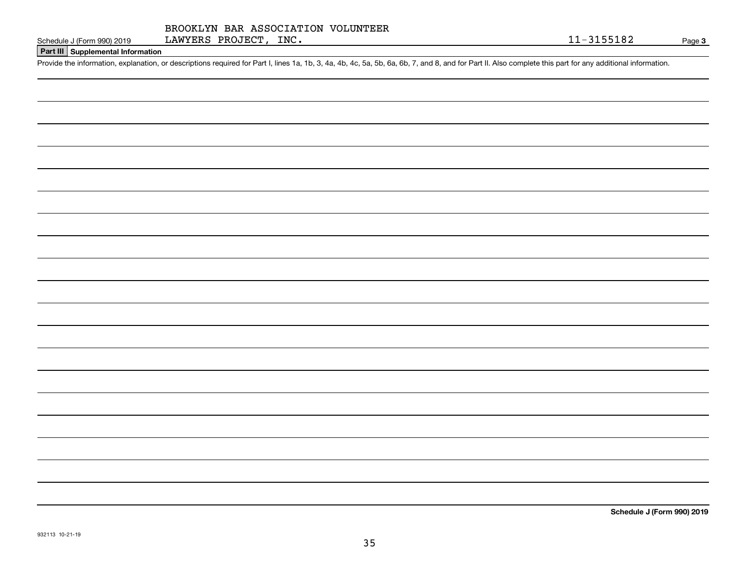Schedule J (Form 990) 2019 BROOKLYN BAR ASSOCIATION VOLUNTEER LAWYERS PROJECT, INC. 11-3155182 Page **3**

## Part III Supplemental Information

Provide the information, explanation, or descriptions required for Part I, lines 1a, 1b, 3, 4a, 4b, 4c, 5a, 5b, 6a, 6b, 7, and 8, and for Part II. Also complete this part for any additional information.

**Schedule J (Form 990) 2019**

932113 10-21-19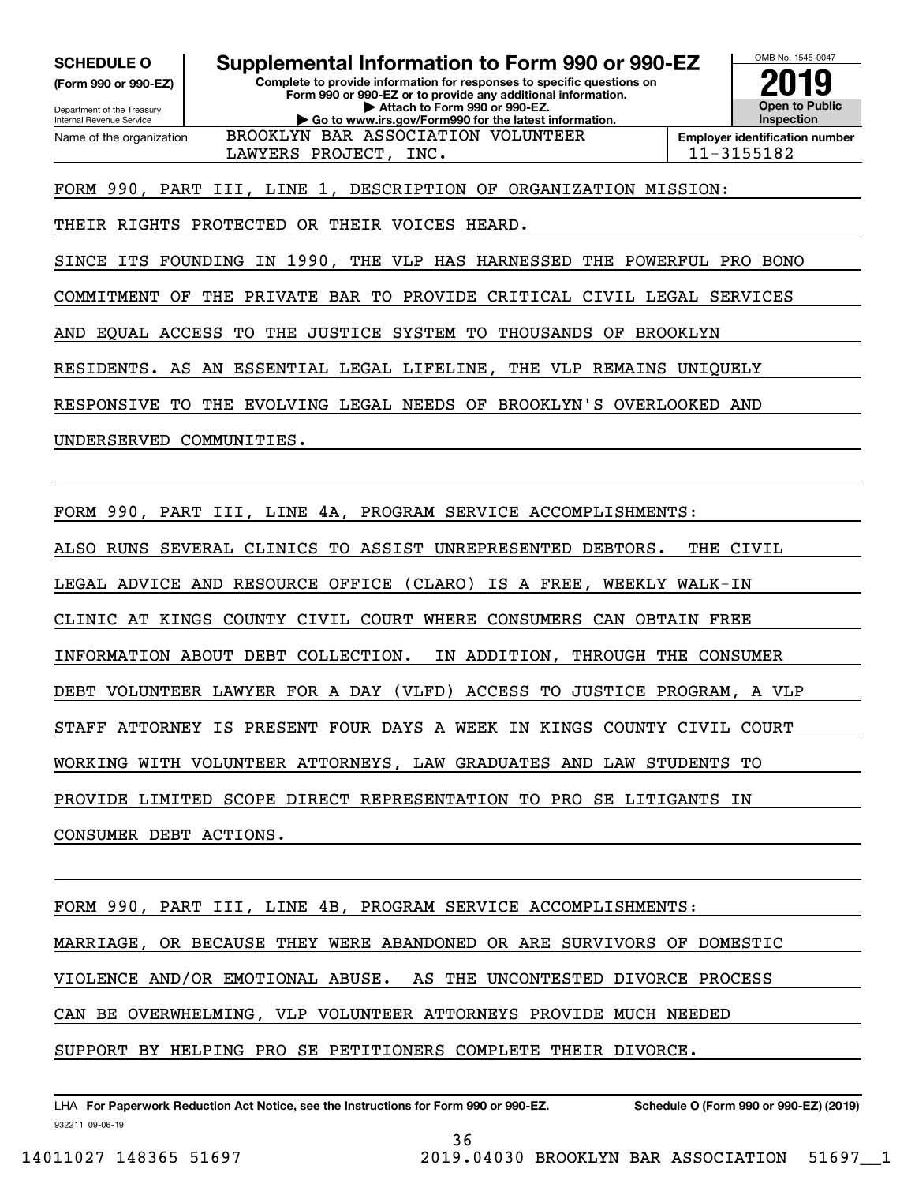**SCHEDULE O**
**(Form 990 or 990-EZ)**

Department of the Treasury
Internal Revenue Service

# Supplemental Information to Form 990 or 990-EZ

**Complete to provide information for responses to specific questions on Form 990 or 990-EZ or to provide any additional information.**
**▶ Attach to Form 990 or 990-EZ.**
**▶ Go to www.irs.gov/Form990 for the latest information.**

OMB No. 1545-0047
**2019**
**Open to Public Inspection**

| Name of the organization | Employer identification number |
|---|---|
| BROOKLYN BAR ASSOCIATION VOLUNTEER LAWYERS PROJECT, INC. | 11-3155182 |

FORM 990, PART III, LINE 1, DESCRIPTION OF ORGANIZATION MISSION:

THEIR RIGHTS PROTECTED OR THEIR VOICES HEARD.

SINCE ITS FOUNDING IN 1990, THE VLP HAS HARNESSED THE POWERFUL PRO BONO COMMITMENT OF THE PRIVATE BAR TO PROVIDE CRITICAL CIVIL LEGAL SERVICES AND EQUAL ACCESS TO THE JUSTICE SYSTEM TO THOUSANDS OF BROOKLYN RESIDENTS. AS AN ESSENTIAL LEGAL LIFELINE, THE VLP REMAINS UNIQUELY RESPONSIVE TO THE EVOLVING LEGAL NEEDS OF BROOKLYN'S OVERLOOKED AND UNDERSERVED COMMUNITIES.

FORM 990, PART III, LINE 4A, PROGRAM SERVICE ACCOMPLISHMENTS:

ALSO RUNS SEVERAL CLINICS TO ASSIST UNREPRESENTED DEBTORS. THE CIVIL LEGAL ADVICE AND RESOURCE OFFICE (CLARO) IS A FREE, WEEKLY WALK-IN CLINIC AT KINGS COUNTY CIVIL COURT WHERE CONSUMERS CAN OBTAIN FREE INFORMATION ABOUT DEBT COLLECTION. IN ADDITION, THROUGH THE CONSUMER DEBT VOLUNTEER LAWYER FOR A DAY (VLFD) ACCESS TO JUSTICE PROGRAM, A VLP STAFF ATTORNEY IS PRESENT FOUR DAYS A WEEK IN KINGS COUNTY CIVIL COURT WORKING WITH VOLUNTEER ATTORNEYS, LAW GRADUATES AND LAW STUDENTS TO PROVIDE LIMITED SCOPE DIRECT REPRESENTATION TO PRO SE LITIGANTS IN CONSUMER DEBT ACTIONS.

FORM 990, PART III, LINE 4B, PROGRAM SERVICE ACCOMPLISHMENTS:

MARRIAGE, OR BECAUSE THEY WERE ABANDONED OR ARE SURVIVORS OF DOMESTIC VIOLENCE AND/OR EMOTIONAL ABUSE. AS THE UNCONTESTED DIVORCE PROCESS CAN BE OVERWHELMING, VLP VOLUNTEER ATTORNEYS PROVIDE MUCH NEEDED SUPPORT BY HELPING PRO SE PETITIONERS COMPLETE THEIR DIVORCE.

LHA **For Paperwork Reduction Act Notice, see the Instructions for Form 990 or 990-EZ.** **Schedule O (Form 990 or 990-EZ) (2019)**
932211 09-06-19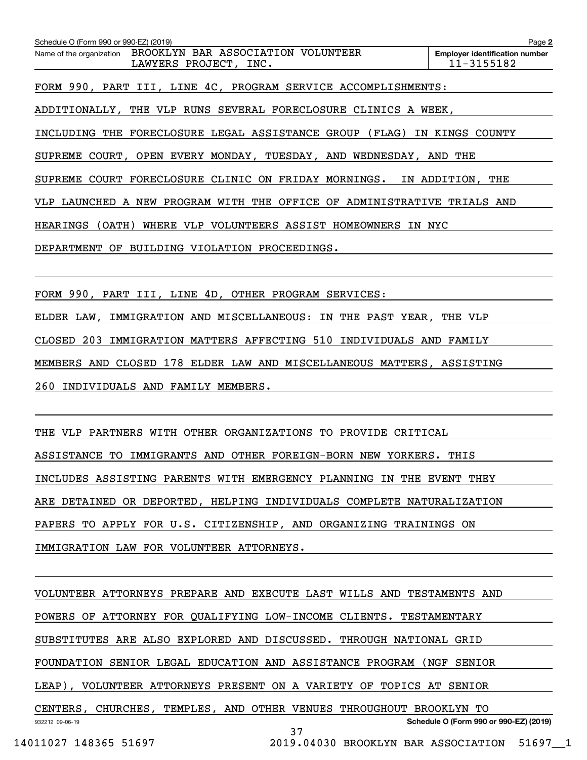Schedule O (Form 990 or 990-EZ) (2019)

Name of the organization: BROOKLYN BAR ASSOCIATION VOLUNTEER LAWYERS PROJECT, INC.

Employer identification number: 11-3155182

FORM 990, PART III, LINE 4C, PROGRAM SERVICE ACCOMPLISHMENTS:

ADDITIONALLY, THE VLP RUNS SEVERAL FORECLOSURE CLINICS A WEEK, INCLUDING THE FORECLOSURE LEGAL ASSISTANCE GROUP (FLAG) IN KINGS COUNTY SUPREME COURT, OPEN EVERY MONDAY, TUESDAY, AND WEDNESDAY, AND THE SUPREME COURT FORECLOSURE CLINIC ON FRIDAY MORNINGS. IN ADDITION, THE VLP LAUNCHED A NEW PROGRAM WITH THE OFFICE OF ADMINISTRATIVE TRIALS AND HEARINGS (OATH) WHERE VLP VOLUNTEERS ASSIST HOMEOWNERS IN NYC DEPARTMENT OF BUILDING VIOLATION PROCEEDINGS.

FORM 990, PART III, LINE 4D, OTHER PROGRAM SERVICES:

ELDER LAW, IMMIGRATION AND MISCELLANEOUS: IN THE PAST YEAR, THE VLP CLOSED 203 IMMIGRATION MATTERS AFFECTING 510 INDIVIDUALS AND FAMILY MEMBERS AND CLOSED 178 ELDER LAW AND MISCELLANEOUS MATTERS, ASSISTING 260 INDIVIDUALS AND FAMILY MEMBERS.

THE VLP PARTNERS WITH OTHER ORGANIZATIONS TO PROVIDE CRITICAL ASSISTANCE TO IMMIGRANTS AND OTHER FOREIGN-BORN NEW YORKERS. THIS INCLUDES ASSISTING PARENTS WITH EMERGENCY PLANNING IN THE EVENT THEY ARE DETAINED OR DEPORTED, HELPING INDIVIDUALS COMPLETE NATURALIZATION PAPERS TO APPLY FOR U.S. CITIZENSHIP, AND ORGANIZING TRAININGS ON IMMIGRATION LAW FOR VOLUNTEER ATTORNEYS.

VOLUNTEER ATTORNEYS PREPARE AND EXECUTE LAST WILLS AND TESTAMENTS AND POWERS OF ATTORNEY FOR QUALIFYING LOW-INCOME CLIENTS. TESTAMENTARY SUBSTITUTES ARE ALSO EXPLORED AND DISCUSSED. THROUGH NATIONAL GRID FOUNDATION SENIOR LEGAL EDUCATION AND ASSISTANCE PROGRAM (NGF SENIOR LEAP), VOLUNTEER ATTORNEYS PRESENT ON A VARIETY OF TOPICS AT SENIOR CENTERS, CHURCHES, TEMPLES, AND OTHER VENUES THROUGHOUT BROOKLYN TO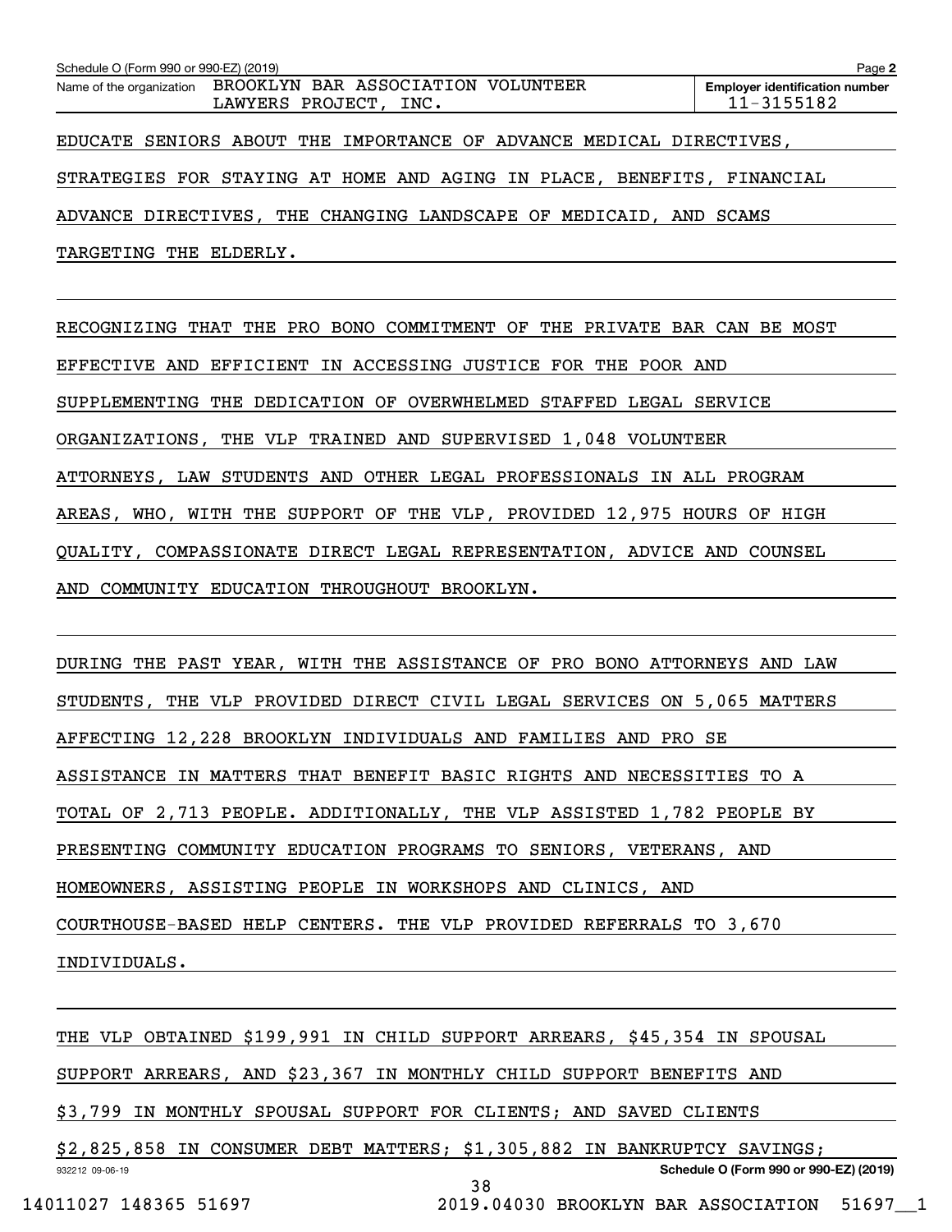Schedule O (Form 990 or 990-EZ) (2019) Page **2**

Name of the organization BROOKLYN BAR ASSOCIATION VOLUNTEER LAWYERS PROJECT, INC.

**Employer identification number** 11-3155182

EDUCATE SENIORS ABOUT THE IMPORTANCE OF ADVANCE MEDICAL DIRECTIVES, STRATEGIES FOR STAYING AT HOME AND AGING IN PLACE, BENEFITS, FINANCIAL ADVANCE DIRECTIVES, THE CHANGING LANDSCAPE OF MEDICAID, AND SCAMS TARGETING THE ELDERLY.

RECOGNIZING THAT THE PRO BONO COMMITMENT OF THE PRIVATE BAR CAN BE MOST EFFECTIVE AND EFFICIENT IN ACCESSING JUSTICE FOR THE POOR AND SUPPLEMENTING THE DEDICATION OF OVERWHELMED STAFFED LEGAL SERVICE ORGANIZATIONS, THE VLP TRAINED AND SUPERVISED 1,048 VOLUNTEER ATTORNEYS, LAW STUDENTS AND OTHER LEGAL PROFESSIONALS IN ALL PROGRAM AREAS, WHO, WITH THE SUPPORT OF THE VLP, PROVIDED 12,975 HOURS OF HIGH QUALITY, COMPASSIONATE DIRECT LEGAL REPRESENTATION, ADVICE AND COUNSEL AND COMMUNITY EDUCATION THROUGHOUT BROOKLYN.

DURING THE PAST YEAR, WITH THE ASSISTANCE OF PRO BONO ATTORNEYS AND LAW STUDENTS, THE VLP PROVIDED DIRECT CIVIL LEGAL SERVICES ON 5,065 MATTERS AFFECTING 12,228 BROOKLYN INDIVIDUALS AND FAMILIES AND PRO SE ASSISTANCE IN MATTERS THAT BENEFIT BASIC RIGHTS AND NECESSITIES TO A TOTAL OF 2,713 PEOPLE. ADDITIONALLY, THE VLP ASSISTED 1,782 PEOPLE BY PRESENTING COMMUNITY EDUCATION PROGRAMS TO SENIORS, VETERANS, AND HOMEOWNERS, ASSISTING PEOPLE IN WORKSHOPS AND CLINICS, AND COURTHOUSE-BASED HELP CENTERS. THE VLP PROVIDED REFERRALS TO 3,670 INDIVIDUALS.

THE VLP OBTAINED $199,991 IN CHILD SUPPORT ARREARS, $45,354 IN SPOUSAL SUPPORT ARREARS, AND $23,367 IN MONTHLY CHILD SUPPORT BENEFITS AND $3,799 IN MONTHLY SPOUSAL SUPPORT FOR CLIENTS; AND SAVED CLIENTS $2,825,858 IN CONSUMER DEBT MATTERS; $1,305,882 IN BANKRUPTCY SAVINGS;

932212 09-06-19 **Schedule O (Form 990 or 990-EZ) (2019)**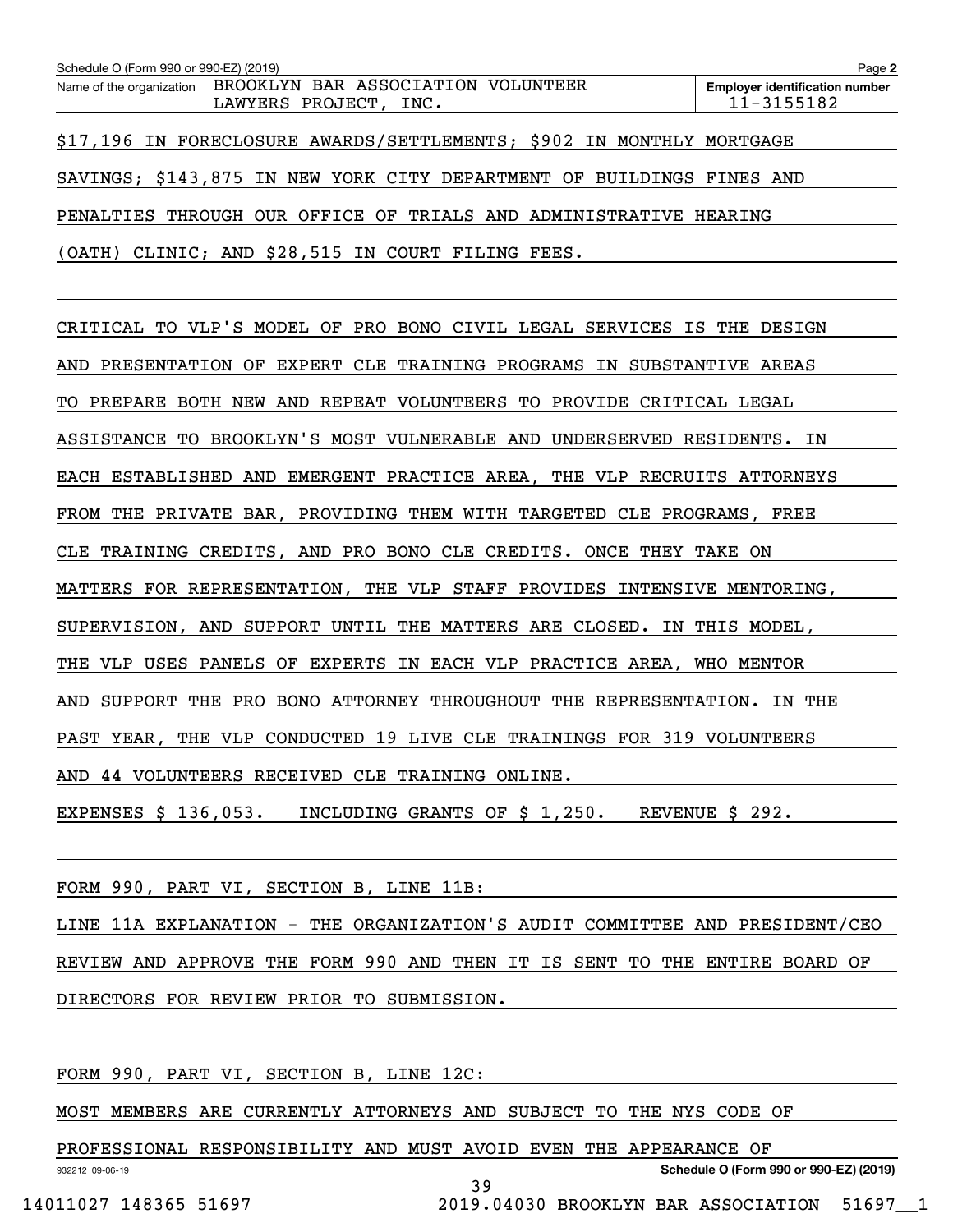Schedule O (Form 990 or 990-EZ) (2019)

Name of the organization: BROOKLYN BAR ASSOCIATION VOLUNTEER LAWYERS PROJECT, INC.

Employer identification number: 11-3155182

$17,196 IN FORECLOSURE AWARDS/SETTLEMENTS; $902 IN MONTHLY MORTGAGE SAVINGS; $143,875 IN NEW YORK CITY DEPARTMENT OF BUILDINGS FINES AND PENALTIES THROUGH OUR OFFICE OF TRIALS AND ADMINISTRATIVE HEARING (OATH) CLINIC; AND $28,515 IN COURT FILING FEES.

CRITICAL TO VLP'S MODEL OF PRO BONO CIVIL LEGAL SERVICES IS THE DESIGN AND PRESENTATION OF EXPERT CLE TRAINING PROGRAMS IN SUBSTANTIVE AREAS TO PREPARE BOTH NEW AND REPEAT VOLUNTEERS TO PROVIDE CRITICAL LEGAL ASSISTANCE TO BROOKLYN'S MOST VULNERABLE AND UNDERSERVED RESIDENTS. IN EACH ESTABLISHED AND EMERGENT PRACTICE AREA, THE VLP RECRUITS ATTORNEYS FROM THE PRIVATE BAR, PROVIDING THEM WITH TARGETED CLE PROGRAMS, FREE CLE TRAINING CREDITS, AND PRO BONO CLE CREDITS. ONCE THEY TAKE ON MATTERS FOR REPRESENTATION, THE VLP STAFF PROVIDES INTENSIVE MENTORING, SUPERVISION, AND SUPPORT UNTIL THE MATTERS ARE CLOSED. IN THIS MODEL, THE VLP USES PANELS OF EXPERTS IN EACH VLP PRACTICE AREA, WHO MENTOR AND SUPPORT THE PRO BONO ATTORNEY THROUGHOUT THE REPRESENTATION. IN THE PAST YEAR, THE VLP CONDUCTED 19 LIVE CLE TRAININGS FOR 319 VOLUNTEERS AND 44 VOLUNTEERS RECEIVED CLE TRAINING ONLINE.

EXPENSES $ 136,053. INCLUDING GRANTS OF $ 1,250. REVENUE $ 292.

FORM 990, PART VI, SECTION B, LINE 11B:

LINE 11A EXPLANATION - THE ORGANIZATION'S AUDIT COMMITTEE AND PRESIDENT/CEO REVIEW AND APPROVE THE FORM 990 AND THEN IT IS SENT TO THE ENTIRE BOARD OF DIRECTORS FOR REVIEW PRIOR TO SUBMISSION.

FORM 990, PART VI, SECTION B, LINE 12C:

MOST MEMBERS ARE CURRENTLY ATTORNEYS AND SUBJECT TO THE NYS CODE OF PROFESSIONAL RESPONSIBILITY AND MUST AVOID EVEN THE APPEARANCE OF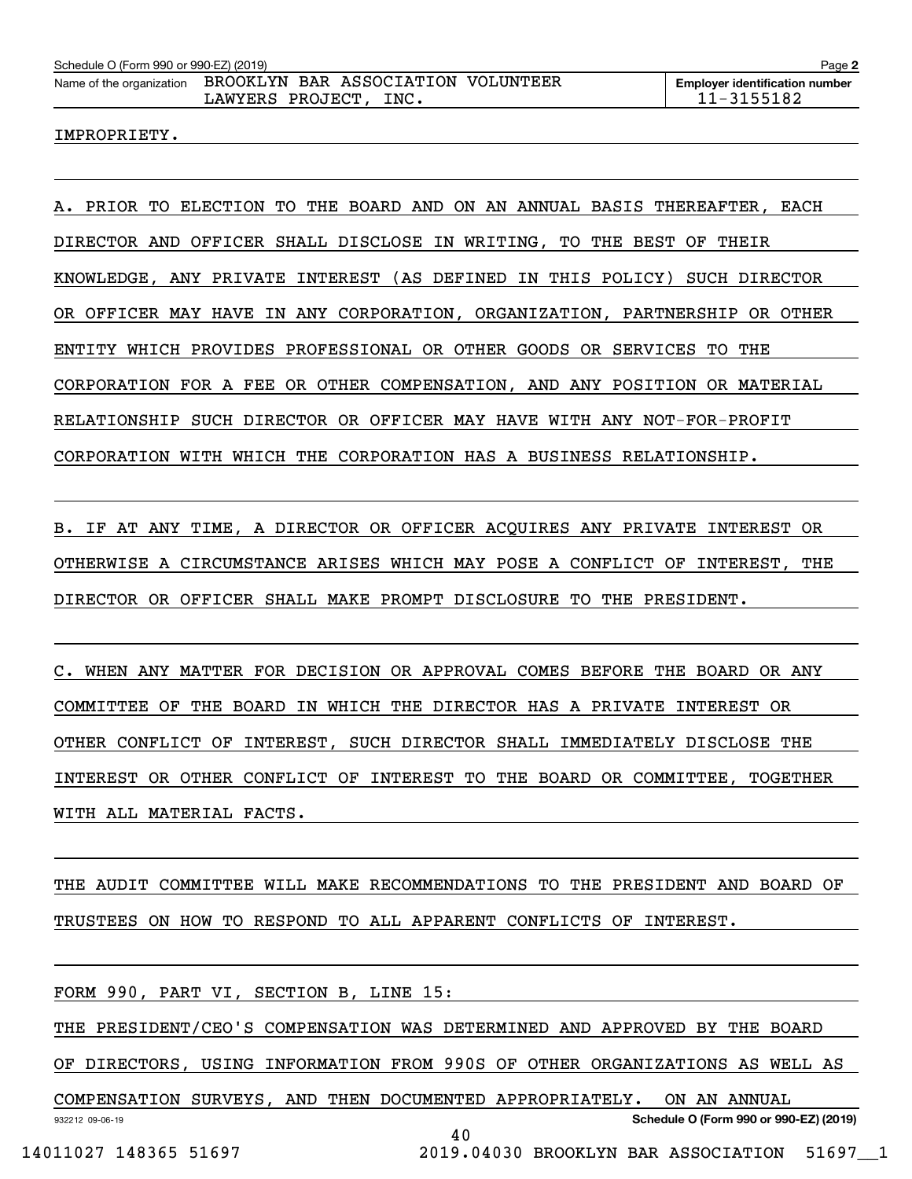Schedule O (Form 990 or 990-EZ) (2019)

Name of the organization: BROOKLYN BAR ASSOCIATION VOLUNTEER LAWYERS PROJECT, INC.

Employer identification number: 11-3155182

IMPROPRIETY.

A. PRIOR TO ELECTION TO THE BOARD AND ON AN ANNUAL BASIS THEREAFTER, EACH DIRECTOR AND OFFICER SHALL DISCLOSE IN WRITING, TO THE BEST OF THEIR KNOWLEDGE, ANY PRIVATE INTEREST (AS DEFINED IN THIS POLICY) SUCH DIRECTOR OR OFFICER MAY HAVE IN ANY CORPORATION, ORGANIZATION, PARTNERSHIP OR OTHER ENTITY WHICH PROVIDES PROFESSIONAL OR OTHER GOODS OR SERVICES TO THE CORPORATION FOR A FEE OR OTHER COMPENSATION, AND ANY POSITION OR MATERIAL RELATIONSHIP SUCH DIRECTOR OR OFFICER MAY HAVE WITH ANY NOT-FOR-PROFIT CORPORATION WITH WHICH THE CORPORATION HAS A BUSINESS RELATIONSHIP.

B. IF AT ANY TIME, A DIRECTOR OR OFFICER ACQUIRES ANY PRIVATE INTEREST OR OTHERWISE A CIRCUMSTANCE ARISES WHICH MAY POSE A CONFLICT OF INTEREST, THE DIRECTOR OR OFFICER SHALL MAKE PROMPT DISCLOSURE TO THE PRESIDENT.

C. WHEN ANY MATTER FOR DECISION OR APPROVAL COMES BEFORE THE BOARD OR ANY COMMITTEE OF THE BOARD IN WHICH THE DIRECTOR HAS A PRIVATE INTEREST OR OTHER CONFLICT OF INTEREST, SUCH DIRECTOR SHALL IMMEDIATELY DISCLOSE THE INTEREST OR OTHER CONFLICT OF INTEREST TO THE BOARD OR COMMITTEE, TOGETHER WITH ALL MATERIAL FACTS.

THE AUDIT COMMITTEE WILL MAKE RECOMMENDATIONS TO THE PRESIDENT AND BOARD OF TRUSTEES ON HOW TO RESPOND TO ALL APPARENT CONFLICTS OF INTEREST.

FORM 990, PART VI, SECTION B, LINE 15:

THE PRESIDENT/CEO'S COMPENSATION WAS DETERMINED AND APPROVED BY THE BOARD OF DIRECTORS, USING INFORMATION FROM 990S OF OTHER ORGANIZATIONS AS WELL AS COMPENSATION SURVEYS, AND THEN DOCUMENTED APPROPRIATELY. ON AN ANNUAL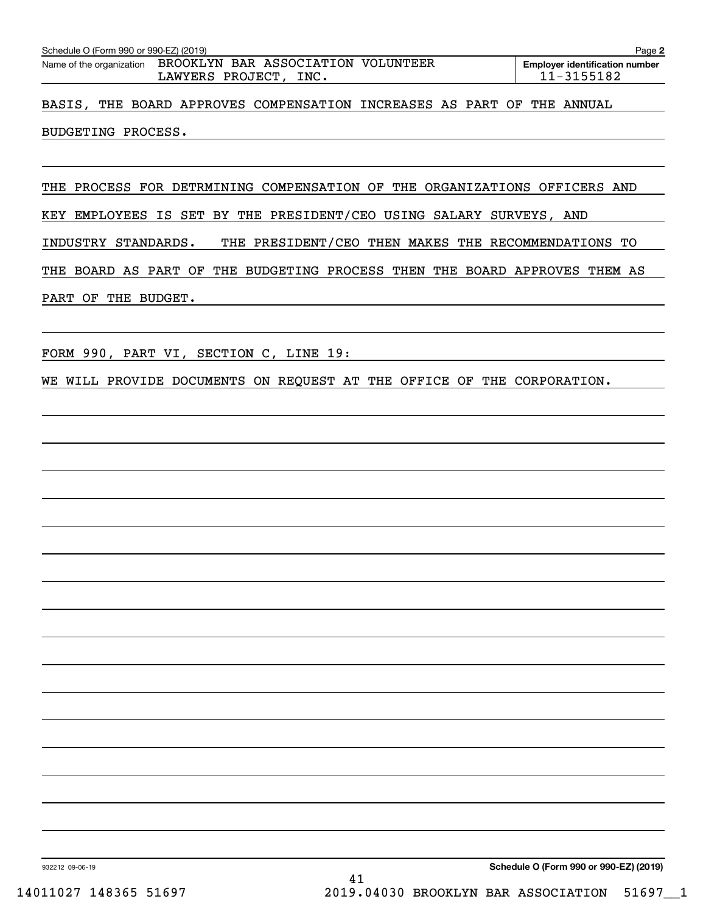Schedule O (Form 990 or 990-EZ) (2019)

Name of the organization: BROOKLYN BAR ASSOCIATION VOLUNTEER LAWYERS PROJECT, INC.

Employer identification number: 11-3155182

BASIS, THE BOARD APPROVES COMPENSATION INCREASES AS PART OF THE ANNUAL BUDGETING PROCESS.

THE PROCESS FOR DETRMINING COMPENSATION OF THE ORGANIZATIONS OFFICERS AND KEY EMPLOYEES IS SET BY THE PRESIDENT/CEO USING SALARY SURVEYS, AND INDUSTRY STANDARDS. THE PRESIDENT/CEO THEN MAKES THE RECOMMENDATIONS TO THE BOARD AS PART OF THE BUDGETING PROCESS THEN THE BOARD APPROVES THEM AS PART OF THE BUDGET.

FORM 990, PART VI, SECTION C, LINE 19:

WE WILL PROVIDE DOCUMENTS ON REQUEST AT THE OFFICE OF THE CORPORATION.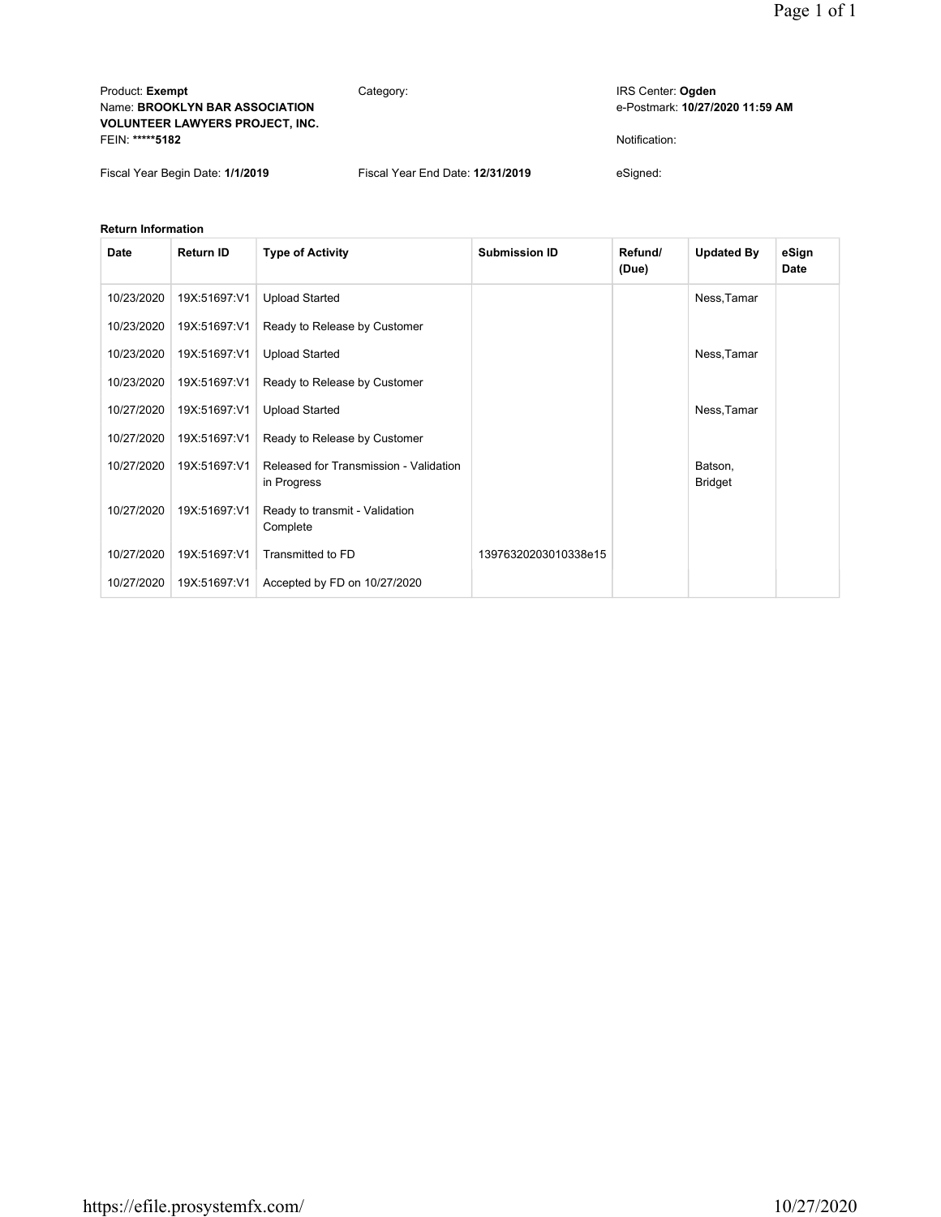Product: **Exempt**
Name: **BROOKLYN BAR ASSOCIATION VOLUNTEER LAWYERS PROJECT, INC.**
FEIN: *****5182

Category:

IRS Center: **Ogden**
e-Postmark: **10/27/2020 11:59 AM**

Notification:

Fiscal Year Begin Date: **1/1/2019**

Fiscal Year End Date: **12/31/2019**

eSigned:

**Return Information**

| Date | Return ID | Type of Activity | Submission ID | Refund/ (Due) | Updated By | eSign Date |
|---|---|---|---|---|---|---|
| 10/23/2020 | 19X:51697:V1 | Upload Started | | | Ness,Tamar | |
| 10/23/2020 | 19X:51697:V1 | Ready to Release by Customer | | | | |
| 10/23/2020 | 19X:51697:V1 | Upload Started | | | Ness,Tamar | |
| 10/23/2020 | 19X:51697:V1 | Ready to Release by Customer | | | | |
| 10/27/2020 | 19X:51697:V1 | Upload Started | | | Ness,Tamar | |
| 10/27/2020 | 19X:51697:V1 | Ready to Release by Customer | | | | |
| 10/27/2020 | 19X:51697:V1 | Released for Transmission - Validation in Progress | | | Batson, Bridget | |
| 10/27/2020 | 19X:51697:V1 | Ready to transmit - Validation Complete | | | | |
| 10/27/2020 | 19X:51697:V1 | Transmitted to FD | 13976320203010338e15 | | | |
| 10/27/2020 | 19X:51697:V1 | Accepted by FD on 10/27/2020 | | | | |

https://efile.prosystemfx.com/

10/27/2020